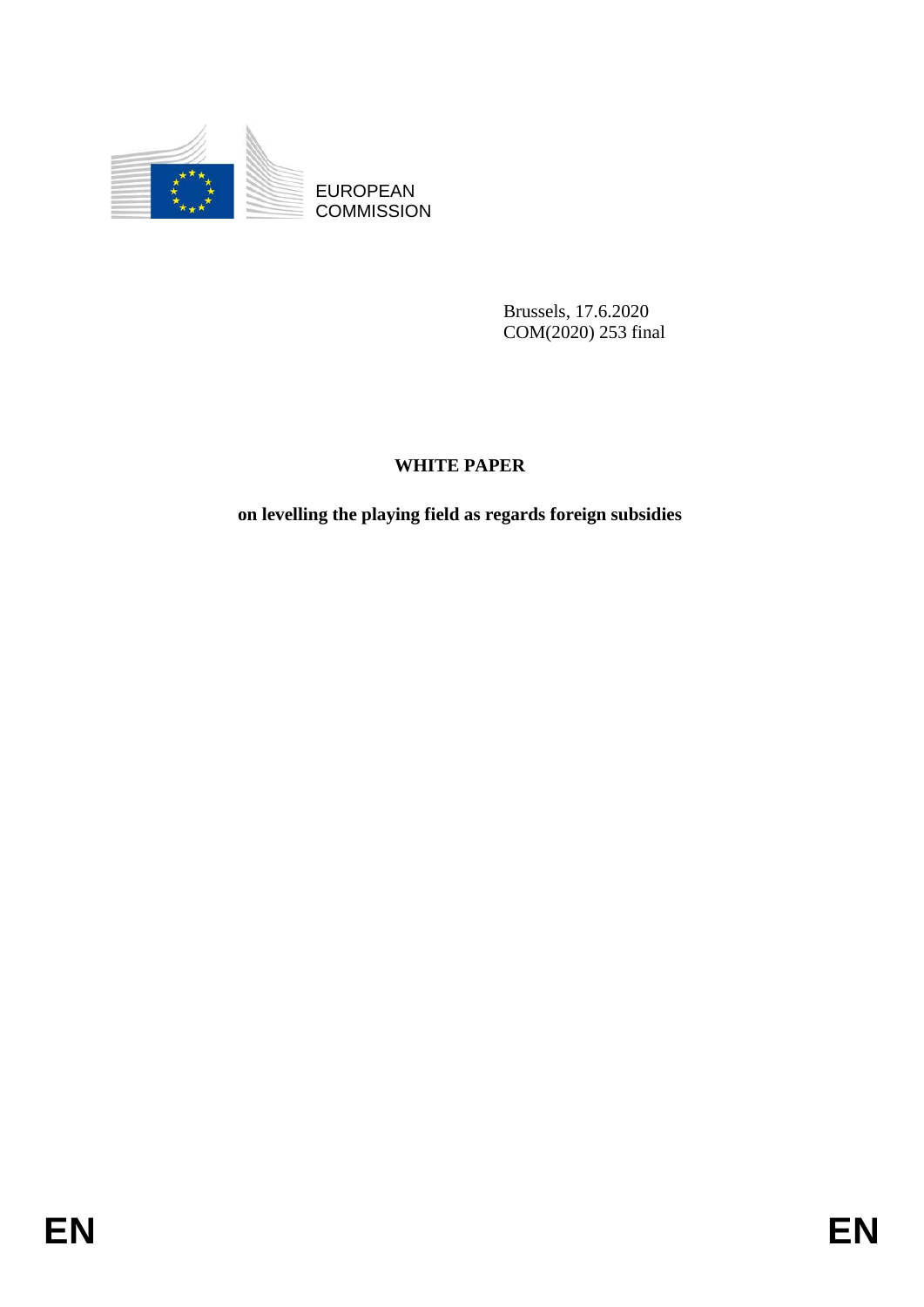EUROPEAN COMMISSION

Brussels, 17.6.2020
COM(2020) 253 final

# WHITE PAPER

## on levelling the playing field as regards foreign subsidies

EN EN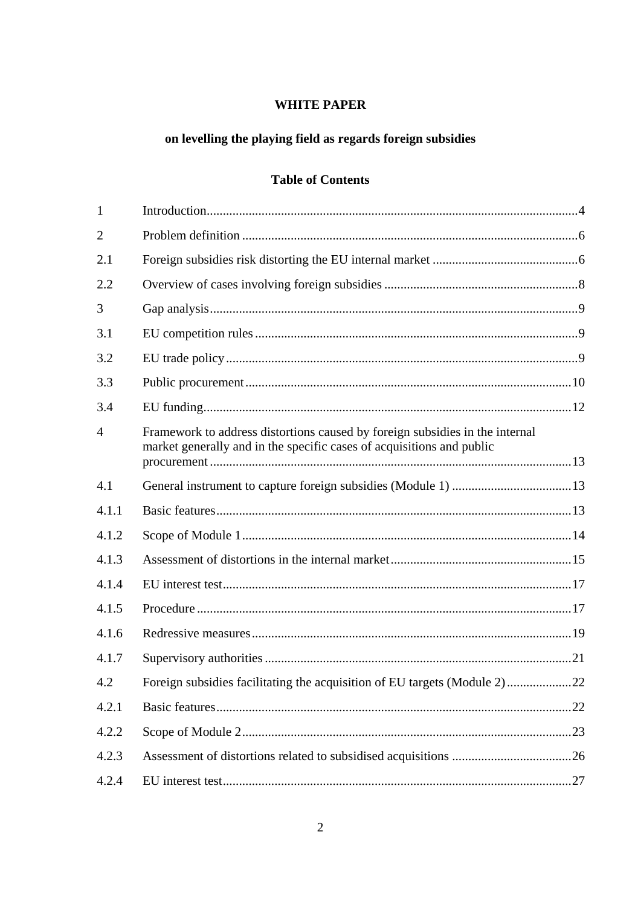**WHITE PAPER**

**on levelling the playing field as regards foreign subsidies**

**Table of Contents**

| | | |
|---|---|---|
| 1 | Introduction | 4 |
| 2 | Problem definition | 6 |
| 2.1 | Foreign subsidies risk distorting the EU internal market | 6 |
| 2.2 | Overview of cases involving foreign subsidies | 8 |
| 3 | Gap analysis | 9 |
| 3.1 | EU competition rules | 9 |
| 3.2 | EU trade policy | 9 |
| 3.3 | Public procurement | 10 |
| 3.4 | EU funding | 12 |
| 4 | Framework to address distortions caused by foreign subsidies in the internal market generally and in the specific cases of acquisitions and public procurement | 13 |
| 4.1 | General instrument to capture foreign subsidies (Module 1) | 13 |
| 4.1.1 | Basic features | 13 |
| 4.1.2 | Scope of Module 1 | 14 |
| 4.1.3 | Assessment of distortions in the internal market | 15 |
| 4.1.4 | EU interest test | 17 |
| 4.1.5 | Procedure | 17 |
| 4.1.6 | Redressive measures | 19 |
| 4.1.7 | Supervisory authorities | 21 |
| 4.2 | Foreign subsidies facilitating the acquisition of EU targets (Module 2) | 22 |
| 4.2.1 | Basic features | 22 |
| 4.2.2 | Scope of Module 2 | 23 |
| 4.2.3 | Assessment of distortions related to subsidised acquisitions | 26 |
| 4.2.4 | EU interest test | 27 |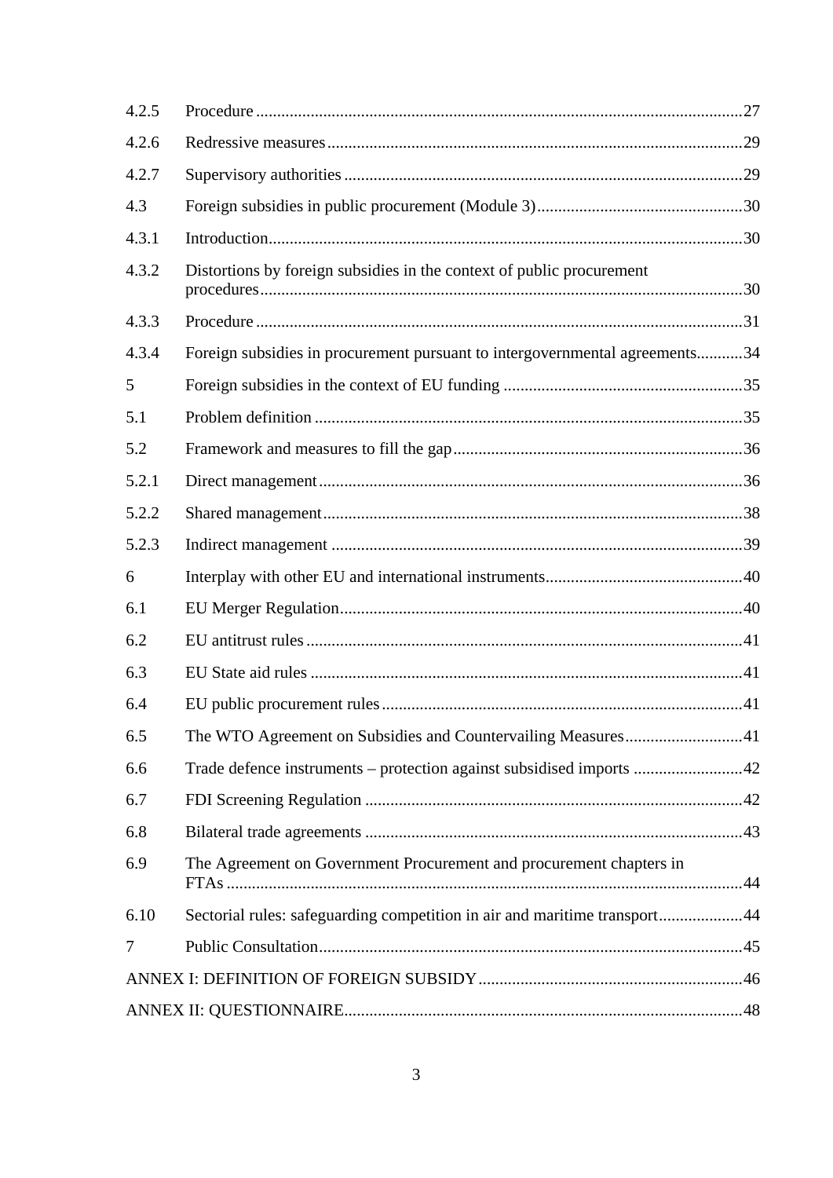| | | |
|---|---|---|
| 4.2.5 | Procedure | 27 |
| 4.2.6 | Redressive measures | 29 |
| 4.2.7 | Supervisory authorities | 29 |
| 4.3 | Foreign subsidies in public procurement (Module 3) | 30 |
| 4.3.1 | Introduction | 30 |
| 4.3.2 | Distortions by foreign subsidies in the context of public procurement procedures | 30 |
| 4.3.3 | Procedure | 31 |
| 4.3.4 | Foreign subsidies in procurement pursuant to intergovernmental agreements | 34 |
| 5 | Foreign subsidies in the context of EU funding | 35 |
| 5.1 | Problem definition | 35 |
| 5.2 | Framework and measures to fill the gap | 36 |
| 5.2.1 | Direct management | 36 |
| 5.2.2 | Shared management | 38 |
| 5.2.3 | Indirect management | 39 |
| 6 | Interplay with other EU and international instruments | 40 |
| 6.1 | EU Merger Regulation | 40 |
| 6.2 | EU antitrust rules | 41 |
| 6.3 | EU State aid rules | 41 |
| 6.4 | EU public procurement rules | 41 |
| 6.5 | The WTO Agreement on Subsidies and Countervailing Measures | 41 |
| 6.6 | Trade defence instruments – protection against subsidised imports | 42 |
| 6.7 | FDI Screening Regulation | 42 |
| 6.8 | Bilateral trade agreements | 43 |
| 6.9 | The Agreement on Government Procurement and procurement chapters in FTAs | 44 |
| 6.10 | Sectorial rules: safeguarding competition in air and maritime transport | 44 |
| 7 | Public Consultation | 45 |
| ANNEX I: DEFINITION OF FOREIGN SUBSIDY | | 46 |
| ANNEX II: QUESTIONNAIRE | | 48 |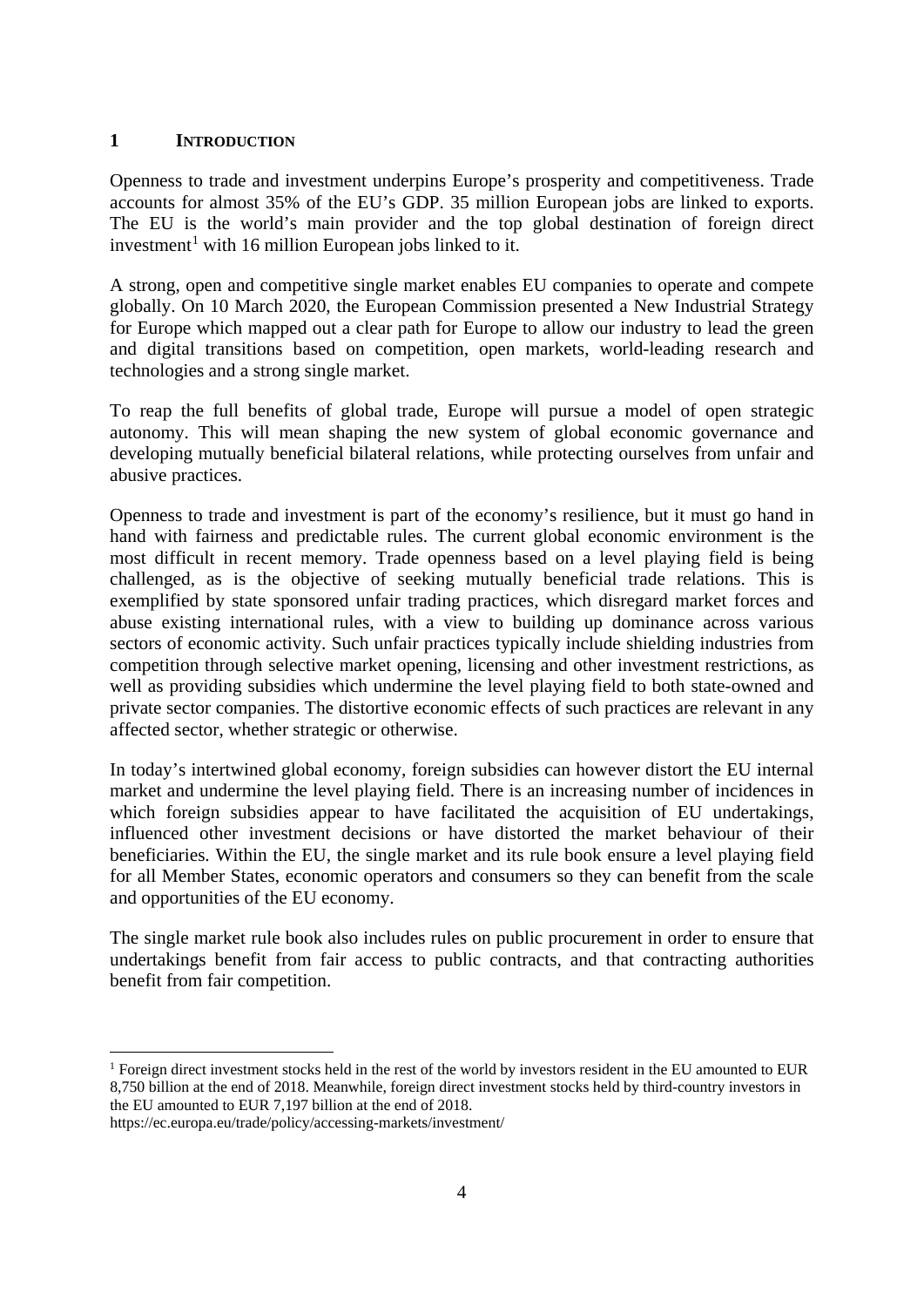# 1 INTRODUCTION

Openness to trade and investment underpins Europe's prosperity and competitiveness. Trade accounts for almost 35% of the EU's GDP. 35 million European jobs are linked to exports. The EU is the world's main provider and the top global destination of foreign direct investment[1] with 16 million European jobs linked to it.

A strong, open and competitive single market enables EU companies to operate and compete globally. On 10 March 2020, the European Commission presented a New Industrial Strategy for Europe which mapped out a clear path for Europe to allow our industry to lead the green and digital transitions based on competition, open markets, world-leading research and technologies and a strong single market.

To reap the full benefits of global trade, Europe will pursue a model of open strategic autonomy. This will mean shaping the new system of global economic governance and developing mutually beneficial bilateral relations, while protecting ourselves from unfair and abusive practices.

Openness to trade and investment is part of the economy's resilience, but it must go hand in hand with fairness and predictable rules. The current global economic environment is the most difficult in recent memory. Trade openness based on a level playing field is being challenged, as is the objective of seeking mutually beneficial trade relations. This is exemplified by state sponsored unfair trading practices, which disregard market forces and abuse existing international rules, with a view to building up dominance across various sectors of economic activity. Such unfair practices typically include shielding industries from competition through selective market opening, licensing and other investment restrictions, as well as providing subsidies which undermine the level playing field to both state-owned and private sector companies. The distortive economic effects of such practices are relevant in any affected sector, whether strategic or otherwise.

In today's intertwined global economy, foreign subsidies can however distort the EU internal market and undermine the level playing field. There is an increasing number of incidences in which foreign subsidies appear to have facilitated the acquisition of EU undertakings, influenced other investment decisions or have distorted the market behaviour of their beneficiaries. Within the EU, the single market and its rule book ensure a level playing field for all Member States, economic operators and consumers so they can benefit from the scale and opportunities of the EU economy.

The single market rule book also includes rules on public procurement in order to ensure that undertakings benefit from fair access to public contracts, and that contracting authorities benefit from fair competition.

---

[1] Foreign direct investment stocks held in the rest of the world by investors resident in the EU amounted to EUR 8,750 billion at the end of 2018. Meanwhile, foreign direct investment stocks held by third-country investors in the EU amounted to EUR 7,197 billion at the end of 2018.
https://ec.europa.eu/trade/policy/accessing-markets/investment/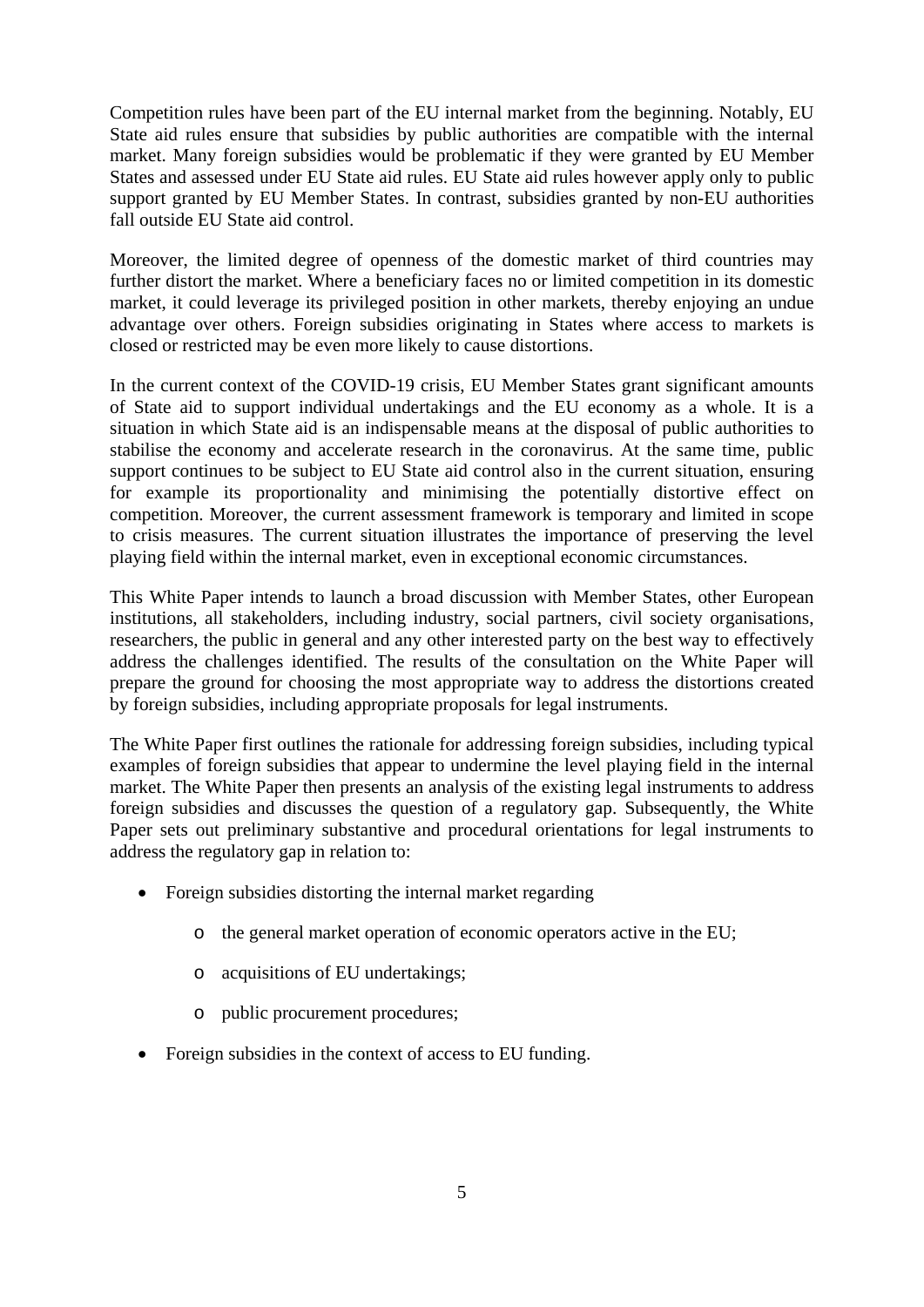Competition rules have been part of the EU internal market from the beginning. Notably, EU State aid rules ensure that subsidies by public authorities are compatible with the internal market. Many foreign subsidies would be problematic if they were granted by EU Member States and assessed under EU State aid rules. EU State aid rules however apply only to public support granted by EU Member States. In contrast, subsidies granted by non-EU authorities fall outside EU State aid control.

Moreover, the limited degree of openness of the domestic market of third countries may further distort the market. Where a beneficiary faces no or limited competition in its domestic market, it could leverage its privileged position in other markets, thereby enjoying an undue advantage over others. Foreign subsidies originating in States where access to markets is closed or restricted may be even more likely to cause distortions.

In the current context of the COVID-19 crisis, EU Member States grant significant amounts of State aid to support individual undertakings and the EU economy as a whole. It is a situation in which State aid is an indispensable means at the disposal of public authorities to stabilise the economy and accelerate research in the coronavirus. At the same time, public support continues to be subject to EU State aid control also in the current situation, ensuring for example its proportionality and minimising the potentially distortive effect on competition. Moreover, the current assessment framework is temporary and limited in scope to crisis measures. The current situation illustrates the importance of preserving the level playing field within the internal market, even in exceptional economic circumstances.

This White Paper intends to launch a broad discussion with Member States, other European institutions, all stakeholders, including industry, social partners, civil society organisations, researchers, the public in general and any other interested party on the best way to effectively address the challenges identified. The results of the consultation on the White Paper will prepare the ground for choosing the most appropriate way to address the distortions created by foreign subsidies, including appropriate proposals for legal instruments.

The White Paper first outlines the rationale for addressing foreign subsidies, including typical examples of foreign subsidies that appear to undermine the level playing field in the internal market. The White Paper then presents an analysis of the existing legal instruments to address foreign subsidies and discusses the question of a regulatory gap. Subsequently, the White Paper sets out preliminary substantive and procedural orientations for legal instruments to address the regulatory gap in relation to:

- Foreign subsidies distorting the internal market regarding
  - the general market operation of economic operators active in the EU;
  - acquisitions of EU undertakings;
  - public procurement procedures;
- Foreign subsidies in the context of access to EU funding.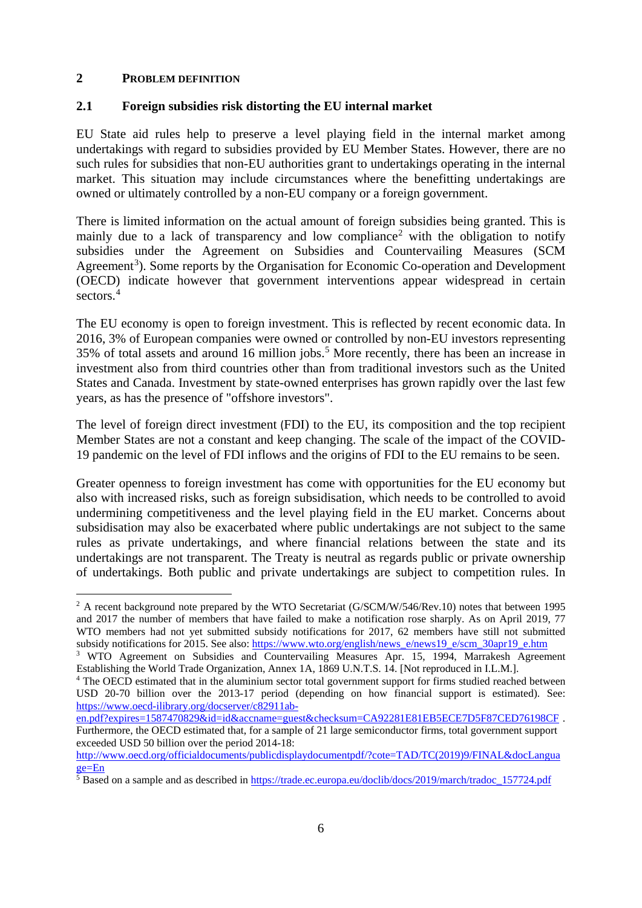# 2 PROBLEM DEFINITION

## 2.1 Foreign subsidies risk distorting the EU internal market

EU State aid rules help to preserve a level playing field in the internal market among undertakings with regard to subsidies provided by EU Member States. However, there are no such rules for subsidies that non-EU authorities grant to undertakings operating in the internal market. This situation may include circumstances where the benefitting undertakings are owned or ultimately controlled by a non-EU company or a foreign government.

There is limited information on the actual amount of foreign subsidies being granted. This is mainly due to a lack of transparency and low compliance[2] with the obligation to notify subsidies under the Agreement on Subsidies and Countervailing Measures (SCM Agreement[3]). Some reports by the Organisation for Economic Co-operation and Development (OECD) indicate however that government interventions appear widespread in certain sectors.[4]

The EU economy is open to foreign investment. This is reflected by recent economic data. In 2016, 3% of European companies were owned or controlled by non-EU investors representing 35% of total assets and around 16 million jobs.[5] More recently, there has been an increase in investment also from third countries other than from traditional investors such as the United States and Canada. Investment by state-owned enterprises has grown rapidly over the last few years, as has the presence of "offshore investors".

The level of foreign direct investment (FDI) to the EU, its composition and the top recipient Member States are not a constant and keep changing. The scale of the impact of the COVID-19 pandemic on the level of FDI inflows and the origins of FDI to the EU remains to be seen.

Greater openness to foreign investment has come with opportunities for the EU economy but also with increased risks, such as foreign subsidisation, which needs to be controlled to avoid undermining competitiveness and the level playing field in the EU market. Concerns about subsidisation may also be exacerbated where public undertakings are not subject to the same rules as private undertakings, and where financial relations between the state and its undertakings are not transparent. The Treaty is neutral as regards public or private ownership of undertakings. Both public and private undertakings are subject to competition rules. In

---

[2] A recent background note prepared by the WTO Secretariat (G/SCM/W/546/Rev.10) notes that between 1995 and 2017 the number of members that have failed to make a notification rose sharply. As on April 2019, 77 WTO members had not yet submitted subsidy notifications for 2017, 62 members have still not submitted subsidy notifications for 2015. See also: https://www.wto.org/english/news_e/news19_e/scm_30apr19_e.htm

[3] WTO Agreement on Subsidies and Countervailing Measures Apr. 15, 1994, Marrakesh Agreement Establishing the World Trade Organization, Annex 1A, 1869 U.N.T.S. 14. [Not reproduced in I.L.M.].

[4] The OECD estimated that in the aluminium sector total government support for firms studied reached between USD 20-70 billion over the 2013-17 period (depending on how financial support is estimated). See: https://www.oecd-ilibrary.org/docserver/c82911ab-en.pdf?expires=1587470829&id=id&accname=guest&checksum=CA92281E81EB5ECE7D5F87CED76198CF . Furthermore, the OECD estimated that, for a sample of 21 large semiconductor firms, total government support exceeded USD 50 billion over the period 2014-18: http://www.oecd.org/officialdocuments/publicdisplaydocumentpdf/?cote=TAD/TC(2019)9/FINAL&docLanguage=En

[5] Based on a sample and as described in https://trade.ec.europa.eu/doclib/docs/2019/march/tradoc_157724.pdf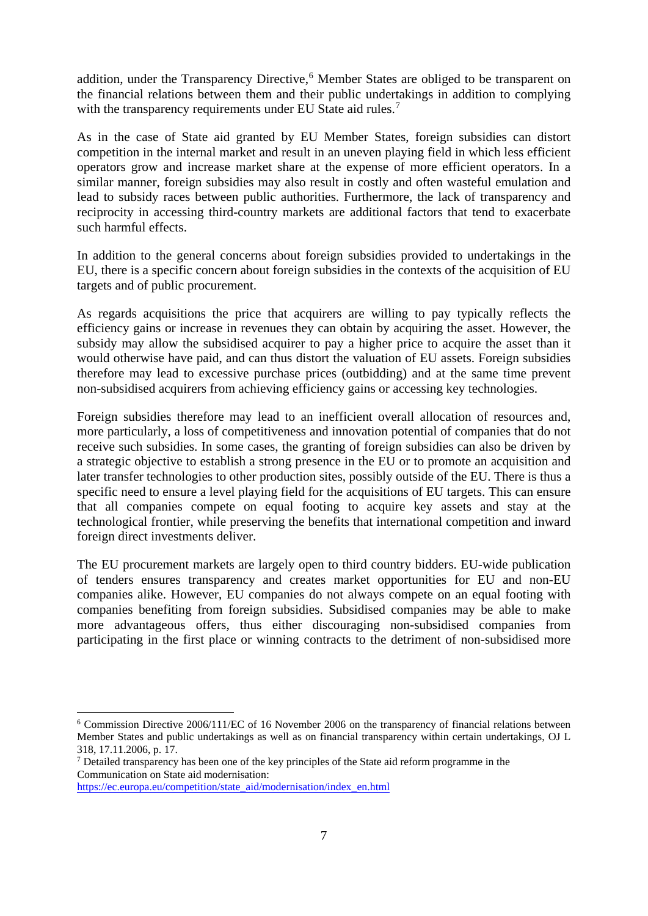addition, under the Transparency Directive,[6] Member States are obliged to be transparent on the financial relations between them and their public undertakings in addition to complying with the transparency requirements under EU State aid rules.[7]

As in the case of State aid granted by EU Member States, foreign subsidies can distort competition in the internal market and result in an uneven playing field in which less efficient operators grow and increase market share at the expense of more efficient operators. In a similar manner, foreign subsidies may also result in costly and often wasteful emulation and lead to subsidy races between public authorities. Furthermore, the lack of transparency and reciprocity in accessing third-country markets are additional factors that tend to exacerbate such harmful effects.

In addition to the general concerns about foreign subsidies provided to undertakings in the EU, there is a specific concern about foreign subsidies in the contexts of the acquisition of EU targets and of public procurement.

As regards acquisitions the price that acquirers are willing to pay typically reflects the efficiency gains or increase in revenues they can obtain by acquiring the asset. However, the subsidy may allow the subsidised acquirer to pay a higher price to acquire the asset than it would otherwise have paid, and can thus distort the valuation of EU assets. Foreign subsidies therefore may lead to excessive purchase prices (outbidding) and at the same time prevent non-subsidised acquirers from achieving efficiency gains or accessing key technologies.

Foreign subsidies therefore may lead to an inefficient overall allocation of resources and, more particularly, a loss of competitiveness and innovation potential of companies that do not receive such subsidies. In some cases, the granting of foreign subsidies can also be driven by a strategic objective to establish a strong presence in the EU or to promote an acquisition and later transfer technologies to other production sites, possibly outside of the EU. There is thus a specific need to ensure a level playing field for the acquisitions of EU targets. This can ensure that all companies compete on equal footing to acquire key assets and stay at the technological frontier, while preserving the benefits that international competition and inward foreign direct investments deliver.

The EU procurement markets are largely open to third country bidders. EU-wide publication of tenders ensures transparency and creates market opportunities for EU and non-EU companies alike. However, EU companies do not always compete on an equal footing with companies benefiting from foreign subsidies. Subsidised companies may be able to make more advantageous offers, thus either discouraging non-subsidised companies from participating in the first place or winning contracts to the detriment of non-subsidised more

---

[6] Commission Directive 2006/111/EC of 16 November 2006 on the transparency of financial relations between Member States and public undertakings as well as on financial transparency within certain undertakings, OJ L 318, 17.11.2006, p. 17.

[7] Detailed transparency has been one of the key principles of the State aid reform programme in the Communication on State aid modernisation: https://ec.europa.eu/competition/state_aid/modernisation/index_en.html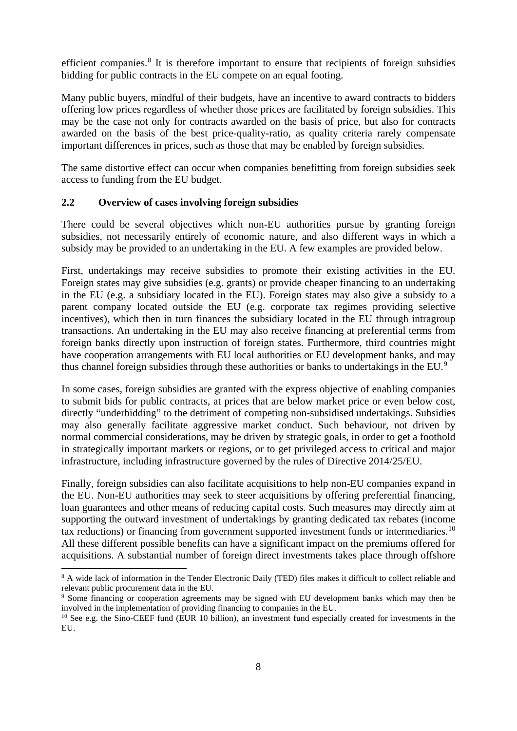efficient companies.[8] It is therefore important to ensure that recipients of foreign subsidies bidding for public contracts in the EU compete on an equal footing.

Many public buyers, mindful of their budgets, have an incentive to award contracts to bidders offering low prices regardless of whether those prices are facilitated by foreign subsidies. This may be the case not only for contracts awarded on the basis of price, but also for contracts awarded on the basis of the best price-quality-ratio, as quality criteria rarely compensate important differences in prices, such as those that may be enabled by foreign subsidies.

The same distortive effect can occur when companies benefitting from foreign subsidies seek access to funding from the EU budget.

### 2.2 Overview of cases involving foreign subsidies

There could be several objectives which non-EU authorities pursue by granting foreign subsidies, not necessarily entirely of economic nature, and also different ways in which a subsidy may be provided to an undertaking in the EU. A few examples are provided below.

First, undertakings may receive subsidies to promote their existing activities in the EU. Foreign states may give subsidies (e.g. grants) or provide cheaper financing to an undertaking in the EU (e.g. a subsidiary located in the EU). Foreign states may also give a subsidy to a parent company located outside the EU (e.g. corporate tax regimes providing selective incentives), which then in turn finances the subsidiary located in the EU through intragroup transactions. An undertaking in the EU may also receive financing at preferential terms from foreign banks directly upon instruction of foreign states. Furthermore, third countries might have cooperation arrangements with EU local authorities or EU development banks, and may thus channel foreign subsidies through these authorities or banks to undertakings in the EU.[9]

In some cases, foreign subsidies are granted with the express objective of enabling companies to submit bids for public contracts, at prices that are below market price or even below cost, directly "underbidding" to the detriment of competing non-subsidised undertakings. Subsidies may also generally facilitate aggressive market conduct. Such behaviour, not driven by normal commercial considerations, may be driven by strategic goals, in order to get a foothold in strategically important markets or regions, or to get privileged access to critical and major infrastructure, including infrastructure governed by the rules of Directive 2014/25/EU.

Finally, foreign subsidies can also facilitate acquisitions to help non-EU companies expand in the EU. Non-EU authorities may seek to steer acquisitions by offering preferential financing, loan guarantees and other means of reducing capital costs. Such measures may directly aim at supporting the outward investment of undertakings by granting dedicated tax rebates (income tax reductions) or financing from government supported investment funds or intermediaries.[10] All these different possible benefits can have a significant impact on the premiums offered for acquisitions. A substantial number of foreign direct investments takes place through offshore

---

[8] A wide lack of information in the Tender Electronic Daily (TED) files makes it difficult to collect reliable and relevant public procurement data in the EU.

[9] Some financing or cooperation agreements may be signed with EU development banks which may then be involved in the implementation of providing financing to companies in the EU.

[10] See e.g. the Sino-CEEF fund (EUR 10 billion), an investment fund especially created for investments in the EU.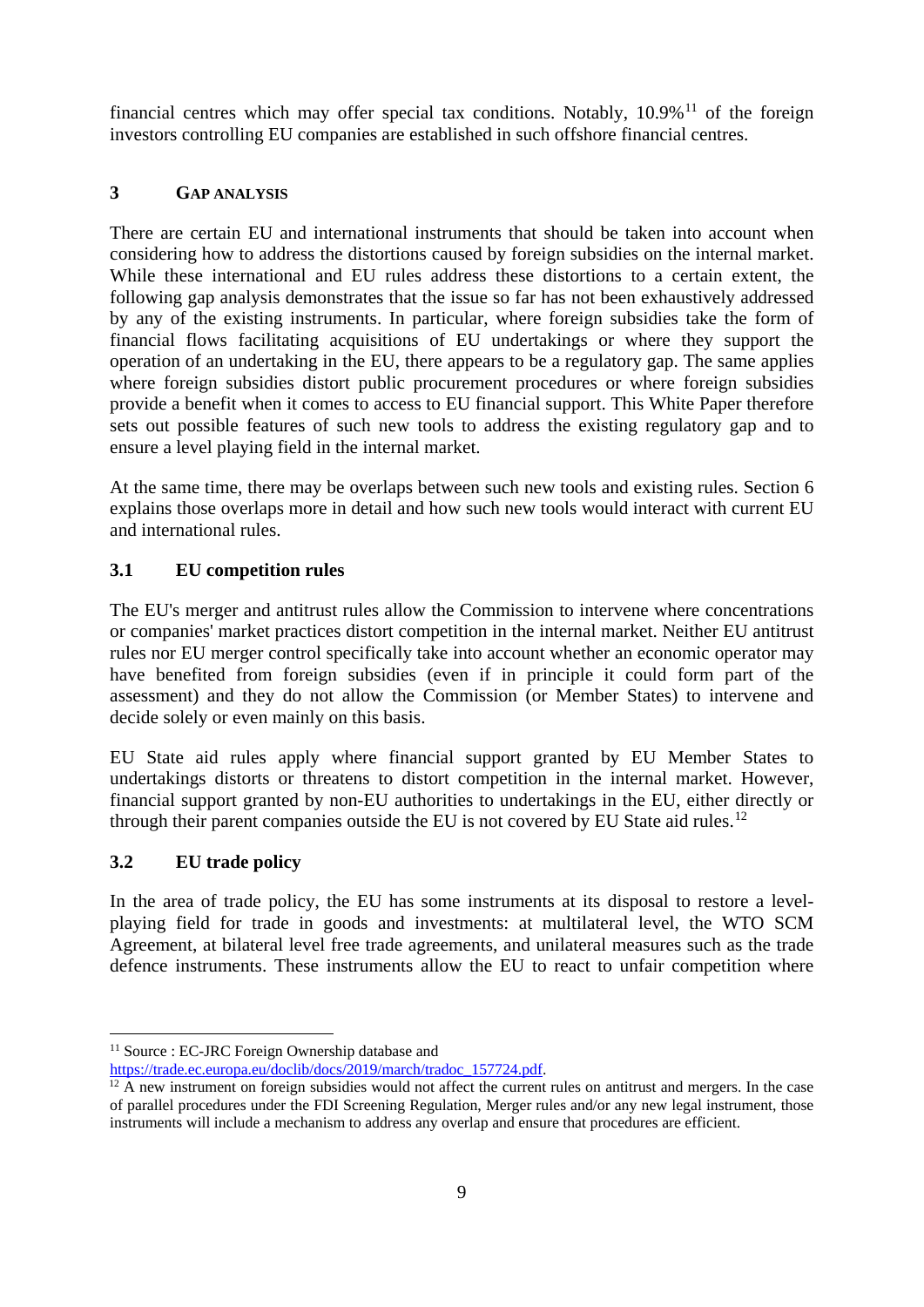financial centres which may offer special tax conditions. Notably, 10.9%[11] of the foreign investors controlling EU companies are established in such offshore financial centres.

## 3 GAP ANALYSIS

There are certain EU and international instruments that should be taken into account when considering how to address the distortions caused by foreign subsidies on the internal market. While these international and EU rules address these distortions to a certain extent, the following gap analysis demonstrates that the issue so far has not been exhaustively addressed by any of the existing instruments. In particular, where foreign subsidies take the form of financial flows facilitating acquisitions of EU undertakings or where they support the operation of an undertaking in the EU, there appears to be a regulatory gap. The same applies where foreign subsidies distort public procurement procedures or where foreign subsidies provide a benefit when it comes to access to EU financial support. This White Paper therefore sets out possible features of such new tools to address the existing regulatory gap and to ensure a level playing field in the internal market.

At the same time, there may be overlaps between such new tools and existing rules. Section 6 explains those overlaps more in detail and how such new tools would interact with current EU and international rules.

### 3.1 EU competition rules

The EU's merger and antitrust rules allow the Commission to intervene where concentrations or companies' market practices distort competition in the internal market. Neither EU antitrust rules nor EU merger control specifically take into account whether an economic operator may have benefited from foreign subsidies (even if in principle it could form part of the assessment) and they do not allow the Commission (or Member States) to intervene and decide solely or even mainly on this basis.

EU State aid rules apply where financial support granted by EU Member States to undertakings distorts or threatens to distort competition in the internal market. However, financial support granted by non-EU authorities to undertakings in the EU, either directly or through their parent companies outside the EU is not covered by EU State aid rules.[12]

### 3.2 EU trade policy

In the area of trade policy, the EU has some instruments at its disposal to restore a level-playing field for trade in goods and investments: at multilateral level, the WTO SCM Agreement, at bilateral level free trade agreements, and unilateral measures such as the trade defence instruments. These instruments allow the EU to react to unfair competition where

---

[11] Source : EC-JRC Foreign Ownership database and https://trade.ec.europa.eu/doclib/docs/2019/march/tradoc_157724.pdf.

[12] A new instrument on foreign subsidies would not affect the current rules on antitrust and mergers. In the case of parallel procedures under the FDI Screening Regulation, Merger rules and/or any new legal instrument, those instruments will include a mechanism to address any overlap and ensure that procedures are efficient.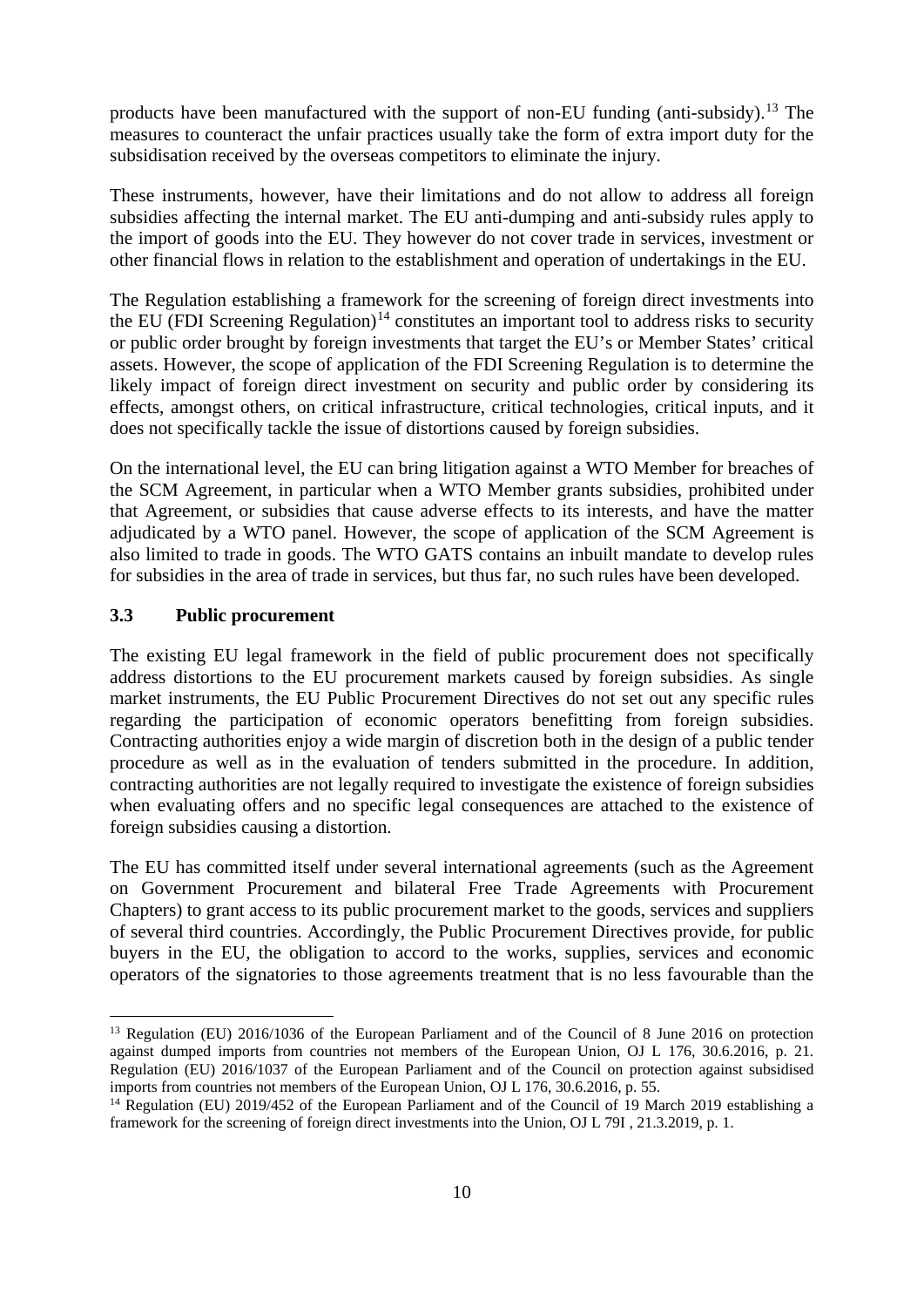products have been manufactured with the support of non-EU funding (anti-subsidy).[13] The measures to counteract the unfair practices usually take the form of extra import duty for the subsidisation received by the overseas competitors to eliminate the injury.

These instruments, however, have their limitations and do not allow to address all foreign subsidies affecting the internal market. The EU anti-dumping and anti-subsidy rules apply to the import of goods into the EU. They however do not cover trade in services, investment or other financial flows in relation to the establishment and operation of undertakings in the EU.

The Regulation establishing a framework for the screening of foreign direct investments into the EU (FDI Screening Regulation)[14] constitutes an important tool to address risks to security or public order brought by foreign investments that target the EU's or Member States' critical assets. However, the scope of application of the FDI Screening Regulation is to determine the likely impact of foreign direct investment on security and public order by considering its effects, amongst others, on critical infrastructure, critical technologies, critical inputs, and it does not specifically tackle the issue of distortions caused by foreign subsidies.

On the international level, the EU can bring litigation against a WTO Member for breaches of the SCM Agreement, in particular when a WTO Member grants subsidies, prohibited under that Agreement, or subsidies that cause adverse effects to its interests, and have the matter adjudicated by a WTO panel. However, the scope of application of the SCM Agreement is also limited to trade in goods. The WTO GATS contains an inbuilt mandate to develop rules for subsidies in the area of trade in services, but thus far, no such rules have been developed.

### 3.3 Public procurement

The existing EU legal framework in the field of public procurement does not specifically address distortions to the EU procurement markets caused by foreign subsidies. As single market instruments, the EU Public Procurement Directives do not set out any specific rules regarding the participation of economic operators benefitting from foreign subsidies. Contracting authorities enjoy a wide margin of discretion both in the design of a public tender procedure as well as in the evaluation of tenders submitted in the procedure. In addition, contracting authorities are not legally required to investigate the existence of foreign subsidies when evaluating offers and no specific legal consequences are attached to the existence of foreign subsidies causing a distortion.

The EU has committed itself under several international agreements (such as the Agreement on Government Procurement and bilateral Free Trade Agreements with Procurement Chapters) to grant access to its public procurement market to the goods, services and suppliers of several third countries. Accordingly, the Public Procurement Directives provide, for public buyers in the EU, the obligation to accord to the works, supplies, services and economic operators of the signatories to those agreements treatment that is no less favourable than the

---

[13] Regulation (EU) 2016/1036 of the European Parliament and of the Council of 8 June 2016 on protection against dumped imports from countries not members of the European Union, OJ L 176, 30.6.2016, p. 21. Regulation (EU) 2016/1037 of the European Parliament and of the Council on protection against subsidised imports from countries not members of the European Union, OJ L 176, 30.6.2016, p. 55.

[14] Regulation (EU) 2019/452 of the European Parliament and of the Council of 19 March 2019 establishing a framework for the screening of foreign direct investments into the Union, OJ L 79I , 21.3.2019, p. 1.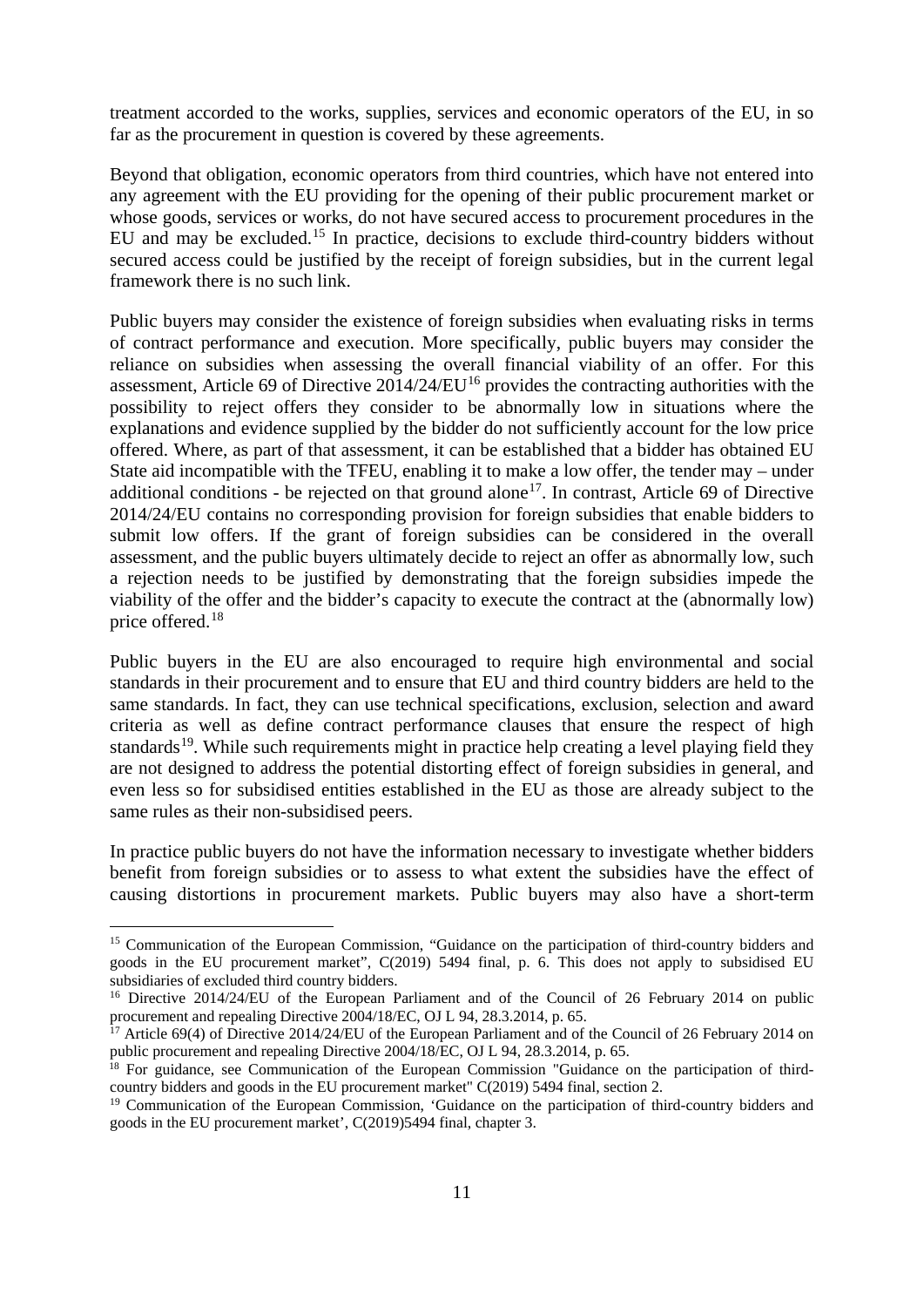treatment accorded to the works, supplies, services and economic operators of the EU, in so far as the procurement in question is covered by these agreements.

Beyond that obligation, economic operators from third countries, which have not entered into any agreement with the EU providing for the opening of their public procurement market or whose goods, services or works, do not have secured access to procurement procedures in the EU and may be excluded.[15] In practice, decisions to exclude third-country bidders without secured access could be justified by the receipt of foreign subsidies, but in the current legal framework there is no such link.

Public buyers may consider the existence of foreign subsidies when evaluating risks in terms of contract performance and execution. More specifically, public buyers may consider the reliance on subsidies when assessing the overall financial viability of an offer. For this assessment, Article 69 of Directive 2014/24/EU[16] provides the contracting authorities with the possibility to reject offers they consider to be abnormally low in situations where the explanations and evidence supplied by the bidder do not sufficiently account for the low price offered. Where, as part of that assessment, it can be established that a bidder has obtained EU State aid incompatible with the TFEU, enabling it to make a low offer, the tender may – under additional conditions - be rejected on that ground alone[17]. In contrast, Article 69 of Directive 2014/24/EU contains no corresponding provision for foreign subsidies that enable bidders to submit low offers. If the grant of foreign subsidies can be considered in the overall assessment, and the public buyers ultimately decide to reject an offer as abnormally low, such a rejection needs to be justified by demonstrating that the foreign subsidies impede the viability of the offer and the bidder's capacity to execute the contract at the (abnormally low) price offered.[18]

Public buyers in the EU are also encouraged to require high environmental and social standards in their procurement and to ensure that EU and third country bidders are held to the same standards. In fact, they can use technical specifications, exclusion, selection and award criteria as well as define contract performance clauses that ensure the respect of high standards[19]. While such requirements might in practice help creating a level playing field they are not designed to address the potential distorting effect of foreign subsidies in general, and even less so for subsidised entities established in the EU as those are already subject to the same rules as their non-subsidised peers.

In practice public buyers do not have the information necessary to investigate whether bidders benefit from foreign subsidies or to assess to what extent the subsidies have the effect of causing distortions in procurement markets. Public buyers may also have a short-term

---

[15] Communication of the European Commission, "Guidance on the participation of third-country bidders and goods in the EU procurement market", C(2019) 5494 final, p. 6. This does not apply to subsidised EU subsidiaries of excluded third country bidders.

[16] Directive 2014/24/EU of the European Parliament and of the Council of 26 February 2014 on public procurement and repealing Directive 2004/18/EC, OJ L 94, 28.3.2014, p. 65.

[17] Article 69(4) of Directive 2014/24/EU of the European Parliament and of the Council of 26 February 2014 on public procurement and repealing Directive 2004/18/EC, OJ L 94, 28.3.2014, p. 65.

[18] For guidance, see Communication of the European Commission "Guidance on the participation of third-country bidders and goods in the EU procurement market" C(2019) 5494 final, section 2.

[19] Communication of the European Commission, 'Guidance on the participation of third-country bidders and goods in the EU procurement market', C(2019)5494 final, chapter 3.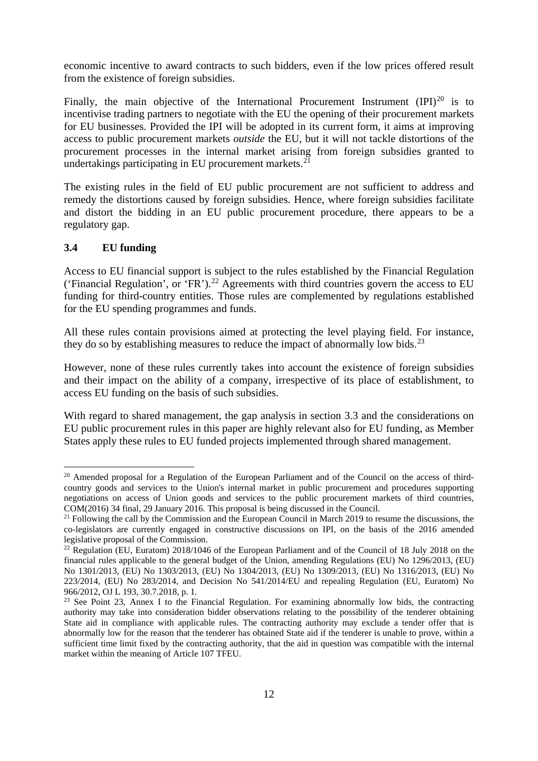economic incentive to award contracts to such bidders, even if the low prices offered result from the existence of foreign subsidies.

Finally, the main objective of the International Procurement Instrument (IPI)[20] is to incentivise trading partners to negotiate with the EU the opening of their procurement markets for EU businesses. Provided the IPI will be adopted in its current form, it aims at improving access to public procurement markets *outside* the EU, but it will not tackle distortions of the procurement processes in the internal market arising from foreign subsidies granted to undertakings participating in EU procurement markets.[21]

The existing rules in the field of EU public procurement are not sufficient to address and remedy the distortions caused by foreign subsidies. Hence, where foreign subsidies facilitate and distort the bidding in an EU public procurement procedure, there appears to be a regulatory gap.

### 3.4 EU funding

Access to EU financial support is subject to the rules established by the Financial Regulation ('Financial Regulation', or 'FR').[22] Agreements with third countries govern the access to EU funding for third-country entities. Those rules are complemented by regulations established for the EU spending programmes and funds.

All these rules contain provisions aimed at protecting the level playing field. For instance, they do so by establishing measures to reduce the impact of abnormally low bids.[23]

However, none of these rules currently takes into account the existence of foreign subsidies and their impact on the ability of a company, irrespective of its place of establishment, to access EU funding on the basis of such subsidies.

With regard to shared management, the gap analysis in section 3.3 and the considerations on EU public procurement rules in this paper are highly relevant also for EU funding, as Member States apply these rules to EU funded projects implemented through shared management.

---

[20] Amended proposal for a Regulation of the European Parliament and of the Council on the access of third-country goods and services to the Union's internal market in public procurement and procedures supporting negotiations on access of Union goods and services to the public procurement markets of third countries, COM(2016) 34 final, 29 January 2016. This proposal is being discussed in the Council.

[21] Following the call by the Commission and the European Council in March 2019 to resume the discussions, the co-legislators are currently engaged in constructive discussions on IPI, on the basis of the 2016 amended legislative proposal of the Commission.

[22] Regulation (EU, Euratom) 2018/1046 of the European Parliament and of the Council of 18 July 2018 on the financial rules applicable to the general budget of the Union, amending Regulations (EU) No 1296/2013, (EU) No 1301/2013, (EU) No 1303/2013, (EU) No 1304/2013, (EU) No 1309/2013, (EU) No 1316/2013, (EU) No 223/2014, (EU) No 283/2014, and Decision No 541/2014/EU and repealing Regulation (EU, Euratom) No 966/2012, OJ L 193, 30.7.2018, p. 1.

[23] See Point 23, Annex I to the Financial Regulation. For examining abnormally low bids, the contracting authority may take into consideration bidder observations relating to the possibility of the tenderer obtaining State aid in compliance with applicable rules. The contracting authority may exclude a tender offer that is abnormally low for the reason that the tenderer has obtained State aid if the tenderer is unable to prove, within a sufficient time limit fixed by the contracting authority, that the aid in question was compatible with the internal market within the meaning of Article 107 TFEU.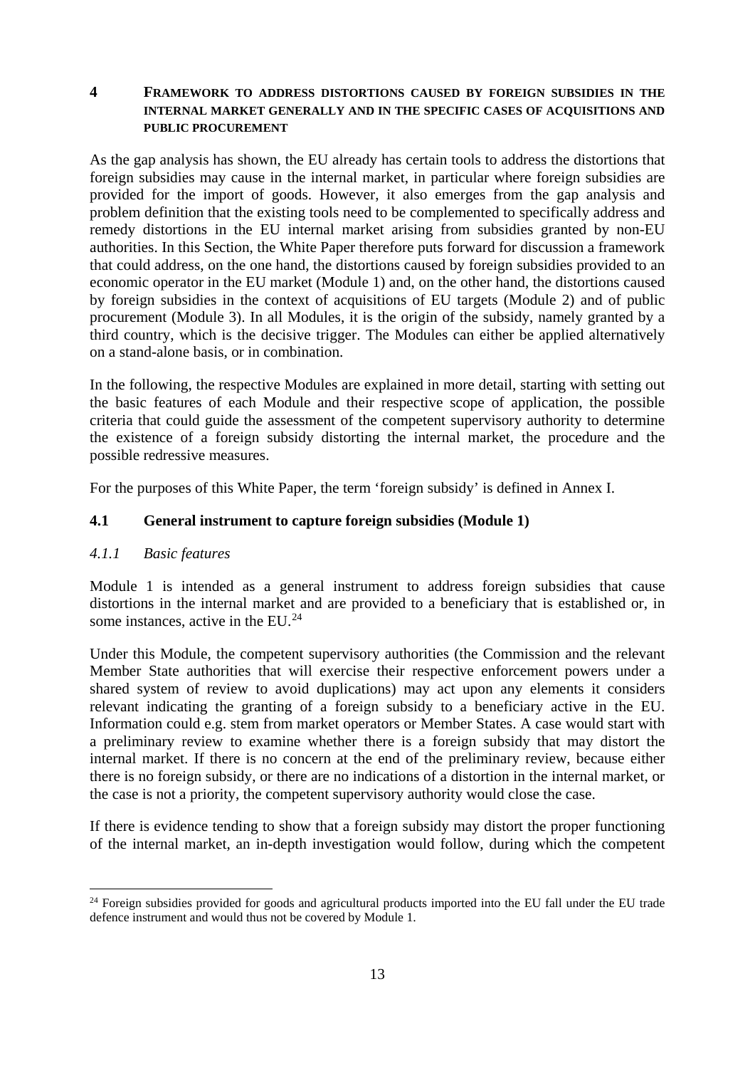## 4 FRAMEWORK TO ADDRESS DISTORTIONS CAUSED BY FOREIGN SUBSIDIES IN THE INTERNAL MARKET GENERALLY AND IN THE SPECIFIC CASES OF ACQUISITIONS AND PUBLIC PROCUREMENT

As the gap analysis has shown, the EU already has certain tools to address the distortions that foreign subsidies may cause in the internal market, in particular where foreign subsidies are provided for the import of goods. However, it also emerges from the gap analysis and problem definition that the existing tools need to be complemented to specifically address and remedy distortions in the EU internal market arising from subsidies granted by non-EU authorities. In this Section, the White Paper therefore puts forward for discussion a framework that could address, on the one hand, the distortions caused by foreign subsidies provided to an economic operator in the EU market (Module 1) and, on the other hand, the distortions caused by foreign subsidies in the context of acquisitions of EU targets (Module 2) and of public procurement (Module 3). In all Modules, it is the origin of the subsidy, namely granted by a third country, which is the decisive trigger. The Modules can either be applied alternatively on a stand-alone basis, or in combination.

In the following, the respective Modules are explained in more detail, starting with setting out the basic features of each Module and their respective scope of application, the possible criteria that could guide the assessment of the competent supervisory authority to determine the existence of a foreign subsidy distorting the internal market, the procedure and the possible redressive measures.

For the purposes of this White Paper, the term 'foreign subsidy' is defined in Annex I.

### 4.1 General instrument to capture foreign subsidies (Module 1)

#### *4.1.1 Basic features*

Module 1 is intended as a general instrument to address foreign subsidies that cause distortions in the internal market and are provided to a beneficiary that is established or, in some instances, active in the EU.[24]

Under this Module, the competent supervisory authorities (the Commission and the relevant Member State authorities that will exercise their respective enforcement powers under a shared system of review to avoid duplications) may act upon any elements it considers relevant indicating the granting of a foreign subsidy to a beneficiary active in the EU. Information could e.g. stem from market operators or Member States. A case would start with a preliminary review to examine whether there is a foreign subsidy that may distort the internal market. If there is no concern at the end of the preliminary review, because either there is no foreign subsidy, or there are no indications of a distortion in the internal market, or the case is not a priority, the competent supervisory authority would close the case.

If there is evidence tending to show that a foreign subsidy may distort the proper functioning of the internal market, an in-depth investigation would follow, during which the competent

[24] Foreign subsidies provided for goods and agricultural products imported into the EU fall under the EU trade defence instrument and would thus not be covered by Module 1.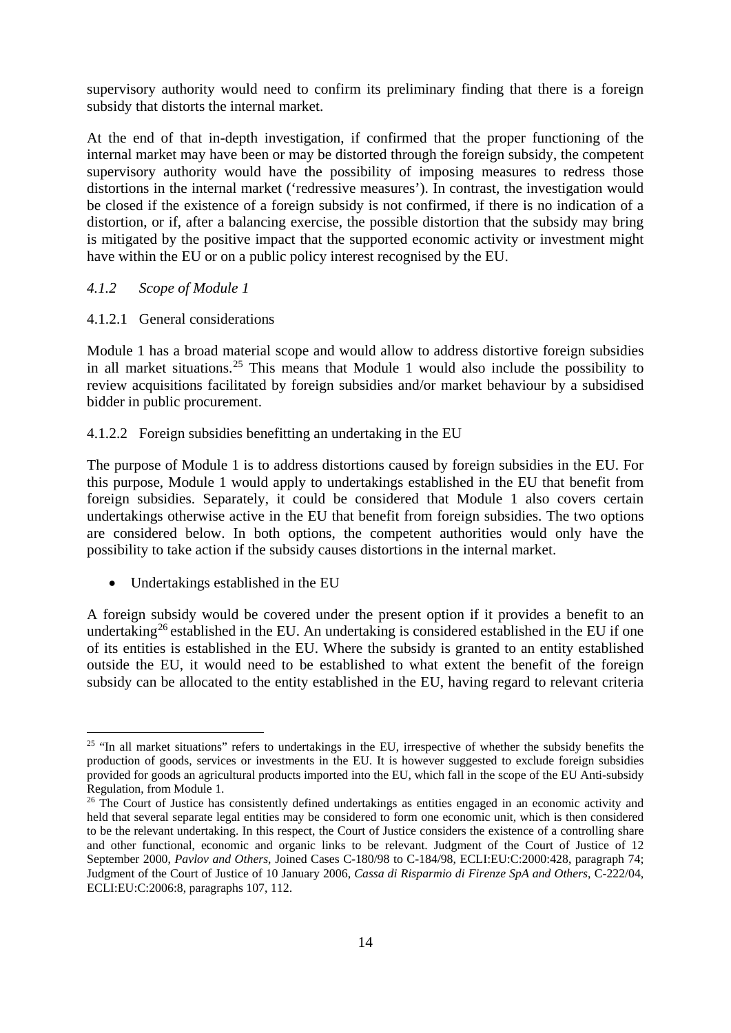supervisory authority would need to confirm its preliminary finding that there is a foreign subsidy that distorts the internal market.

At the end of that in-depth investigation, if confirmed that the proper functioning of the internal market may have been or may be distorted through the foreign subsidy, the competent supervisory authority would have the possibility of imposing measures to redress those distortions in the internal market ('redressive measures'). In contrast, the investigation would be closed if the existence of a foreign subsidy is not confirmed, if there is no indication of a distortion, or if, after a balancing exercise, the possible distortion that the subsidy may bring is mitigated by the positive impact that the supported economic activity or investment might have within the EU or on a public policy interest recognised by the EU.

### *4.1.2 Scope of Module 1*

#### 4.1.2.1 General considerations

Module 1 has a broad material scope and would allow to address distortive foreign subsidies in all market situations.[25] This means that Module 1 would also include the possibility to review acquisitions facilitated by foreign subsidies and/or market behaviour by a subsidised bidder in public procurement.

#### 4.1.2.2 Foreign subsidies benefitting an undertaking in the EU

The purpose of Module 1 is to address distortions caused by foreign subsidies in the EU. For this purpose, Module 1 would apply to undertakings established in the EU that benefit from foreign subsidies. Separately, it could be considered that Module 1 also covers certain undertakings otherwise active in the EU that benefit from foreign subsidies. The two options are considered below. In both options, the competent authorities would only have the possibility to take action if the subsidy causes distortions in the internal market.

- Undertakings established in the EU

A foreign subsidy would be covered under the present option if it provides a benefit to an undertaking[26] established in the EU. An undertaking is considered established in the EU if one of its entities is established in the EU. Where the subsidy is granted to an entity established outside the EU, it would need to be established to what extent the benefit of the foreign subsidy can be allocated to the entity established in the EU, having regard to relevant criteria

---

[25] "In all market situations" refers to undertakings in the EU, irrespective of whether the subsidy benefits the production of goods, services or investments in the EU. It is however suggested to exclude foreign subsidies provided for goods an agricultural products imported into the EU, which fall in the scope of the EU Anti-subsidy Regulation, from Module 1.

[26] The Court of Justice has consistently defined undertakings as entities engaged in an economic activity and held that several separate legal entities may be considered to form one economic unit, which is then considered to be the relevant undertaking. In this respect, the Court of Justice considers the existence of a controlling share and other functional, economic and organic links to be relevant. Judgment of the Court of Justice of 12 September 2000, *Pavlov and Others*, Joined Cases C-180/98 to C-184/98, ECLI:EU:C:2000:428, paragraph 74; Judgment of the Court of Justice of 10 January 2006, *Cassa di Risparmio di Firenze SpA and Others*, C-222/04, ECLI:EU:C:2006:8, paragraphs 107, 112.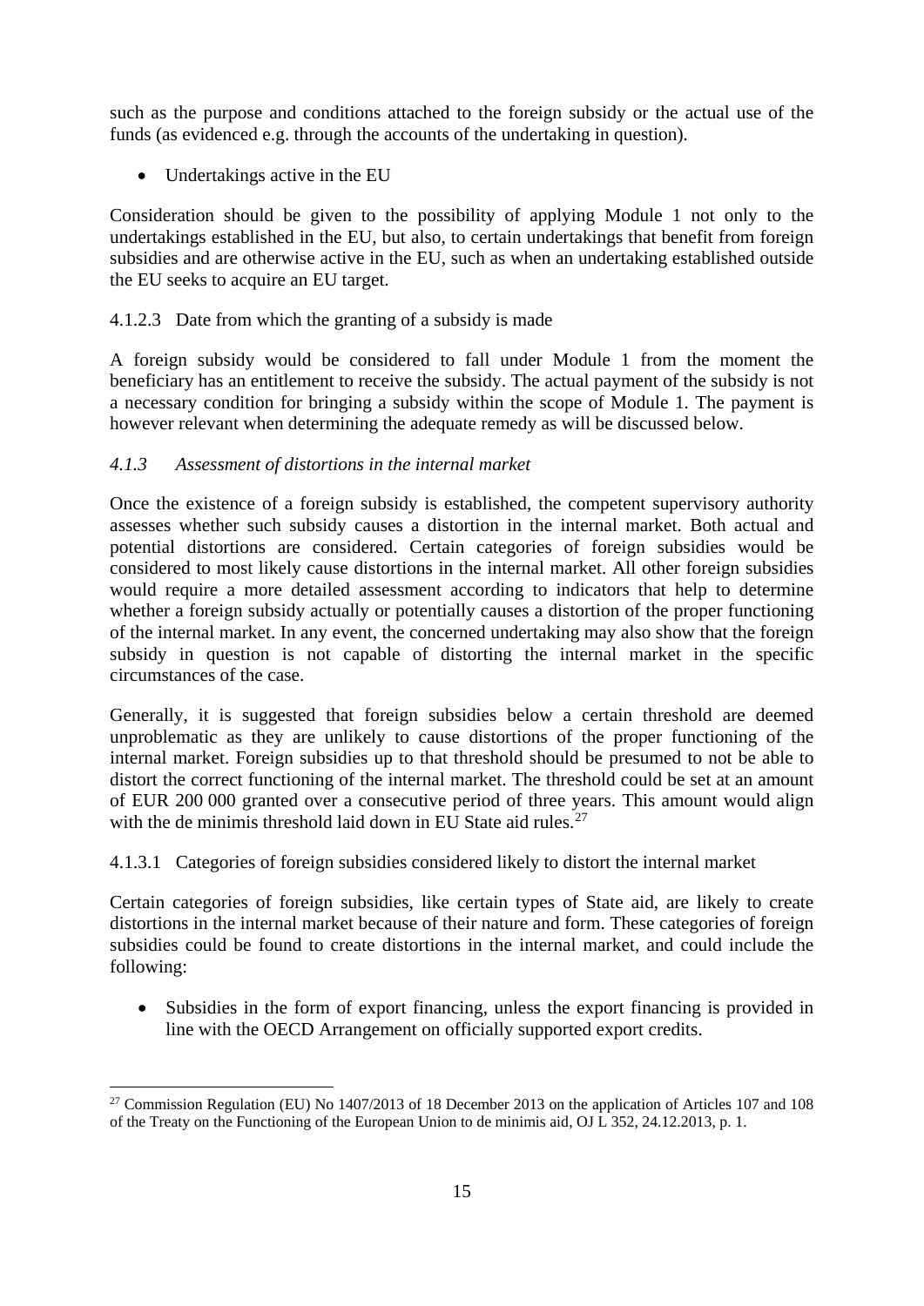such as the purpose and conditions attached to the foreign subsidy or the actual use of the funds (as evidenced e.g. through the accounts of the undertaking in question).

- Undertakings active in the EU

Consideration should be given to the possibility of applying Module 1 not only to the undertakings established in the EU, but also, to certain undertakings that benefit from foreign subsidies and are otherwise active in the EU, such as when an undertaking established outside the EU seeks to acquire an EU target.

#### 4.1.2.3 Date from which the granting of a subsidy is made

A foreign subsidy would be considered to fall under Module 1 from the moment the beneficiary has an entitlement to receive the subsidy. The actual payment of the subsidy is not a necessary condition for bringing a subsidy within the scope of Module 1. The payment is however relevant when determining the adequate remedy as will be discussed below.

### *4.1.3 Assessment of distortions in the internal market*

Once the existence of a foreign subsidy is established, the competent supervisory authority assesses whether such subsidy causes a distortion in the internal market. Both actual and potential distortions are considered. Certain categories of foreign subsidies would be considered to most likely cause distortions in the internal market. All other foreign subsidies would require a more detailed assessment according to indicators that help to determine whether a foreign subsidy actually or potentially causes a distortion of the proper functioning of the internal market. In any event, the concerned undertaking may also show that the foreign subsidy in question is not capable of distorting the internal market in the specific circumstances of the case.

Generally, it is suggested that foreign subsidies below a certain threshold are deemed unproblematic as they are unlikely to cause distortions of the proper functioning of the internal market. Foreign subsidies up to that threshold should be presumed to not be able to distort the correct functioning of the internal market. The threshold could be set at an amount of EUR 200 000 granted over a consecutive period of three years. This amount would align with the de minimis threshold laid down in EU State aid rules.[27]

#### 4.1.3.1 Categories of foreign subsidies considered likely to distort the internal market

Certain categories of foreign subsidies, like certain types of State aid, are likely to create distortions in the internal market because of their nature and form. These categories of foreign subsidies could be found to create distortions in the internal market, and could include the following:

- Subsidies in the form of export financing, unless the export financing is provided in line with the OECD Arrangement on officially supported export credits.

[27] Commission Regulation (EU) No 1407/2013 of 18 December 2013 on the application of Articles 107 and 108 of the Treaty on the Functioning of the European Union to de minimis aid, OJ L 352, 24.12.2013, p. 1.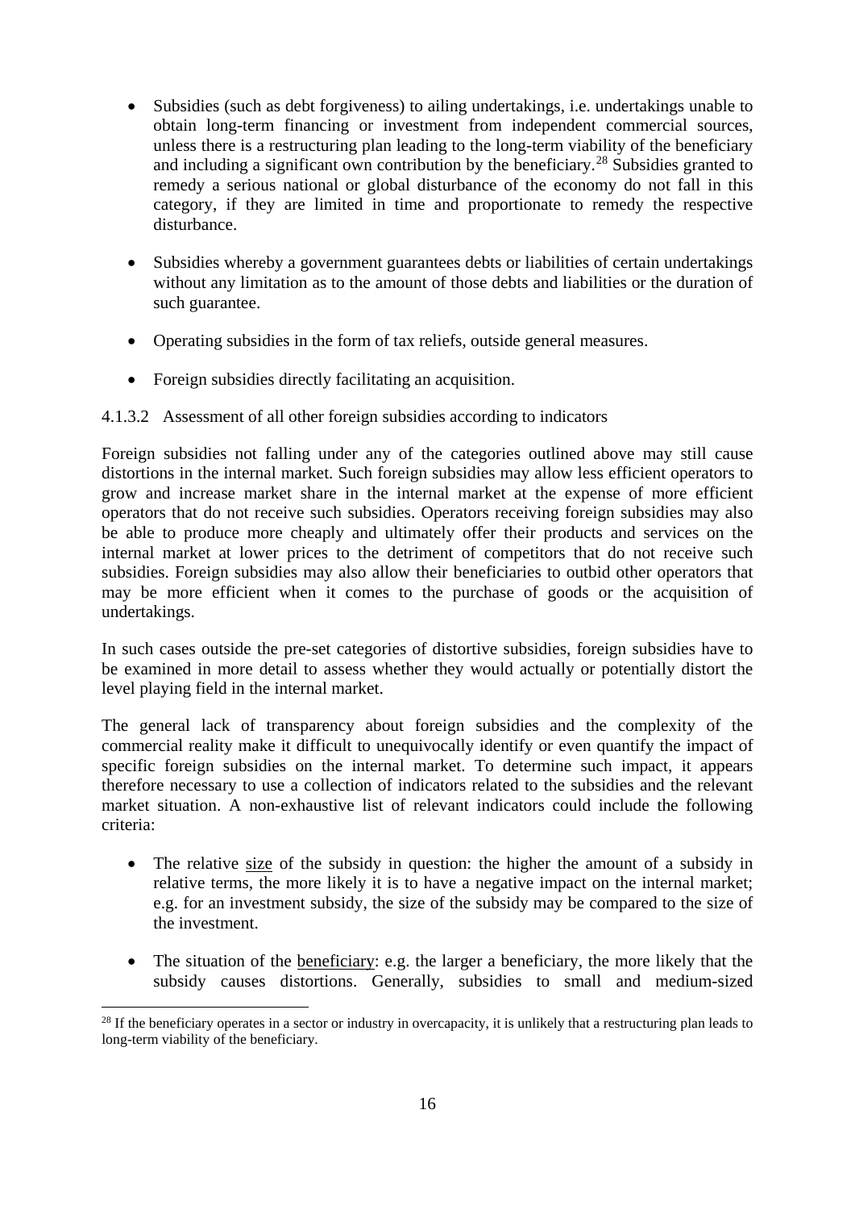- Subsidies (such as debt forgiveness) to ailing undertakings, i.e. undertakings unable to obtain long-term financing or investment from independent commercial sources, unless there is a restructuring plan leading to the long-term viability of the beneficiary and including a significant own contribution by the beneficiary.[28] Subsidies granted to remedy a serious national or global disturbance of the economy do not fall in this category, if they are limited in time and proportionate to remedy the respective disturbance.

- Subsidies whereby a government guarantees debts or liabilities of certain undertakings without any limitation as to the amount of those debts and liabilities or the duration of such guarantee.

- Operating subsidies in the form of tax reliefs, outside general measures.

- Foreign subsidies directly facilitating an acquisition.

#### 4.1.3.2 Assessment of all other foreign subsidies according to indicators

Foreign subsidies not falling under any of the categories outlined above may still cause distortions in the internal market. Such foreign subsidies may allow less efficient operators to grow and increase market share in the internal market at the expense of more efficient operators that do not receive such subsidies. Operators receiving foreign subsidies may also be able to produce more cheaply and ultimately offer their products and services on the internal market at lower prices to the detriment of competitors that do not receive such subsidies. Foreign subsidies may also allow their beneficiaries to outbid other operators that may be more efficient when it comes to the purchase of goods or the acquisition of undertakings.

In such cases outside the pre-set categories of distortive subsidies, foreign subsidies have to be examined in more detail to assess whether they would actually or potentially distort the level playing field in the internal market.

The general lack of transparency about foreign subsidies and the complexity of the commercial reality make it difficult to unequivocally identify or even quantify the impact of specific foreign subsidies on the internal market. To determine such impact, it appears therefore necessary to use a collection of indicators related to the subsidies and the relevant market situation. A non-exhaustive list of relevant indicators could include the following criteria:

- The relative size of the subsidy in question: the higher the amount of a subsidy in relative terms, the more likely it is to have a negative impact on the internal market; e.g. for an investment subsidy, the size of the subsidy may be compared to the size of the investment.

- The situation of the beneficiary: e.g. the larger a beneficiary, the more likely that the subsidy causes distortions. Generally, subsidies to small and medium-sized

[28] If the beneficiary operates in a sector or industry in overcapacity, it is unlikely that a restructuring plan leads to long-term viability of the beneficiary.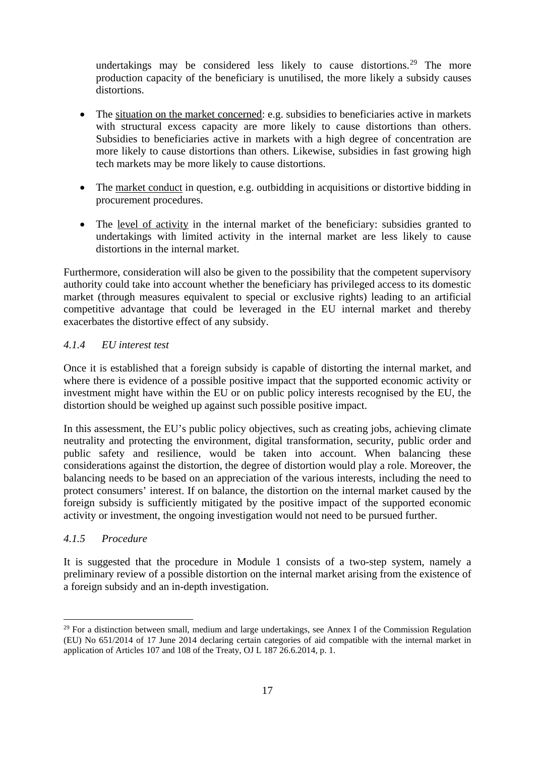undertakings may be considered less likely to cause distortions.[29] The more production capacity of the beneficiary is unutilised, the more likely a subsidy causes distortions.

- The situation on the market concerned: e.g. subsidies to beneficiaries active in markets with structural excess capacity are more likely to cause distortions than others. Subsidies to beneficiaries active in markets with a high degree of concentration are more likely to cause distortions than others. Likewise, subsidies in fast growing high tech markets may be more likely to cause distortions.

- The market conduct in question, e.g. outbidding in acquisitions or distortive bidding in procurement procedures.

- The level of activity in the internal market of the beneficiary: subsidies granted to undertakings with limited activity in the internal market are less likely to cause distortions in the internal market.

Furthermore, consideration will also be given to the possibility that the competent supervisory authority could take into account whether the beneficiary has privileged access to its domestic market (through measures equivalent to special or exclusive rights) leading to an artificial competitive advantage that could be leveraged in the EU internal market and thereby exacerbates the distortive effect of any subsidy.

#### *4.1.4 EU interest test*

Once it is established that a foreign subsidy is capable of distorting the internal market, and where there is evidence of a possible positive impact that the supported economic activity or investment might have within the EU or on public policy interests recognised by the EU, the distortion should be weighed up against such possible positive impact.

In this assessment, the EU's public policy objectives, such as creating jobs, achieving climate neutrality and protecting the environment, digital transformation, security, public order and public safety and resilience, would be taken into account. When balancing these considerations against the distortion, the degree of distortion would play a role. Moreover, the balancing needs to be based on an appreciation of the various interests, including the need to protect consumers' interest. If on balance, the distortion on the internal market caused by the foreign subsidy is sufficiently mitigated by the positive impact of the supported economic activity or investment, the ongoing investigation would not need to be pursued further.

#### *4.1.5 Procedure*

It is suggested that the procedure in Module 1 consists of a two-step system, namely a preliminary review of a possible distortion on the internal market arising from the existence of a foreign subsidy and an in-depth investigation.

---

[29] For a distinction between small, medium and large undertakings, see Annex I of the Commission Regulation (EU) No 651/2014 of 17 June 2014 declaring certain categories of aid compatible with the internal market in application of Articles 107 and 108 of the Treaty, OJ L 187 26.6.2014, p. 1.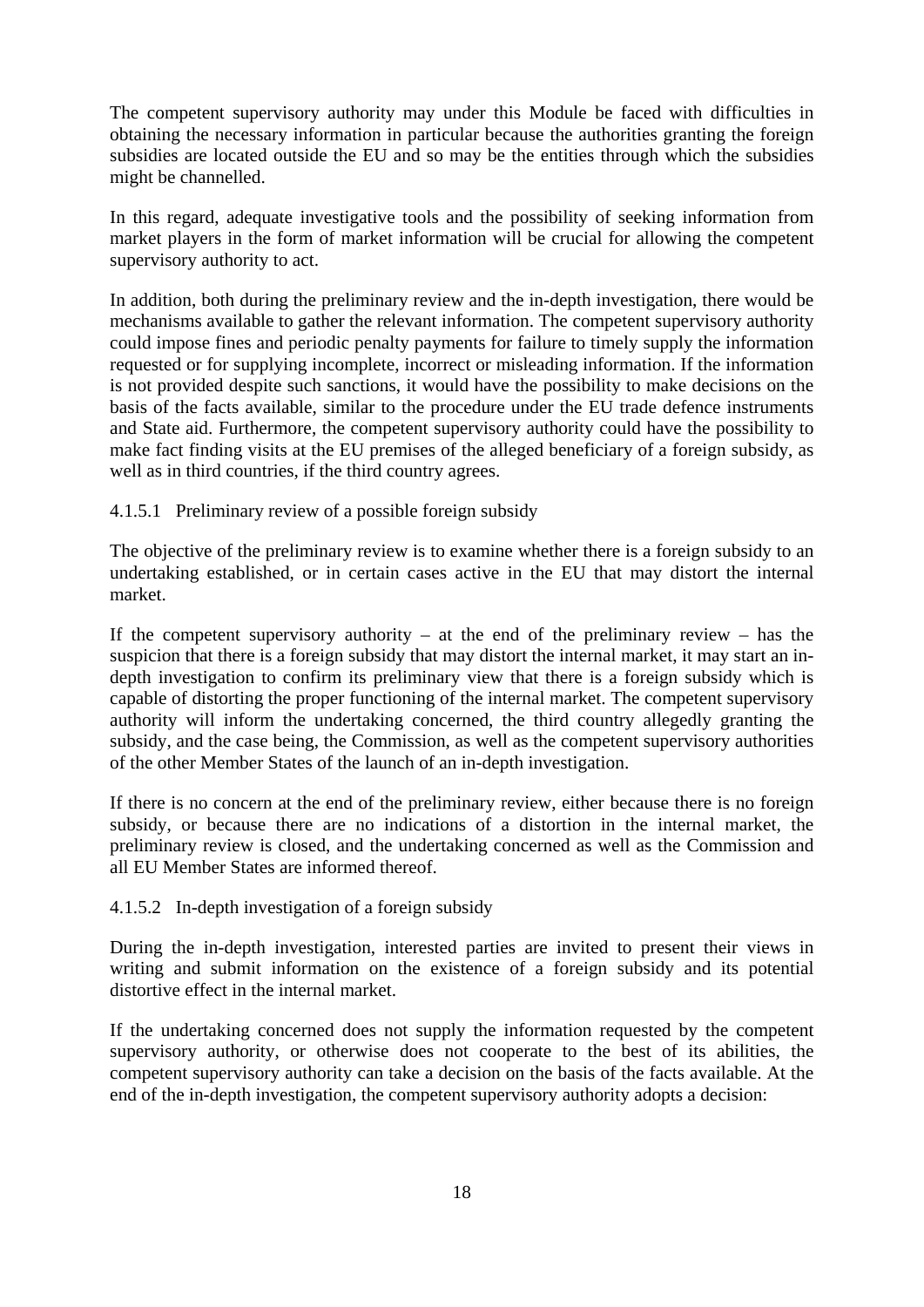The competent supervisory authority may under this Module be faced with difficulties in obtaining the necessary information in particular because the authorities granting the foreign subsidies are located outside the EU and so may be the entities through which the subsidies might be channelled.

In this regard, adequate investigative tools and the possibility of seeking information from market players in the form of market information will be crucial for allowing the competent supervisory authority to act.

In addition, both during the preliminary review and the in-depth investigation, there would be mechanisms available to gather the relevant information. The competent supervisory authority could impose fines and periodic penalty payments for failure to timely supply the information requested or for supplying incomplete, incorrect or misleading information. If the information is not provided despite such sanctions, it would have the possibility to make decisions on the basis of the facts available, similar to the procedure under the EU trade defence instruments and State aid. Furthermore, the competent supervisory authority could have the possibility to make fact finding visits at the EU premises of the alleged beneficiary of a foreign subsidy, as well as in third countries, if the third country agrees.

#### 4.1.5.1 Preliminary review of a possible foreign subsidy

The objective of the preliminary review is to examine whether there is a foreign subsidy to an undertaking established, or in certain cases active in the EU that may distort the internal market.

If the competent supervisory authority – at the end of the preliminary review – has the suspicion that there is a foreign subsidy that may distort the internal market, it may start an in-depth investigation to confirm its preliminary view that there is a foreign subsidy which is capable of distorting the proper functioning of the internal market. The competent supervisory authority will inform the undertaking concerned, the third country allegedly granting the subsidy, and the case being, the Commission, as well as the competent supervisory authorities of the other Member States of the launch of an in-depth investigation.

If there is no concern at the end of the preliminary review, either because there is no foreign subsidy, or because there are no indications of a distortion in the internal market, the preliminary review is closed, and the undertaking concerned as well as the Commission and all EU Member States are informed thereof.

#### 4.1.5.2 In-depth investigation of a foreign subsidy

During the in-depth investigation, interested parties are invited to present their views in writing and submit information on the existence of a foreign subsidy and its potential distortive effect in the internal market.

If the undertaking concerned does not supply the information requested by the competent supervisory authority, or otherwise does not cooperate to the best of its abilities, the competent supervisory authority can take a decision on the basis of the facts available. At the end of the in-depth investigation, the competent supervisory authority adopts a decision: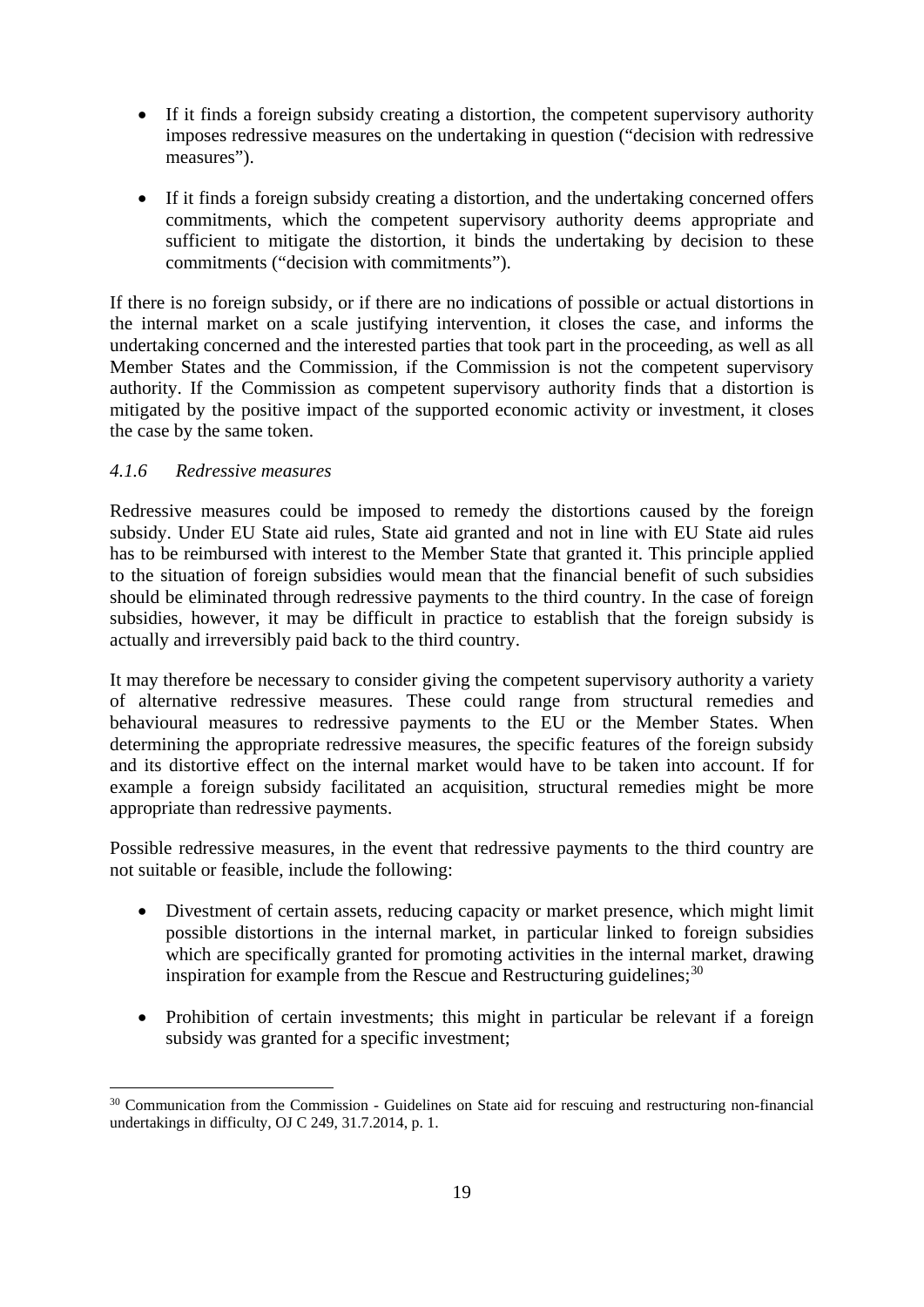- If it finds a foreign subsidy creating a distortion, the competent supervisory authority imposes redressive measures on the undertaking in question ("decision with redressive measures").

- If it finds a foreign subsidy creating a distortion, and the undertaking concerned offers commitments, which the competent supervisory authority deems appropriate and sufficient to mitigate the distortion, it binds the undertaking by decision to these commitments ("decision with commitments").

If there is no foreign subsidy, or if there are no indications of possible or actual distortions in the internal market on a scale justifying intervention, it closes the case, and informs the undertaking concerned and the interested parties that took part in the proceeding, as well as all Member States and the Commission, if the Commission is not the competent supervisory authority. If the Commission as competent supervisory authority finds that a distortion is mitigated by the positive impact of the supported economic activity or investment, it closes the case by the same token.

### *4.1.6 Redressive measures*

Redressive measures could be imposed to remedy the distortions caused by the foreign subsidy. Under EU State aid rules, State aid granted and not in line with EU State aid rules has to be reimbursed with interest to the Member State that granted it. This principle applied to the situation of foreign subsidies would mean that the financial benefit of such subsidies should be eliminated through redressive payments to the third country. In the case of foreign subsidies, however, it may be difficult in practice to establish that the foreign subsidy is actually and irreversibly paid back to the third country.

It may therefore be necessary to consider giving the competent supervisory authority a variety of alternative redressive measures. These could range from structural remedies and behavioural measures to redressive payments to the EU or the Member States. When determining the appropriate redressive measures, the specific features of the foreign subsidy and its distortive effect on the internal market would have to be taken into account. If for example a foreign subsidy facilitated an acquisition, structural remedies might be more appropriate than redressive payments.

Possible redressive measures, in the event that redressive payments to the third country are not suitable or feasible, include the following:

- Divestment of certain assets, reducing capacity or market presence, which might limit possible distortions in the internal market, in particular linked to foreign subsidies which are specifically granted for promoting activities in the internal market, drawing inspiration for example from the Rescue and Restructuring guidelines;[30]

- Prohibition of certain investments; this might in particular be relevant if a foreign subsidy was granted for a specific investment;

[30] Communication from the Commission - Guidelines on State aid for rescuing and restructuring non-financial undertakings in difficulty, OJ C 249, 31.7.2014, p. 1.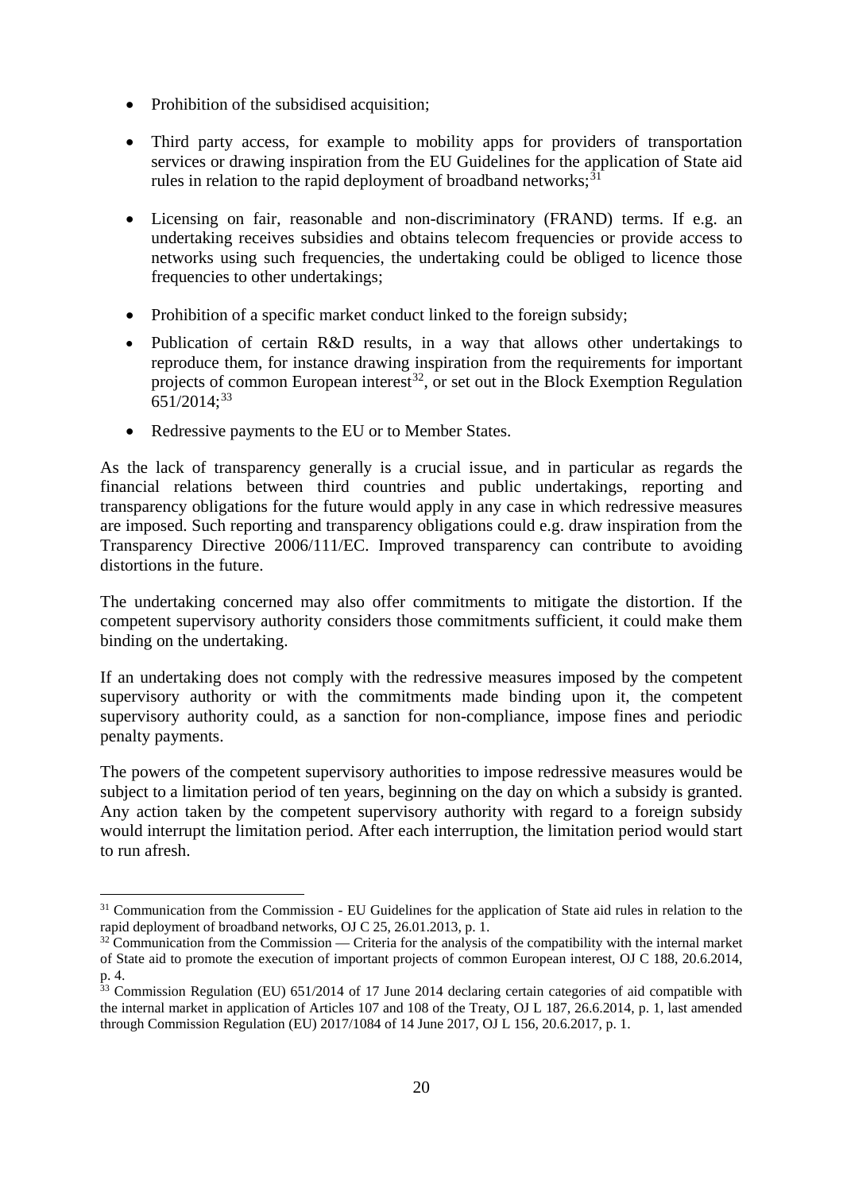- Prohibition of the subsidised acquisition;

- Third party access, for example to mobility apps for providers of transportation services or drawing inspiration from the EU Guidelines for the application of State aid rules in relation to the rapid deployment of broadband networks;[31]

- Licensing on fair, reasonable and non-discriminatory (FRAND) terms. If e.g. an undertaking receives subsidies and obtains telecom frequencies or provide access to networks using such frequencies, the undertaking could be obliged to licence those frequencies to other undertakings;

- Prohibition of a specific market conduct linked to the foreign subsidy;

- Publication of certain R&D results, in a way that allows other undertakings to reproduce them, for instance drawing inspiration from the requirements for important projects of common European interest[32], or set out in the Block Exemption Regulation 651/2014;[33]

- Redressive payments to the EU or to Member States.

As the lack of transparency generally is a crucial issue, and in particular as regards the financial relations between third countries and public undertakings, reporting and transparency obligations for the future would apply in any case in which redressive measures are imposed. Such reporting and transparency obligations could e.g. draw inspiration from the Transparency Directive 2006/111/EC. Improved transparency can contribute to avoiding distortions in the future.

The undertaking concerned may also offer commitments to mitigate the distortion. If the competent supervisory authority considers those commitments sufficient, it could make them binding on the undertaking.

If an undertaking does not comply with the redressive measures imposed by the competent supervisory authority or with the commitments made binding upon it, the competent supervisory authority could, as a sanction for non-compliance, impose fines and periodic penalty payments.

The powers of the competent supervisory authorities to impose redressive measures would be subject to a limitation period of ten years, beginning on the day on which a subsidy is granted. Any action taken by the competent supervisory authority with regard to a foreign subsidy would interrupt the limitation period. After each interruption, the limitation period would start to run afresh.

---

[31] Communication from the Commission - EU Guidelines for the application of State aid rules in relation to the rapid deployment of broadband networks, OJ C 25, 26.01.2013, p. 1.

[32] Communication from the Commission — Criteria for the analysis of the compatibility with the internal market of State aid to promote the execution of important projects of common European interest, OJ C 188, 20.6.2014, p. 4.

[33] Commission Regulation (EU) 651/2014 of 17 June 2014 declaring certain categories of aid compatible with the internal market in application of Articles 107 and 108 of the Treaty, OJ L 187, 26.6.2014, p. 1, last amended through Commission Regulation (EU) 2017/1084 of 14 June 2017, OJ L 156, 20.6.2017, p. 1.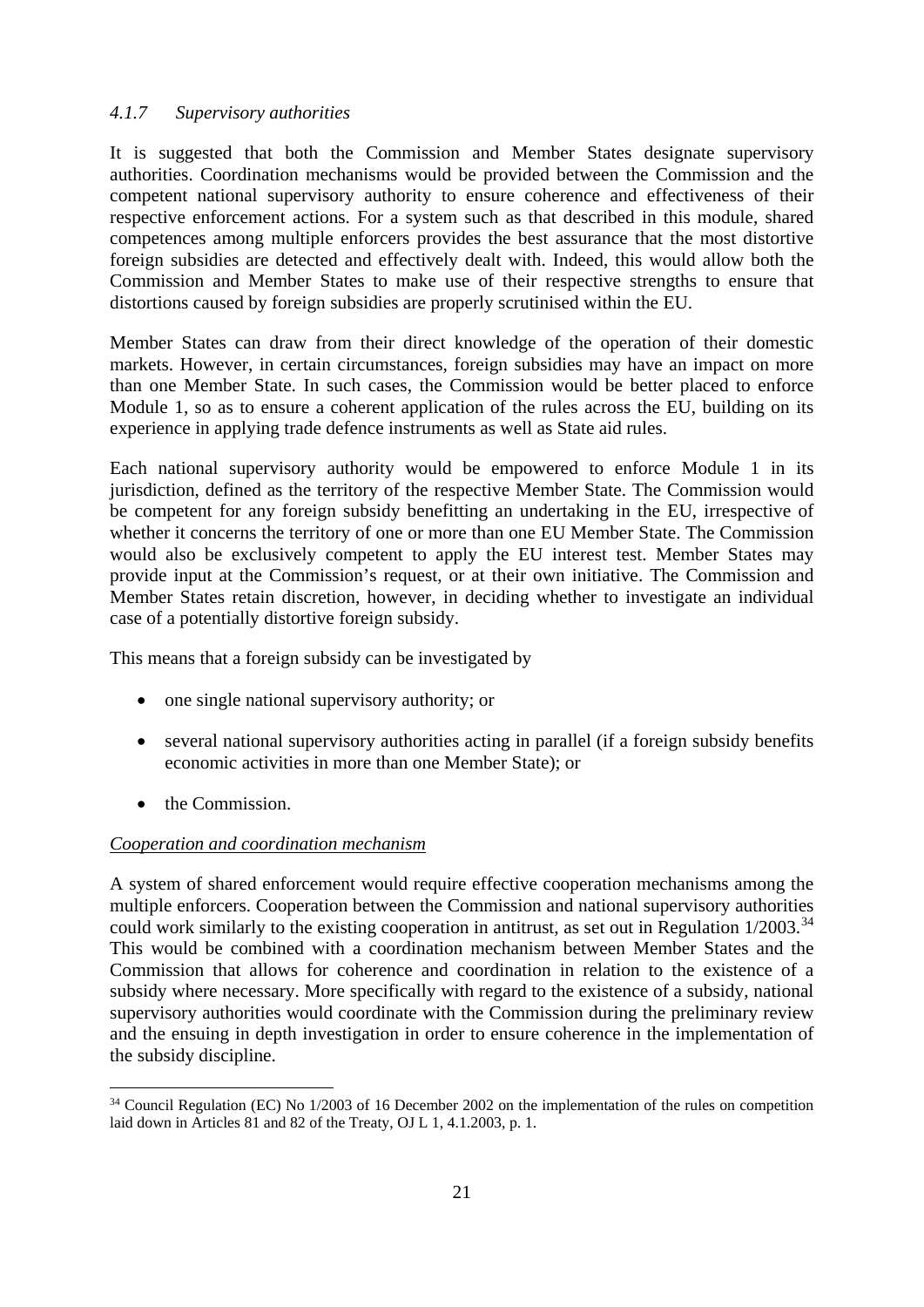#### *4.1.7 Supervisory authorities*

It is suggested that both the Commission and Member States designate supervisory authorities. Coordination mechanisms would be provided between the Commission and the competent national supervisory authority to ensure coherence and effectiveness of their respective enforcement actions. For a system such as that described in this module, shared competences among multiple enforcers provides the best assurance that the most distortive foreign subsidies are detected and effectively dealt with. Indeed, this would allow both the Commission and Member States to make use of their respective strengths to ensure that distortions caused by foreign subsidies are properly scrutinised within the EU.

Member States can draw from their direct knowledge of the operation of their domestic markets. However, in certain circumstances, foreign subsidies may have an impact on more than one Member State. In such cases, the Commission would be better placed to enforce Module 1, so as to ensure a coherent application of the rules across the EU, building on its experience in applying trade defence instruments as well as State aid rules.

Each national supervisory authority would be empowered to enforce Module 1 in its jurisdiction, defined as the territory of the respective Member State. The Commission would be competent for any foreign subsidy benefitting an undertaking in the EU, irrespective of whether it concerns the territory of one or more than one EU Member State. The Commission would also be exclusively competent to apply the EU interest test. Member States may provide input at the Commission's request, or at their own initiative. The Commission and Member States retain discretion, however, in deciding whether to investigate an individual case of a potentially distortive foreign subsidy.

This means that a foreign subsidy can be investigated by

- one single national supervisory authority; or
- several national supervisory authorities acting in parallel (if a foreign subsidy benefits economic activities in more than one Member State); or
- the Commission.

<u>*Cooperation and coordination mechanism*</u>

A system of shared enforcement would require effective cooperation mechanisms among the multiple enforcers. Cooperation between the Commission and national supervisory authorities could work similarly to the existing cooperation in antitrust, as set out in Regulation 1/2003.[34] This would be combined with a coordination mechanism between Member States and the Commission that allows for coherence and coordination in relation to the existence of a subsidy where necessary. More specifically with regard to the existence of a subsidy, national supervisory authorities would coordinate with the Commission during the preliminary review and the ensuing in depth investigation in order to ensure coherence in the implementation of the subsidy discipline.

[34] Council Regulation (EC) No 1/2003 of 16 December 2002 on the implementation of the rules on competition laid down in Articles 81 and 82 of the Treaty, OJ L 1, 4.1.2003, p. 1.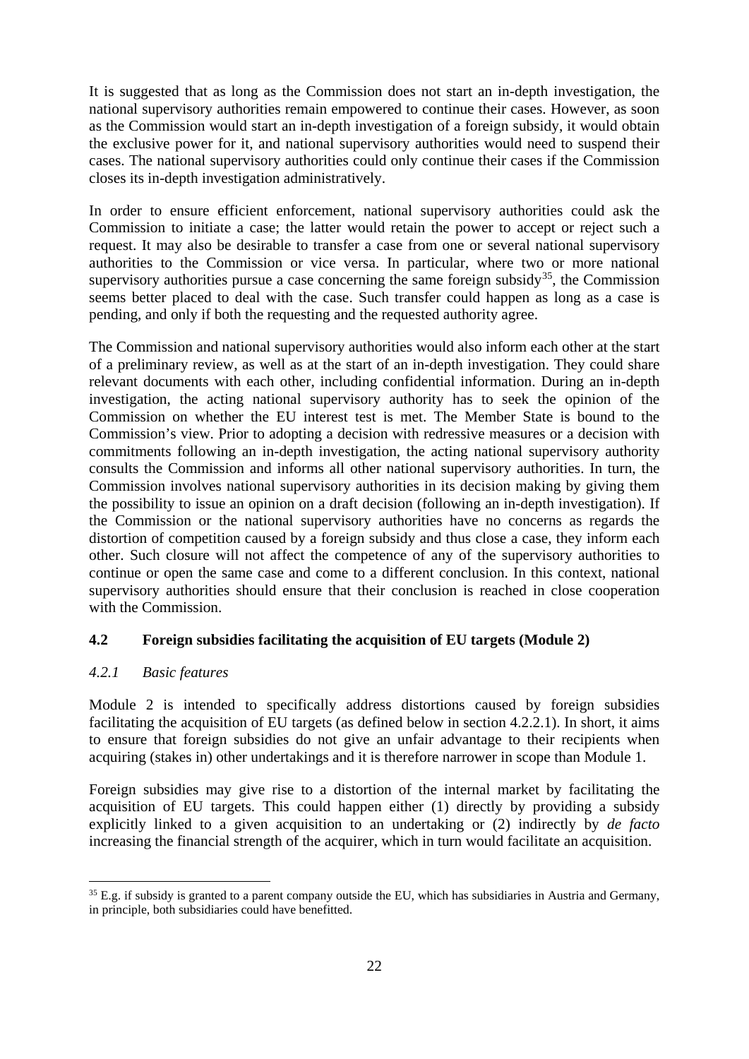It is suggested that as long as the Commission does not start an in-depth investigation, the national supervisory authorities remain empowered to continue their cases. However, as soon as the Commission would start an in-depth investigation of a foreign subsidy, it would obtain the exclusive power for it, and national supervisory authorities would need to suspend their cases. The national supervisory authorities could only continue their cases if the Commission closes its in-depth investigation administratively.

In order to ensure efficient enforcement, national supervisory authorities could ask the Commission to initiate a case; the latter would retain the power to accept or reject such a request. It may also be desirable to transfer a case from one or several national supervisory authorities to the Commission or vice versa. In particular, where two or more national supervisory authorities pursue a case concerning the same foreign subsidy[35], the Commission seems better placed to deal with the case. Such transfer could happen as long as a case is pending, and only if both the requesting and the requested authority agree.

The Commission and national supervisory authorities would also inform each other at the start of a preliminary review, as well as at the start of an in-depth investigation. They could share relevant documents with each other, including confidential information. During an in-depth investigation, the acting national supervisory authority has to seek the opinion of the Commission on whether the EU interest test is met. The Member State is bound to the Commission's view. Prior to adopting a decision with redressive measures or a decision with commitments following an in-depth investigation, the acting national supervisory authority consults the Commission and informs all other national supervisory authorities. In turn, the Commission involves national supervisory authorities in its decision making by giving them the possibility to issue an opinion on a draft decision (following an in-depth investigation). If the Commission or the national supervisory authorities have no concerns as regards the distortion of competition caused by a foreign subsidy and thus close a case, they inform each other. Such closure will not affect the competence of any of the supervisory authorities to continue or open the same case and come to a different conclusion. In this context, national supervisory authorities should ensure that their conclusion is reached in close cooperation with the Commission.

## 4.2 Foreign subsidies facilitating the acquisition of EU targets (Module 2)

### *4.2.1 Basic features*

Module 2 is intended to specifically address distortions caused by foreign subsidies facilitating the acquisition of EU targets (as defined below in section 4.2.2.1). In short, it aims to ensure that foreign subsidies do not give an unfair advantage to their recipients when acquiring (stakes in) other undertakings and it is therefore narrower in scope than Module 1.

Foreign subsidies may give rise to a distortion of the internal market by facilitating the acquisition of EU targets. This could happen either (1) directly by providing a subsidy explicitly linked to a given acquisition to an undertaking or (2) indirectly by *de facto* increasing the financial strength of the acquirer, which in turn would facilitate an acquisition.

---

[35] E.g. if subsidy is granted to a parent company outside the EU, which has subsidiaries in Austria and Germany, in principle, both subsidiaries could have benefitted.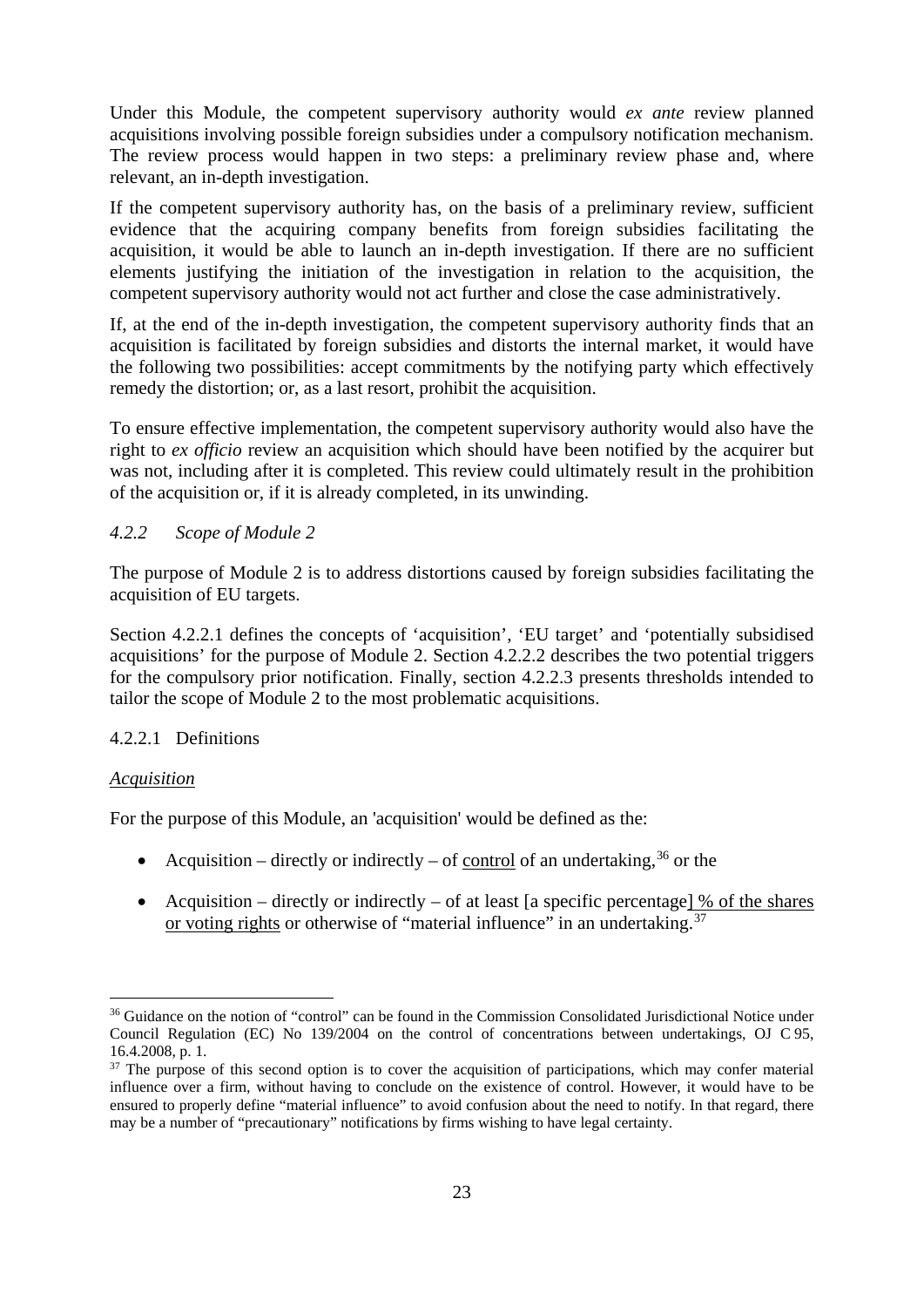Under this Module, the competent supervisory authority would *ex ante* review planned acquisitions involving possible foreign subsidies under a compulsory notification mechanism. The review process would happen in two steps: a preliminary review phase and, where relevant, an in-depth investigation.

If the competent supervisory authority has, on the basis of a preliminary review, sufficient evidence that the acquiring company benefits from foreign subsidies facilitating the acquisition, it would be able to launch an in-depth investigation. If there are no sufficient elements justifying the initiation of the investigation in relation to the acquisition, the competent supervisory authority would not act further and close the case administratively.

If, at the end of the in-depth investigation, the competent supervisory authority finds that an acquisition is facilitated by foreign subsidies and distorts the internal market, it would have the following two possibilities: accept commitments by the notifying party which effectively remedy the distortion; or, as a last resort, prohibit the acquisition.

To ensure effective implementation, the competent supervisory authority would also have the right to *ex officio* review an acquisition which should have been notified by the acquirer but was not, including after it is completed. This review could ultimately result in the prohibition of the acquisition or, if it is already completed, in its unwinding.

### *4.2.2 Scope of Module 2*

The purpose of Module 2 is to address distortions caused by foreign subsidies facilitating the acquisition of EU targets.

Section 4.2.2.1 defines the concepts of 'acquisition', 'EU target' and 'potentially subsidised acquisitions' for the purpose of Module 2. Section 4.2.2.2 describes the two potential triggers for the compulsory prior notification. Finally, section 4.2.2.3 presents thresholds intended to tailor the scope of Module 2 to the most problematic acquisitions.

#### 4.2.2.1 Definitions

*Acquisition*

For the purpose of this Module, an 'acquisition' would be defined as the:

- Acquisition – directly or indirectly – of control of an undertaking,[36] or the
- Acquisition – directly or indirectly – of at least [a specific percentage] % of the shares or voting rights or otherwise of "material influence" in an undertaking.[37]

---

[36] Guidance on the notion of "control" can be found in the Commission Consolidated Jurisdictional Notice under Council Regulation (EC) No 139/2004 on the control of concentrations between undertakings, OJ C 95, 16.4.2008, p. 1.

[37] The purpose of this second option is to cover the acquisition of participations, which may confer material influence over a firm, without having to conclude on the existence of control. However, it would have to be ensured to properly define "material influence" to avoid confusion about the need to notify. In that regard, there may be a number of "precautionary" notifications by firms wishing to have legal certainty.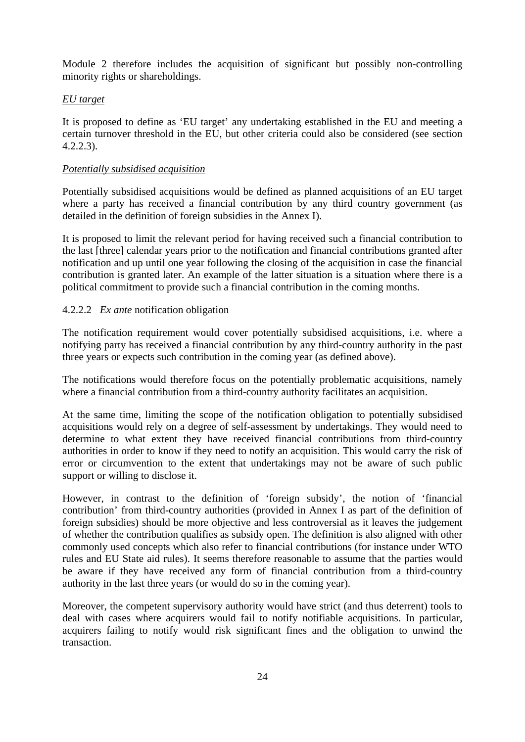Module 2 therefore includes the acquisition of significant but possibly non-controlling minority rights or shareholdings.

*EU target*

It is proposed to define as 'EU target' any undertaking established in the EU and meeting a certain turnover threshold in the EU, but other criteria could also be considered (see section 4.2.2.3).

*Potentially subsidised acquisition*

Potentially subsidised acquisitions would be defined as planned acquisitions of an EU target where a party has received a financial contribution by any third country government (as detailed in the definition of foreign subsidies in the Annex I).

It is proposed to limit the relevant period for having received such a financial contribution to the last [three] calendar years prior to the notification and financial contributions granted after notification and up until one year following the closing of the acquisition in case the financial contribution is granted later. An example of the latter situation is a situation where there is a political commitment to provide such a financial contribution in the coming months.

#### 4.2.2.2 *Ex ante* notification obligation

The notification requirement would cover potentially subsidised acquisitions, i.e. where a notifying party has received a financial contribution by any third-country authority in the past three years or expects such contribution in the coming year (as defined above).

The notifications would therefore focus on the potentially problematic acquisitions, namely where a financial contribution from a third-country authority facilitates an acquisition.

At the same time, limiting the scope of the notification obligation to potentially subsidised acquisitions would rely on a degree of self-assessment by undertakings. They would need to determine to what extent they have received financial contributions from third-country authorities in order to know if they need to notify an acquisition. This would carry the risk of error or circumvention to the extent that undertakings may not be aware of such public support or willing to disclose it.

However, in contrast to the definition of 'foreign subsidy', the notion of 'financial contribution' from third-country authorities (provided in Annex I as part of the definition of foreign subsidies) should be more objective and less controversial as it leaves the judgement of whether the contribution qualifies as subsidy open. The definition is also aligned with other commonly used concepts which also refer to financial contributions (for instance under WTO rules and EU State aid rules). It seems therefore reasonable to assume that the parties would be aware if they have received any form of financial contribution from a third-country authority in the last three years (or would do so in the coming year).

Moreover, the competent supervisory authority would have strict (and thus deterrent) tools to deal with cases where acquirers would fail to notify notifiable acquisitions. In particular, acquirers failing to notify would risk significant fines and the obligation to unwind the transaction.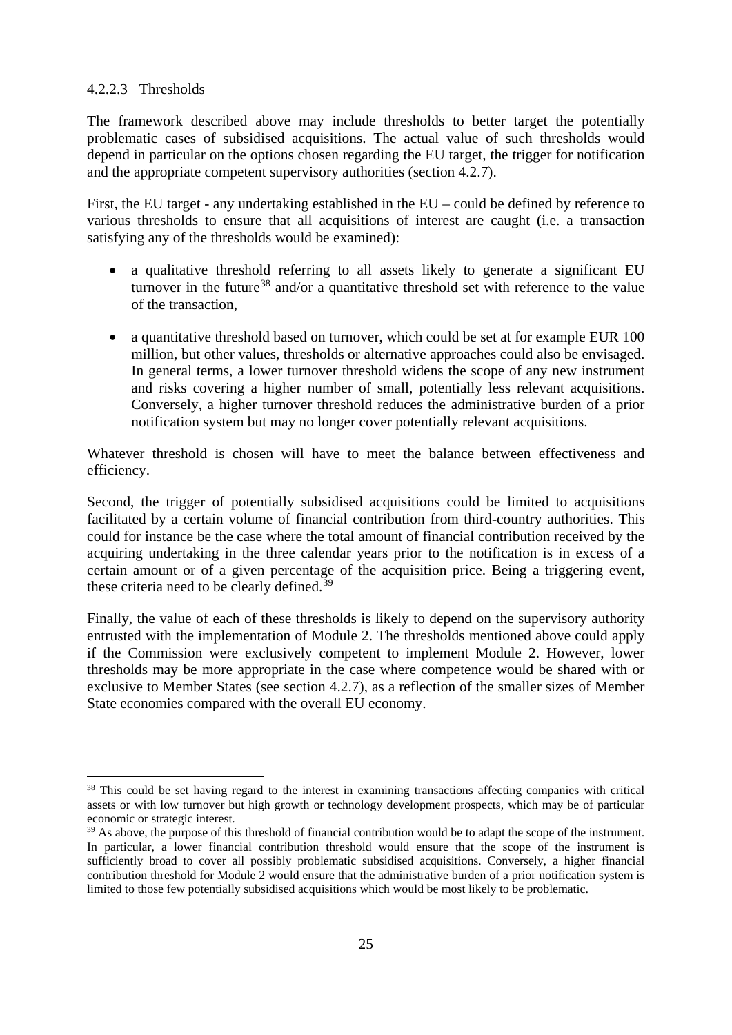#### 4.2.2.3 Thresholds

The framework described above may include thresholds to better target the potentially problematic cases of subsidised acquisitions. The actual value of such thresholds would depend in particular on the options chosen regarding the EU target, the trigger for notification and the appropriate competent supervisory authorities (section 4.2.7).

First, the EU target - any undertaking established in the EU – could be defined by reference to various thresholds to ensure that all acquisitions of interest are caught (i.e. a transaction satisfying any of the thresholds would be examined):

- a qualitative threshold referring to all assets likely to generate a significant EU turnover in the future[38] and/or a quantitative threshold set with reference to the value of the transaction,
- a quantitative threshold based on turnover, which could be set at for example EUR 100 million, but other values, thresholds or alternative approaches could also be envisaged. In general terms, a lower turnover threshold widens the scope of any new instrument and risks covering a higher number of small, potentially less relevant acquisitions. Conversely, a higher turnover threshold reduces the administrative burden of a prior notification system but may no longer cover potentially relevant acquisitions.

Whatever threshold is chosen will have to meet the balance between effectiveness and efficiency.

Second, the trigger of potentially subsidised acquisitions could be limited to acquisitions facilitated by a certain volume of financial contribution from third-country authorities. This could for instance be the case where the total amount of financial contribution received by the acquiring undertaking in the three calendar years prior to the notification is in excess of a certain amount or of a given percentage of the acquisition price. Being a triggering event, these criteria need to be clearly defined.[39]

Finally, the value of each of these thresholds is likely to depend on the supervisory authority entrusted with the implementation of Module 2. The thresholds mentioned above could apply if the Commission were exclusively competent to implement Module 2. However, lower thresholds may be more appropriate in the case where competence would be shared with or exclusive to Member States (see section 4.2.7), as a reflection of the smaller sizes of Member State economies compared with the overall EU economy.

---

[38] This could be set having regard to the interest in examining transactions affecting companies with critical assets or with low turnover but high growth or technology development prospects, which may be of particular economic or strategic interest.

[39] As above, the purpose of this threshold of financial contribution would be to adapt the scope of the instrument. In particular, a lower financial contribution threshold would ensure that the scope of the instrument is sufficiently broad to cover all possibly problematic subsidised acquisitions. Conversely, a higher financial contribution threshold for Module 2 would ensure that the administrative burden of a prior notification system is limited to those few potentially subsidised acquisitions which would be most likely to be problematic.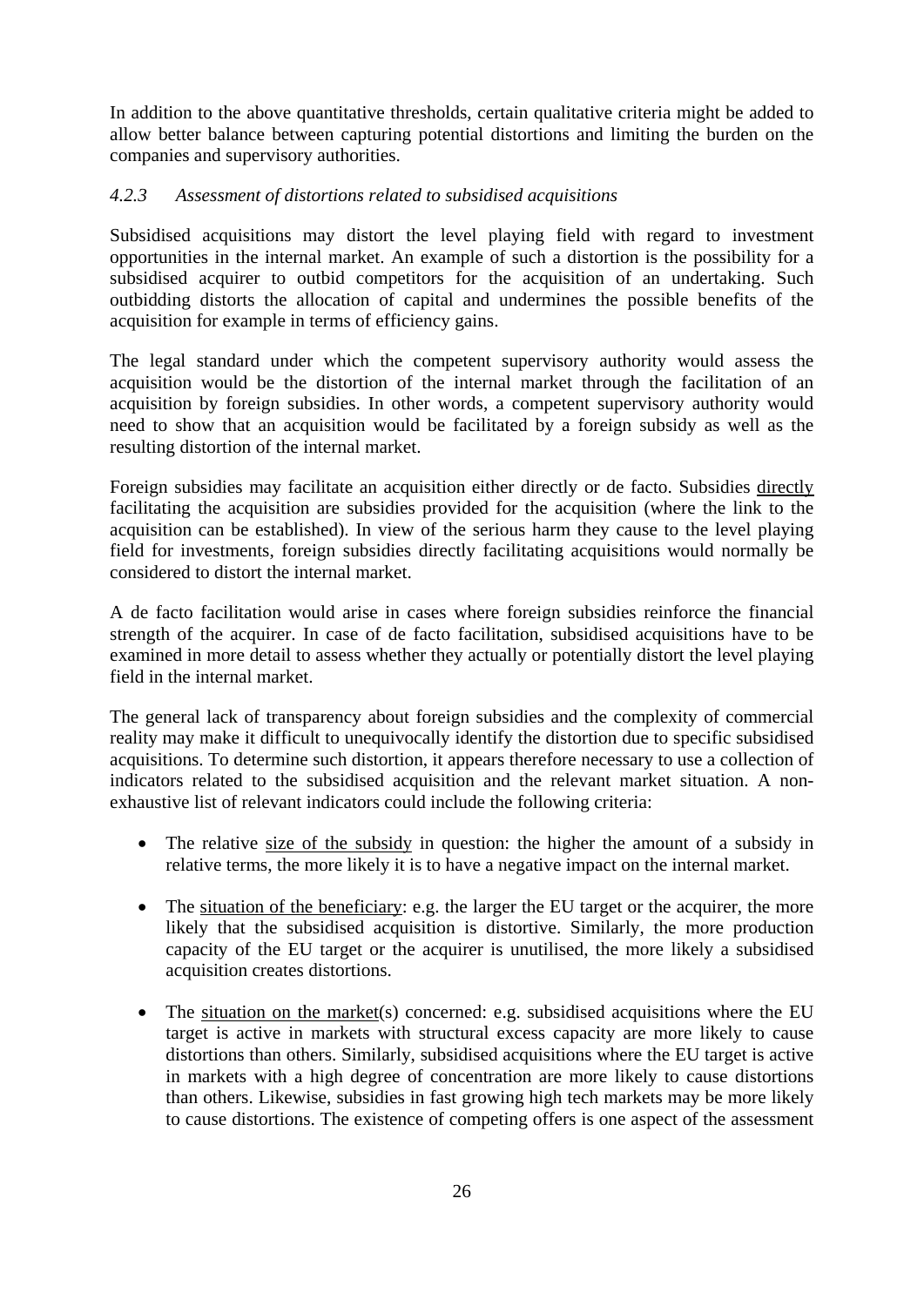In addition to the above quantitative thresholds, certain qualitative criteria might be added to allow better balance between capturing potential distortions and limiting the burden on the companies and supervisory authorities.

#### *4.2.3 Assessment of distortions related to subsidised acquisitions*

Subsidised acquisitions may distort the level playing field with regard to investment opportunities in the internal market. An example of such a distortion is the possibility for a subsidised acquirer to outbid competitors for the acquisition of an undertaking. Such outbidding distorts the allocation of capital and undermines the possible benefits of the acquisition for example in terms of efficiency gains.

The legal standard under which the competent supervisory authority would assess the acquisition would be the distortion of the internal market through the facilitation of an acquisition by foreign subsidies. In other words, a competent supervisory authority would need to show that an acquisition would be facilitated by a foreign subsidy as well as the resulting distortion of the internal market.

Foreign subsidies may facilitate an acquisition either directly or de facto. Subsidies directly facilitating the acquisition are subsidies provided for the acquisition (where the link to the acquisition can be established). In view of the serious harm they cause to the level playing field for investments, foreign subsidies directly facilitating acquisitions would normally be considered to distort the internal market.

A de facto facilitation would arise in cases where foreign subsidies reinforce the financial strength of the acquirer. In case of de facto facilitation, subsidised acquisitions have to be examined in more detail to assess whether they actually or potentially distort the level playing field in the internal market.

The general lack of transparency about foreign subsidies and the complexity of commercial reality may make it difficult to unequivocally identify the distortion due to specific subsidised acquisitions. To determine such distortion, it appears therefore necessary to use a collection of indicators related to the subsidised acquisition and the relevant market situation. A non-exhaustive list of relevant indicators could include the following criteria:

- The relative size of the subsidy in question: the higher the amount of a subsidy in relative terms, the more likely it is to have a negative impact on the internal market.
- The situation of the beneficiary: e.g. the larger the EU target or the acquirer, the more likely that the subsidised acquisition is distortive. Similarly, the more production capacity of the EU target or the acquirer is unutilised, the more likely a subsidised acquisition creates distortions.
- The situation on the market(s) concerned: e.g. subsidised acquisitions where the EU target is active in markets with structural excess capacity are more likely to cause distortions than others. Similarly, subsidised acquisitions where the EU target is active in markets with a high degree of concentration are more likely to cause distortions than others. Likewise, subsidies in fast growing high tech markets may be more likely to cause distortions. The existence of competing offers is one aspect of the assessment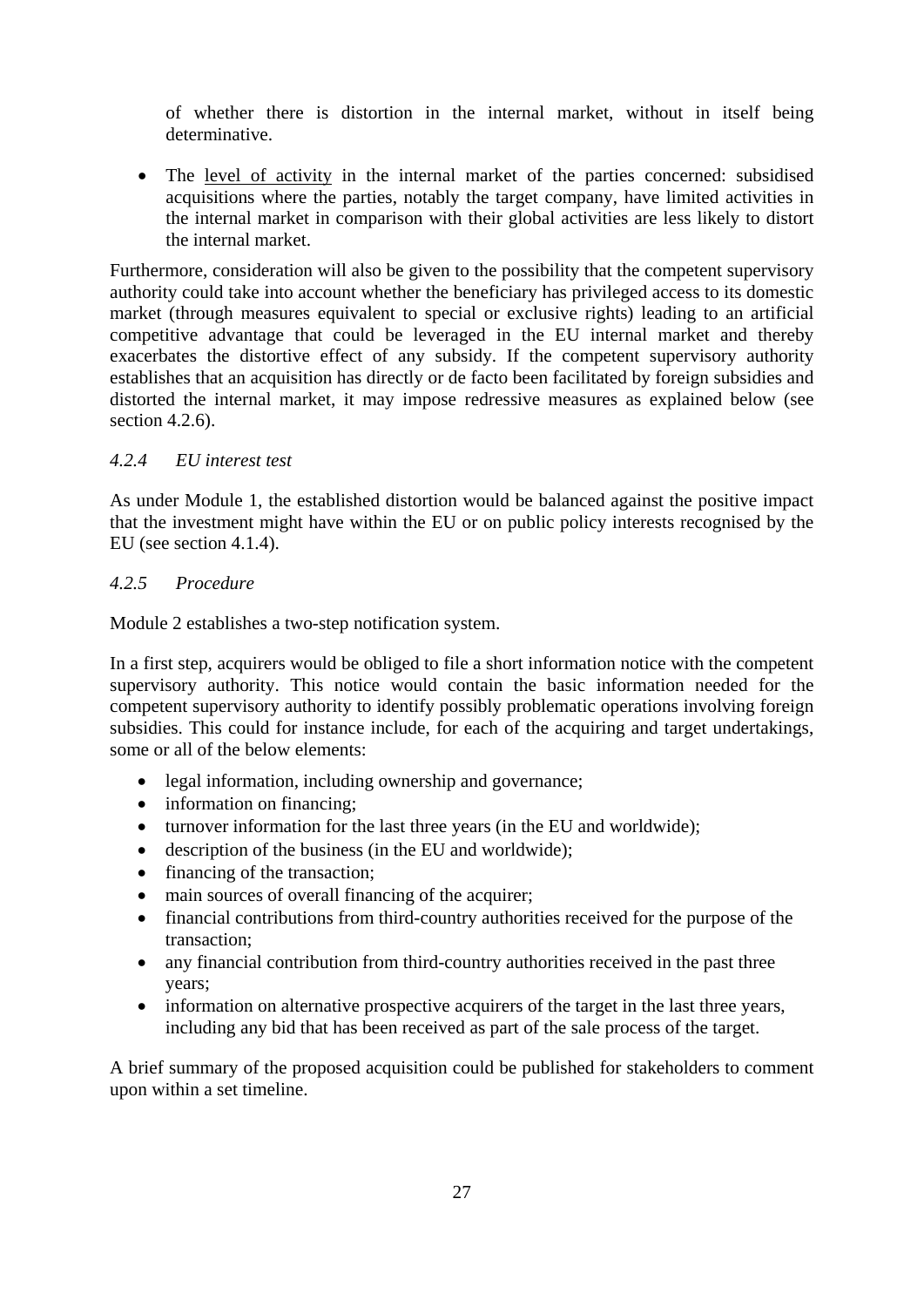of whether there is distortion in the internal market, without in itself being determinative.

- The level of activity in the internal market of the parties concerned: subsidised acquisitions where the parties, notably the target company, have limited activities in the internal market in comparison with their global activities are less likely to distort the internal market.

Furthermore, consideration will also be given to the possibility that the competent supervisory authority could take into account whether the beneficiary has privileged access to its domestic market (through measures equivalent to special or exclusive rights) leading to an artificial competitive advantage that could be leveraged in the EU internal market and thereby exacerbates the distortive effect of any subsidy. If the competent supervisory authority establishes that an acquisition has directly or de facto been facilitated by foreign subsidies and distorted the internal market, it may impose redressive measures as explained below (see section 4.2.6).

#### *4.2.4 EU interest test*

As under Module 1, the established distortion would be balanced against the positive impact that the investment might have within the EU or on public policy interests recognised by the EU (see section 4.1.4).

#### *4.2.5 Procedure*

Module 2 establishes a two-step notification system.

In a first step, acquirers would be obliged to file a short information notice with the competent supervisory authority. This notice would contain the basic information needed for the competent supervisory authority to identify possibly problematic operations involving foreign subsidies. This could for instance include, for each of the acquiring and target undertakings, some or all of the below elements:

- legal information, including ownership and governance;
- information on financing;
- turnover information for the last three years (in the EU and worldwide);
- description of the business (in the EU and worldwide);
- financing of the transaction;
- main sources of overall financing of the acquirer;
- financial contributions from third-country authorities received for the purpose of the transaction;
- any financial contribution from third-country authorities received in the past three years;
- information on alternative prospective acquirers of the target in the last three years, including any bid that has been received as part of the sale process of the target.

A brief summary of the proposed acquisition could be published for stakeholders to comment upon within a set timeline.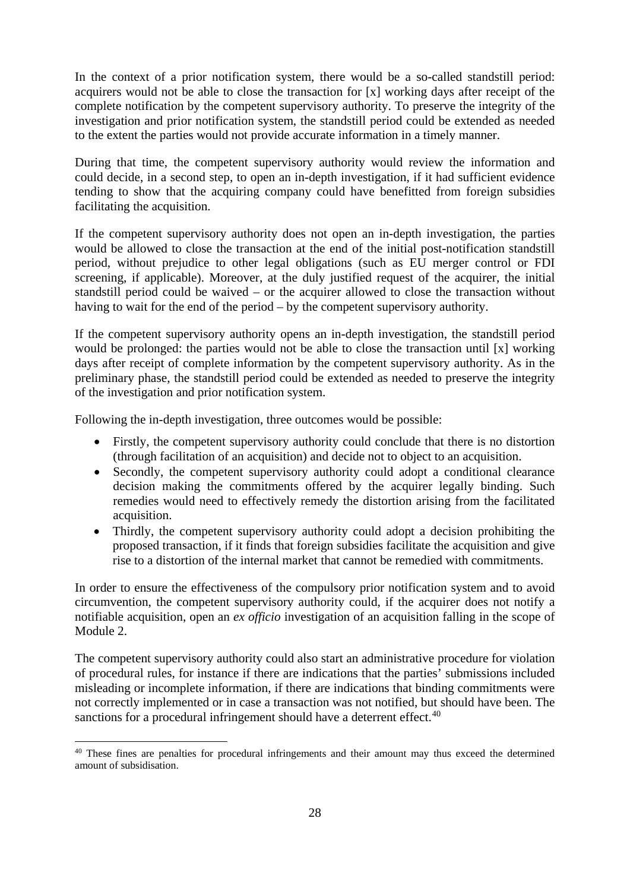In the context of a prior notification system, there would be a so-called standstill period: acquirers would not be able to close the transaction for [x] working days after receipt of the complete notification by the competent supervisory authority. To preserve the integrity of the investigation and prior notification system, the standstill period could be extended as needed to the extent the parties would not provide accurate information in a timely manner.

During that time, the competent supervisory authority would review the information and could decide, in a second step, to open an in-depth investigation, if it had sufficient evidence tending to show that the acquiring company could have benefitted from foreign subsidies facilitating the acquisition.

If the competent supervisory authority does not open an in-depth investigation, the parties would be allowed to close the transaction at the end of the initial post-notification standstill period, without prejudice to other legal obligations (such as EU merger control or FDI screening, if applicable). Moreover, at the duly justified request of the acquirer, the initial standstill period could be waived – or the acquirer allowed to close the transaction without having to wait for the end of the period – by the competent supervisory authority.

If the competent supervisory authority opens an in-depth investigation, the standstill period would be prolonged: the parties would not be able to close the transaction until [x] working days after receipt of complete information by the competent supervisory authority. As in the preliminary phase, the standstill period could be extended as needed to preserve the integrity of the investigation and prior notification system.

Following the in-depth investigation, three outcomes would be possible:

- Firstly, the competent supervisory authority could conclude that there is no distortion (through facilitation of an acquisition) and decide not to object to an acquisition.
- Secondly, the competent supervisory authority could adopt a conditional clearance decision making the commitments offered by the acquirer legally binding. Such remedies would need to effectively remedy the distortion arising from the facilitated acquisition.
- Thirdly, the competent supervisory authority could adopt a decision prohibiting the proposed transaction, if it finds that foreign subsidies facilitate the acquisition and give rise to a distortion of the internal market that cannot be remedied with commitments.

In order to ensure the effectiveness of the compulsory prior notification system and to avoid circumvention, the competent supervisory authority could, if the acquirer does not notify a notifiable acquisition, open an *ex officio* investigation of an acquisition falling in the scope of Module 2.

The competent supervisory authority could also start an administrative procedure for violation of procedural rules, for instance if there are indications that the parties' submissions included misleading or incomplete information, if there are indications that binding commitments were not correctly implemented or in case a transaction was not notified, but should have been. The sanctions for a procedural infringement should have a deterrent effect.[40]

---

[40] These fines are penalties for procedural infringements and their amount may thus exceed the determined amount of subsidisation.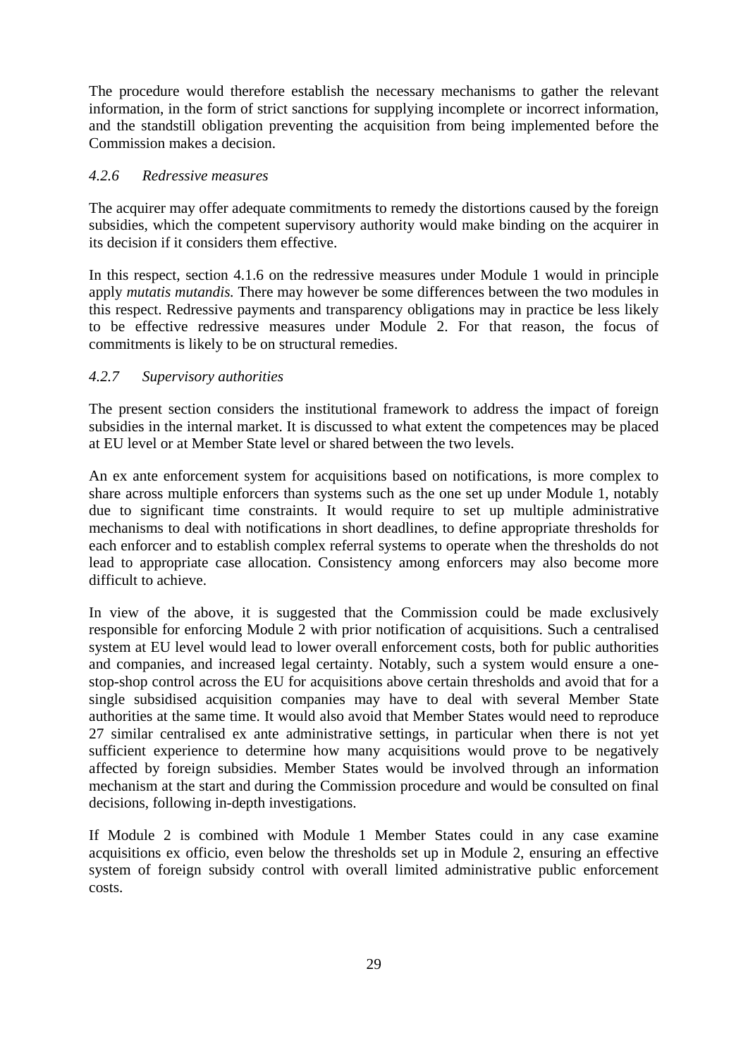The procedure would therefore establish the necessary mechanisms to gather the relevant information, in the form of strict sanctions for supplying incomplete or incorrect information, and the standstill obligation preventing the acquisition from being implemented before the Commission makes a decision.

#### *4.2.6 Redressive measures*

The acquirer may offer adequate commitments to remedy the distortions caused by the foreign subsidies, which the competent supervisory authority would make binding on the acquirer in its decision if it considers them effective.

In this respect, section 4.1.6 on the redressive measures under Module 1 would in principle apply *mutatis mutandis.* There may however be some differences between the two modules in this respect. Redressive payments and transparency obligations may in practice be less likely to be effective redressive measures under Module 2. For that reason, the focus of commitments is likely to be on structural remedies.

#### *4.2.7 Supervisory authorities*

The present section considers the institutional framework to address the impact of foreign subsidies in the internal market. It is discussed to what extent the competences may be placed at EU level or at Member State level or shared between the two levels.

An ex ante enforcement system for acquisitions based on notifications, is more complex to share across multiple enforcers than systems such as the one set up under Module 1, notably due to significant time constraints. It would require to set up multiple administrative mechanisms to deal with notifications in short deadlines, to define appropriate thresholds for each enforcer and to establish complex referral systems to operate when the thresholds do not lead to appropriate case allocation. Consistency among enforcers may also become more difficult to achieve.

In view of the above, it is suggested that the Commission could be made exclusively responsible for enforcing Module 2 with prior notification of acquisitions. Such a centralised system at EU level would lead to lower overall enforcement costs, both for public authorities and companies, and increased legal certainty. Notably, such a system would ensure a one-stop-shop control across the EU for acquisitions above certain thresholds and avoid that for a single subsidised acquisition companies may have to deal with several Member State authorities at the same time. It would also avoid that Member States would need to reproduce 27 similar centralised ex ante administrative settings, in particular when there is not yet sufficient experience to determine how many acquisitions would prove to be negatively affected by foreign subsidies. Member States would be involved through an information mechanism at the start and during the Commission procedure and would be consulted on final decisions, following in-depth investigations.

If Module 2 is combined with Module 1 Member States could in any case examine acquisitions ex officio, even below the thresholds set up in Module 2, ensuring an effective system of foreign subsidy control with overall limited administrative public enforcement costs.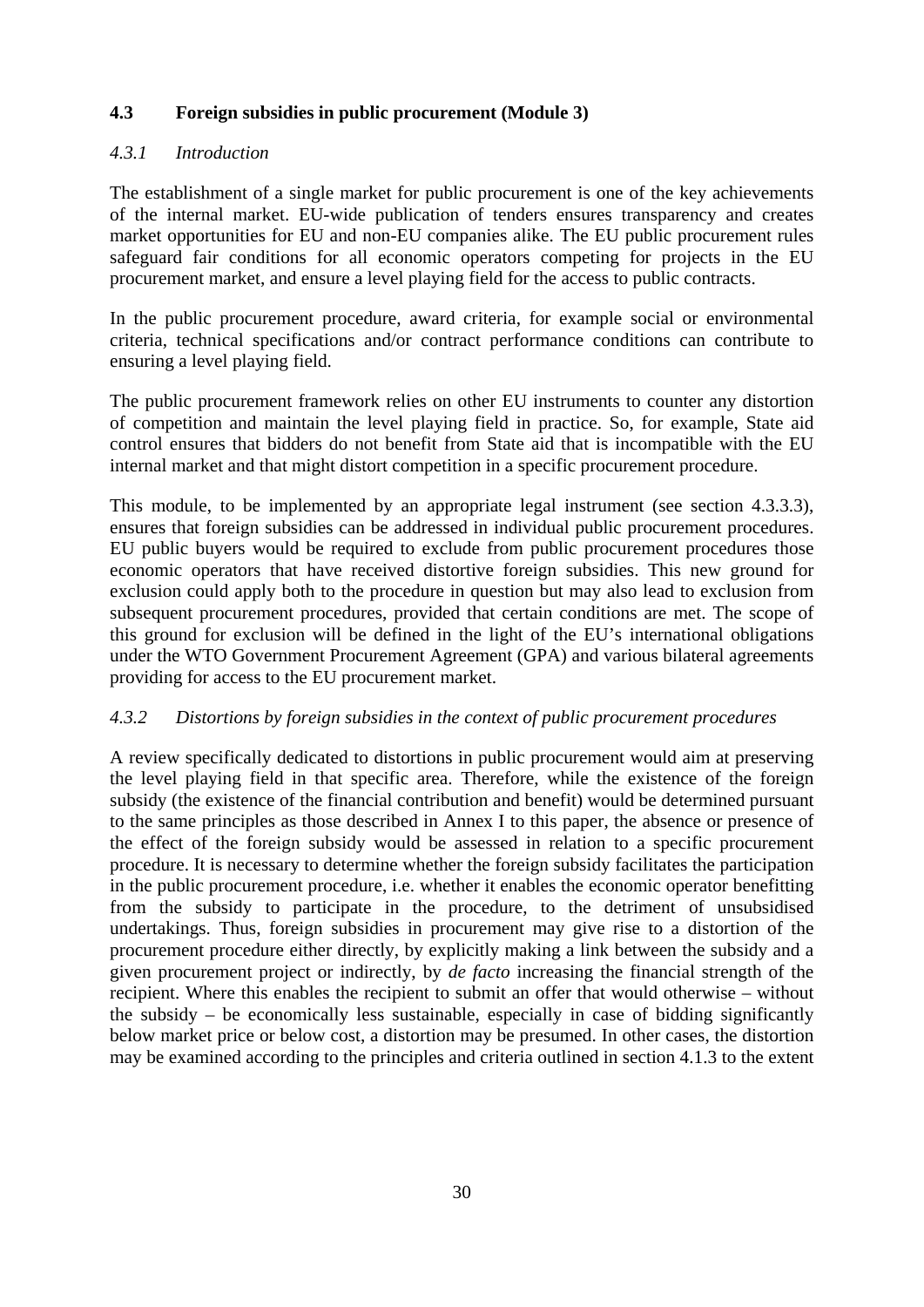## 4.3 Foreign subsidies in public procurement (Module 3)

### *4.3.1 Introduction*

The establishment of a single market for public procurement is one of the key achievements of the internal market. EU-wide publication of tenders ensures transparency and creates market opportunities for EU and non-EU companies alike. The EU public procurement rules safeguard fair conditions for all economic operators competing for projects in the EU procurement market, and ensure a level playing field for the access to public contracts.

In the public procurement procedure, award criteria, for example social or environmental criteria, technical specifications and/or contract performance conditions can contribute to ensuring a level playing field.

The public procurement framework relies on other EU instruments to counter any distortion of competition and maintain the level playing field in practice. So, for example, State aid control ensures that bidders do not benefit from State aid that is incompatible with the EU internal market and that might distort competition in a specific procurement procedure.

This module, to be implemented by an appropriate legal instrument (see section 4.3.3.3), ensures that foreign subsidies can be addressed in individual public procurement procedures. EU public buyers would be required to exclude from public procurement procedures those economic operators that have received distortive foreign subsidies. This new ground for exclusion could apply both to the procedure in question but may also lead to exclusion from subsequent procurement procedures, provided that certain conditions are met. The scope of this ground for exclusion will be defined in the light of the EU's international obligations under the WTO Government Procurement Agreement (GPA) and various bilateral agreements providing for access to the EU procurement market.

### *4.3.2 Distortions by foreign subsidies in the context of public procurement procedures*

A review specifically dedicated to distortions in public procurement would aim at preserving the level playing field in that specific area. Therefore, while the existence of the foreign subsidy (the existence of the financial contribution and benefit) would be determined pursuant to the same principles as those described in Annex I to this paper, the absence or presence of the effect of the foreign subsidy would be assessed in relation to a specific procurement procedure. It is necessary to determine whether the foreign subsidy facilitates the participation in the public procurement procedure, i.e. whether it enables the economic operator benefitting from the subsidy to participate in the procedure, to the detriment of unsubsidised undertakings. Thus, foreign subsidies in procurement may give rise to a distortion of the procurement procedure either directly, by explicitly making a link between the subsidy and a given procurement project or indirectly, by *de facto* increasing the financial strength of the recipient. Where this enables the recipient to submit an offer that would otherwise – without the subsidy – be economically less sustainable, especially in case of bidding significantly below market price or below cost, a distortion may be presumed. In other cases, the distortion may be examined according to the principles and criteria outlined in section 4.1.3 to the extent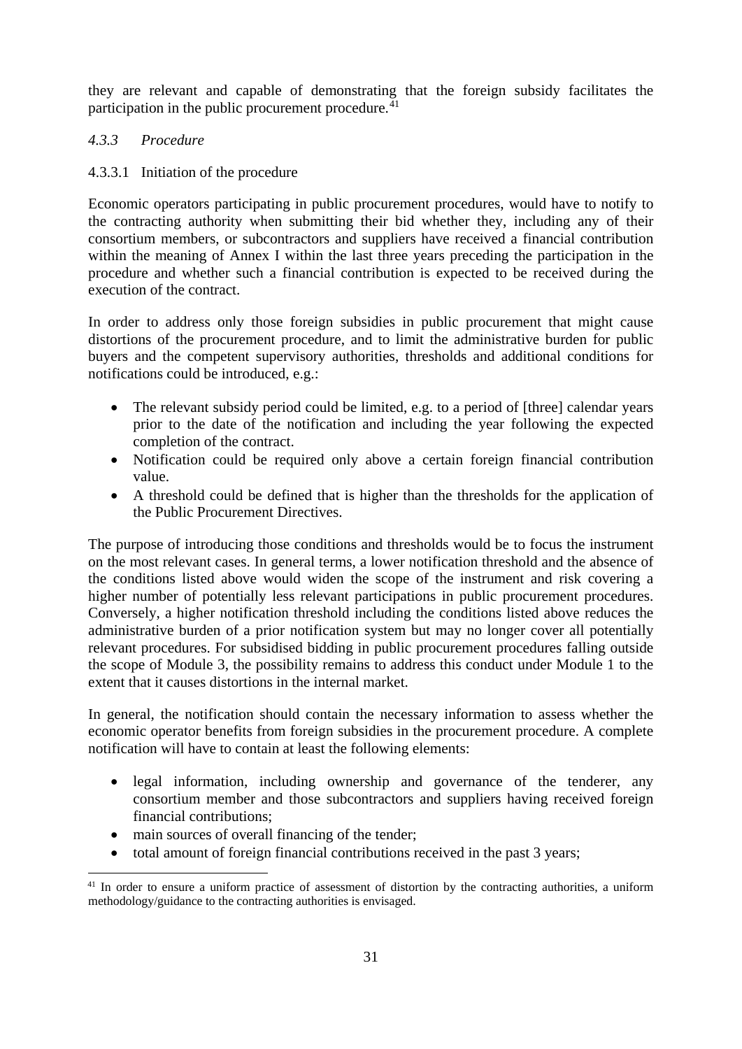they are relevant and capable of demonstrating that the foreign subsidy facilitates the participation in the public procurement procedure.[41]

#### *4.3.3 Procedure*

##### 4.3.3.1 Initiation of the procedure

Economic operators participating in public procurement procedures, would have to notify to the contracting authority when submitting their bid whether they, including any of their consortium members, or subcontractors and suppliers have received a financial contribution within the meaning of Annex I within the last three years preceding the participation in the procedure and whether such a financial contribution is expected to be received during the execution of the contract.

In order to address only those foreign subsidies in public procurement that might cause distortions of the procurement procedure, and to limit the administrative burden for public buyers and the competent supervisory authorities, thresholds and additional conditions for notifications could be introduced, e.g.:

- The relevant subsidy period could be limited, e.g. to a period of [three] calendar years prior to the date of the notification and including the year following the expected completion of the contract.
- Notification could be required only above a certain foreign financial contribution value.
- A threshold could be defined that is higher than the thresholds for the application of the Public Procurement Directives.

The purpose of introducing those conditions and thresholds would be to focus the instrument on the most relevant cases. In general terms, a lower notification threshold and the absence of the conditions listed above would widen the scope of the instrument and risk covering a higher number of potentially less relevant participations in public procurement procedures. Conversely, a higher notification threshold including the conditions listed above reduces the administrative burden of a prior notification system but may no longer cover all potentially relevant procedures. For subsidised bidding in public procurement procedures falling outside the scope of Module 3, the possibility remains to address this conduct under Module 1 to the extent that it causes distortions in the internal market.

In general, the notification should contain the necessary information to assess whether the economic operator benefits from foreign subsidies in the procurement procedure. A complete notification will have to contain at least the following elements:

- legal information, including ownership and governance of the tenderer, any consortium member and those subcontractors and suppliers having received foreign financial contributions;
- main sources of overall financing of the tender;
- total amount of foreign financial contributions received in the past 3 years;

[41] In order to ensure a uniform practice of assessment of distortion by the contracting authorities, a uniform methodology/guidance to the contracting authorities is envisaged.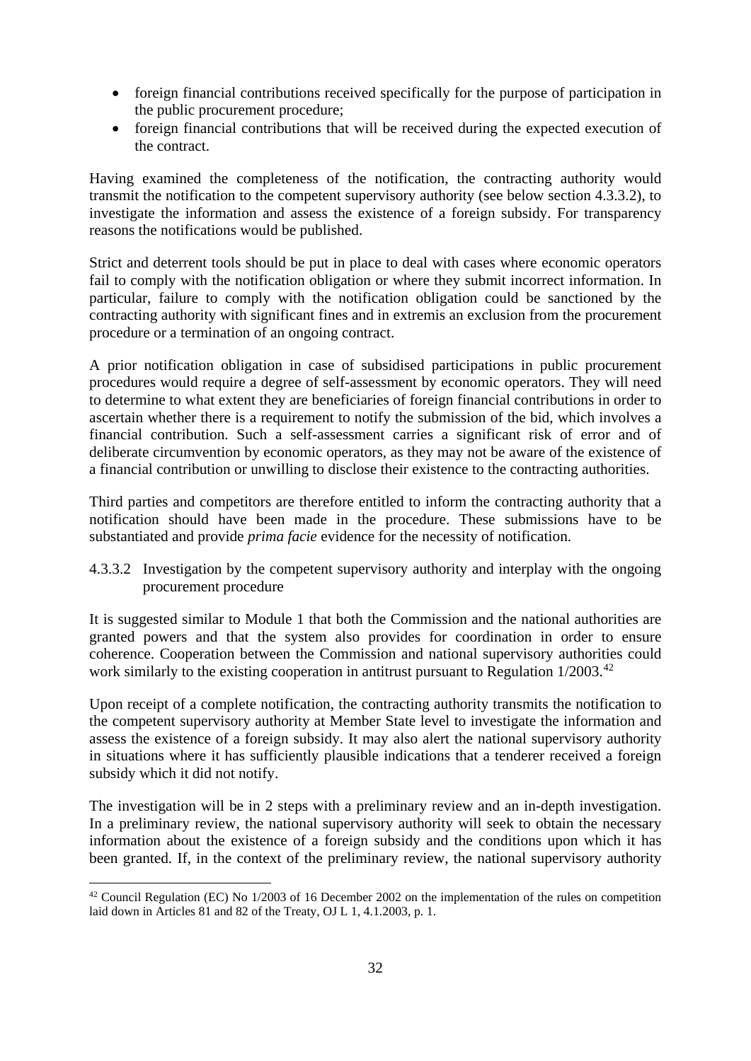- foreign financial contributions received specifically for the purpose of participation in the public procurement procedure;
- foreign financial contributions that will be received during the expected execution of the contract.

Having examined the completeness of the notification, the contracting authority would transmit the notification to the competent supervisory authority (see below section 4.3.3.2), to investigate the information and assess the existence of a foreign subsidy. For transparency reasons the notifications would be published.

Strict and deterrent tools should be put in place to deal with cases where economic operators fail to comply with the notification obligation or where they submit incorrect information. In particular, failure to comply with the notification obligation could be sanctioned by the contracting authority with significant fines and in extremis an exclusion from the procurement procedure or a termination of an ongoing contract.

A prior notification obligation in case of subsidised participations in public procurement procedures would require a degree of self-assessment by economic operators. They will need to determine to what extent they are beneficiaries of foreign financial contributions in order to ascertain whether there is a requirement to notify the submission of the bid, which involves a financial contribution. Such a self-assessment carries a significant risk of error and of deliberate circumvention by economic operators, as they may not be aware of the existence of a financial contribution or unwilling to disclose their existence to the contracting authorities.

Third parties and competitors are therefore entitled to inform the contracting authority that a notification should have been made in the procedure. These submissions have to be substantiated and provide *prima facie* evidence for the necessity of notification.

#### 4.3.3.2 Investigation by the competent supervisory authority and interplay with the ongoing procurement procedure

It is suggested similar to Module 1 that both the Commission and the national authorities are granted powers and that the system also provides for coordination in order to ensure coherence. Cooperation between the Commission and national supervisory authorities could work similarly to the existing cooperation in antitrust pursuant to Regulation 1/2003.[42]

Upon receipt of a complete notification, the contracting authority transmits the notification to the competent supervisory authority at Member State level to investigate the information and assess the existence of a foreign subsidy. It may also alert the national supervisory authority in situations where it has sufficiently plausible indications that a tenderer received a foreign subsidy which it did not notify.

The investigation will be in 2 steps with a preliminary review and an in-depth investigation. In a preliminary review, the national supervisory authority will seek to obtain the necessary information about the existence of a foreign subsidy and the conditions upon which it has been granted. If, in the context of the preliminary review, the national supervisory authority

[42] Council Regulation (EC) No 1/2003 of 16 December 2002 on the implementation of the rules on competition laid down in Articles 81 and 82 of the Treaty, OJ L 1, 4.1.2003, p. 1.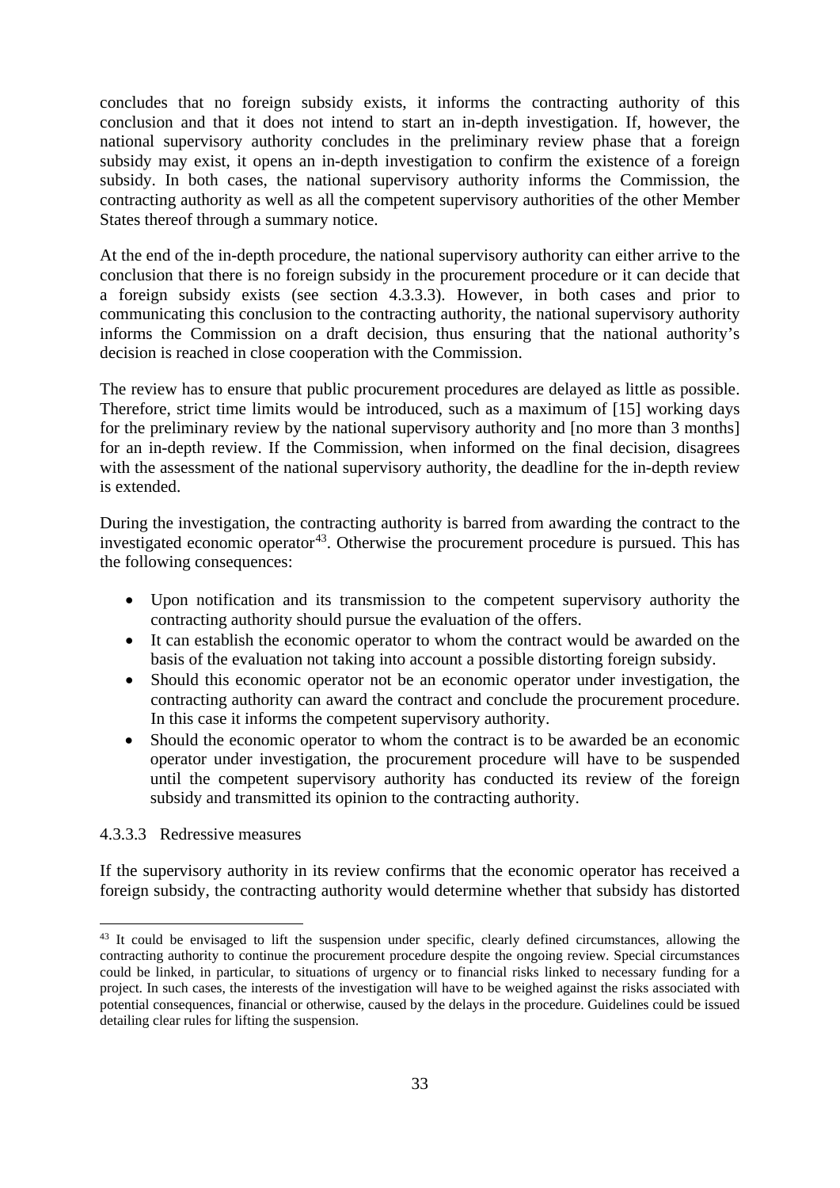concludes that no foreign subsidy exists, it informs the contracting authority of this conclusion and that it does not intend to start an in-depth investigation. If, however, the national supervisory authority concludes in the preliminary review phase that a foreign subsidy may exist, it opens an in-depth investigation to confirm the existence of a foreign subsidy. In both cases, the national supervisory authority informs the Commission, the contracting authority as well as all the competent supervisory authorities of the other Member States thereof through a summary notice.

At the end of the in-depth procedure, the national supervisory authority can either arrive to the conclusion that there is no foreign subsidy in the procurement procedure or it can decide that a foreign subsidy exists (see section 4.3.3.3). However, in both cases and prior to communicating this conclusion to the contracting authority, the national supervisory authority informs the Commission on a draft decision, thus ensuring that the national authority's decision is reached in close cooperation with the Commission.

The review has to ensure that public procurement procedures are delayed as little as possible. Therefore, strict time limits would be introduced, such as a maximum of [15] working days for the preliminary review by the national supervisory authority and [no more than 3 months] for an in-depth review. If the Commission, when informed on the final decision, disagrees with the assessment of the national supervisory authority, the deadline for the in-depth review is extended.

During the investigation, the contracting authority is barred from awarding the contract to the investigated economic operator[43]. Otherwise the procurement procedure is pursued. This has the following consequences:

- Upon notification and its transmission to the competent supervisory authority the contracting authority should pursue the evaluation of the offers.
- It can establish the economic operator to whom the contract would be awarded on the basis of the evaluation not taking into account a possible distorting foreign subsidy.
- Should this economic operator not be an economic operator under investigation, the contracting authority can award the contract and conclude the procurement procedure. In this case it informs the competent supervisory authority.
- Should the economic operator to whom the contract is to be awarded be an economic operator under investigation, the procurement procedure will have to be suspended until the competent supervisory authority has conducted its review of the foreign subsidy and transmitted its opinion to the contracting authority.

#### 4.3.3.3 Redressive measures

If the supervisory authority in its review confirms that the economic operator has received a foreign subsidy, the contracting authority would determine whether that subsidy has distorted

---

[43] It could be envisaged to lift the suspension under specific, clearly defined circumstances, allowing the contracting authority to continue the procurement procedure despite the ongoing review. Special circumstances could be linked, in particular, to situations of urgency or to financial risks linked to necessary funding for a project. In such cases, the interests of the investigation will have to be weighed against the risks associated with potential consequences, financial or otherwise, caused by the delays in the procedure. Guidelines could be issued detailing clear rules for lifting the suspension.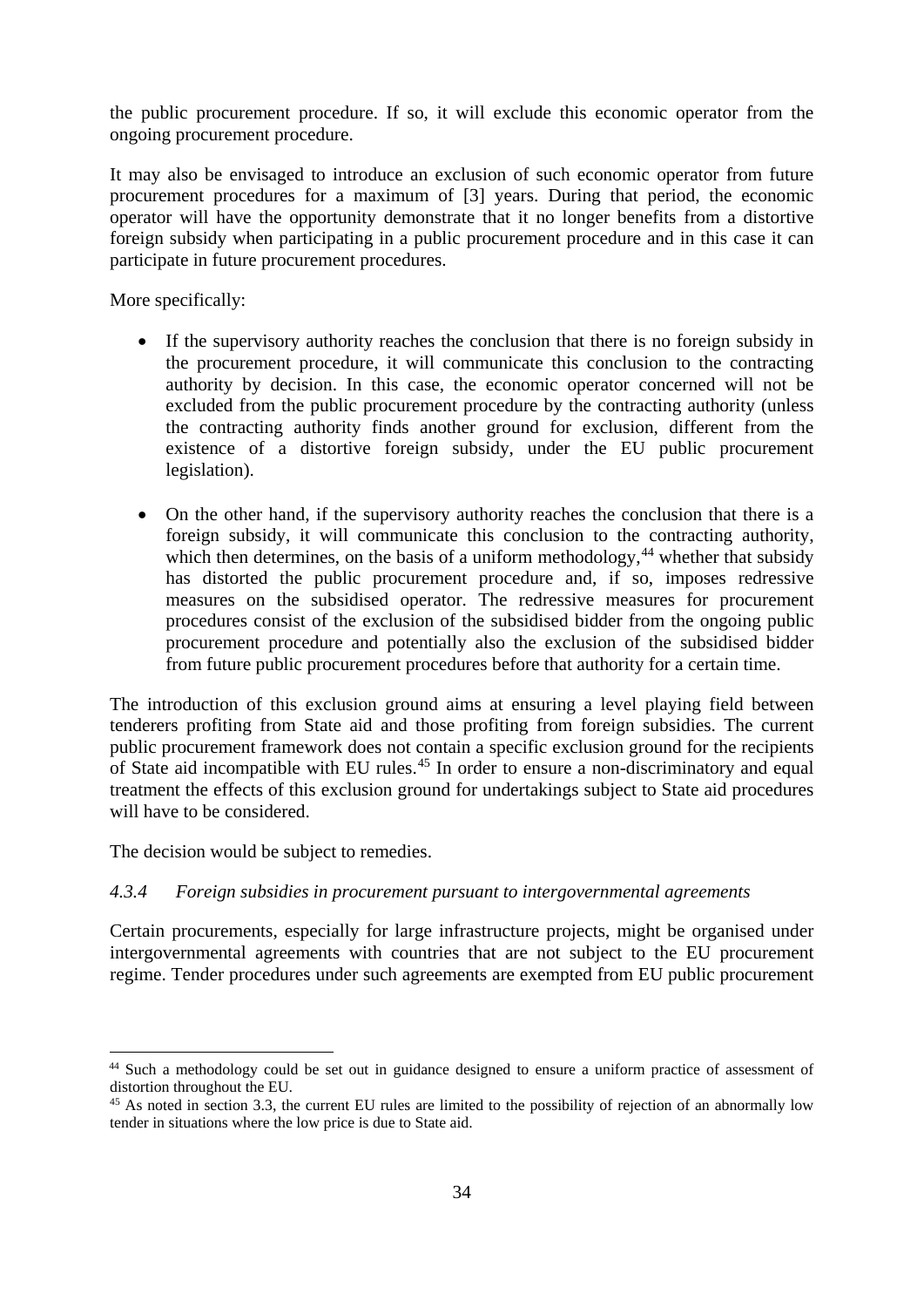the public procurement procedure. If so, it will exclude this economic operator from the ongoing procurement procedure.

It may also be envisaged to introduce an exclusion of such economic operator from future procurement procedures for a maximum of [3] years. During that period, the economic operator will have the opportunity demonstrate that it no longer benefits from a distortive foreign subsidy when participating in a public procurement procedure and in this case it can participate in future procurement procedures.

More specifically:

- If the supervisory authority reaches the conclusion that there is no foreign subsidy in the procurement procedure, it will communicate this conclusion to the contracting authority by decision. In this case, the economic operator concerned will not be excluded from the public procurement procedure by the contracting authority (unless the contracting authority finds another ground for exclusion, different from the existence of a distortive foreign subsidy, under the EU public procurement legislation).

- On the other hand, if the supervisory authority reaches the conclusion that there is a foreign subsidy, it will communicate this conclusion to the contracting authority, which then determines, on the basis of a uniform methodology,[44] whether that subsidy has distorted the public procurement procedure and, if so, imposes redressive measures on the subsidised operator. The redressive measures for procurement procedures consist of the exclusion of the subsidised bidder from the ongoing public procurement procedure and potentially also the exclusion of the subsidised bidder from future public procurement procedures before that authority for a certain time.

The introduction of this exclusion ground aims at ensuring a level playing field between tenderers profiting from State aid and those profiting from foreign subsidies. The current public procurement framework does not contain a specific exclusion ground for the recipients of State aid incompatible with EU rules.[45] In order to ensure a non-discriminatory and equal treatment the effects of this exclusion ground for undertakings subject to State aid procedures will have to be considered.

The decision would be subject to remedies.

#### *4.3.4 Foreign subsidies in procurement pursuant to intergovernmental agreements*

Certain procurements, especially for large infrastructure projects, might be organised under intergovernmental agreements with countries that are not subject to the EU procurement regime. Tender procedures under such agreements are exempted from EU public procurement

---

[44] Such a methodology could be set out in guidance designed to ensure a uniform practice of assessment of distortion throughout the EU.

[45] As noted in section 3.3, the current EU rules are limited to the possibility of rejection of an abnormally low tender in situations where the low price is due to State aid.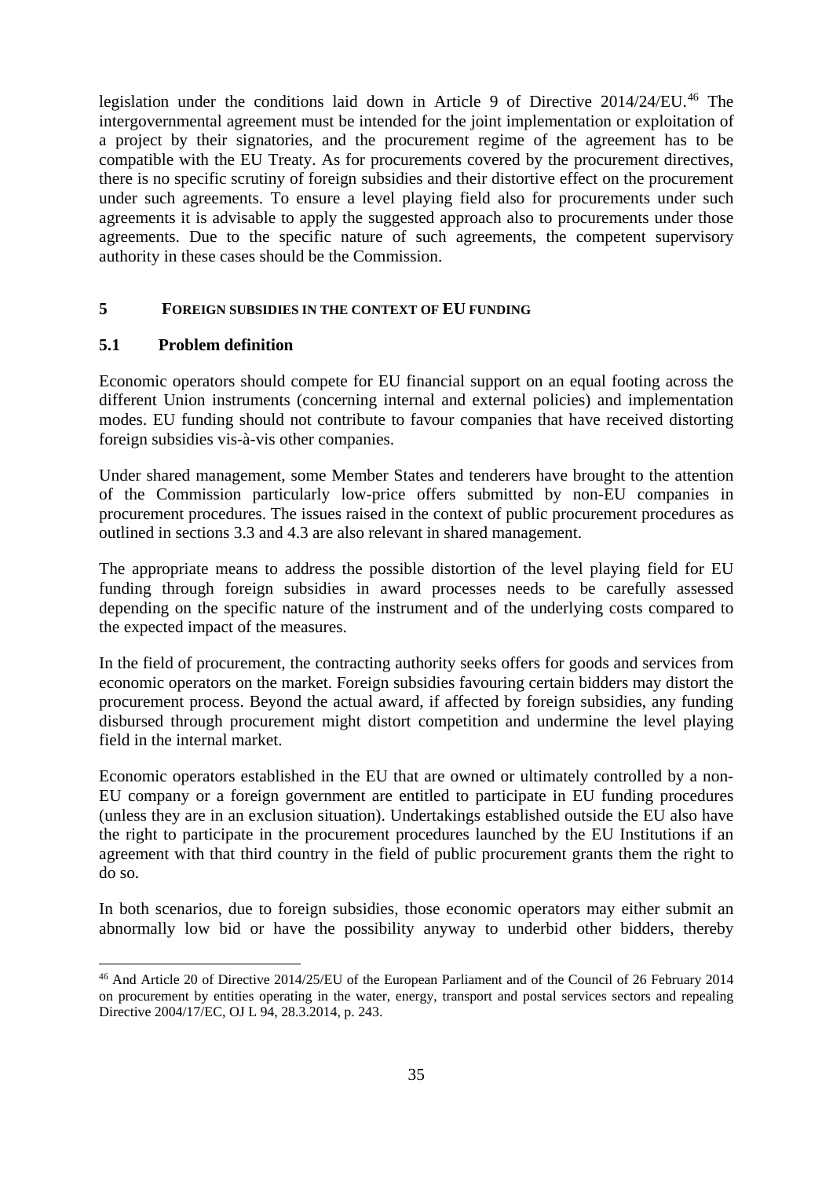legislation under the conditions laid down in Article 9 of Directive 2014/24/EU.[46] The intergovernmental agreement must be intended for the joint implementation or exploitation of a project by their signatories, and the procurement regime of the agreement has to be compatible with the EU Treaty. As for procurements covered by the procurement directives, there is no specific scrutiny of foreign subsidies and their distortive effect on the procurement under such agreements. To ensure a level playing field also for procurements under such agreements it is advisable to apply the suggested approach also to procurements under those agreements. Due to the specific nature of such agreements, the competent supervisory authority in these cases should be the Commission.

## 5 FOREIGN SUBSIDIES IN THE CONTEXT OF EU FUNDING

### 5.1 Problem definition

Economic operators should compete for EU financial support on an equal footing across the different Union instruments (concerning internal and external policies) and implementation modes. EU funding should not contribute to favour companies that have received distorting foreign subsidies vis-à-vis other companies.

Under shared management, some Member States and tenderers have brought to the attention of the Commission particularly low-price offers submitted by non-EU companies in procurement procedures. The issues raised in the context of public procurement procedures as outlined in sections 3.3 and 4.3 are also relevant in shared management.

The appropriate means to address the possible distortion of the level playing field for EU funding through foreign subsidies in award processes needs to be carefully assessed depending on the specific nature of the instrument and of the underlying costs compared to the expected impact of the measures.

In the field of procurement, the contracting authority seeks offers for goods and services from economic operators on the market. Foreign subsidies favouring certain bidders may distort the procurement process. Beyond the actual award, if affected by foreign subsidies, any funding disbursed through procurement might distort competition and undermine the level playing field in the internal market.

Economic operators established in the EU that are owned or ultimately controlled by a non-EU company or a foreign government are entitled to participate in EU funding procedures (unless they are in an exclusion situation). Undertakings established outside the EU also have the right to participate in the procurement procedures launched by the EU Institutions if an agreement with that third country in the field of public procurement grants them the right to do so.

In both scenarios, due to foreign subsidies, those economic operators may either submit an abnormally low bid or have the possibility anyway to underbid other bidders, thereby

---

[46] And Article 20 of Directive 2014/25/EU of the European Parliament and of the Council of 26 February 2014 on procurement by entities operating in the water, energy, transport and postal services sectors and repealing Directive 2004/17/EC, OJ L 94, 28.3.2014, p. 243.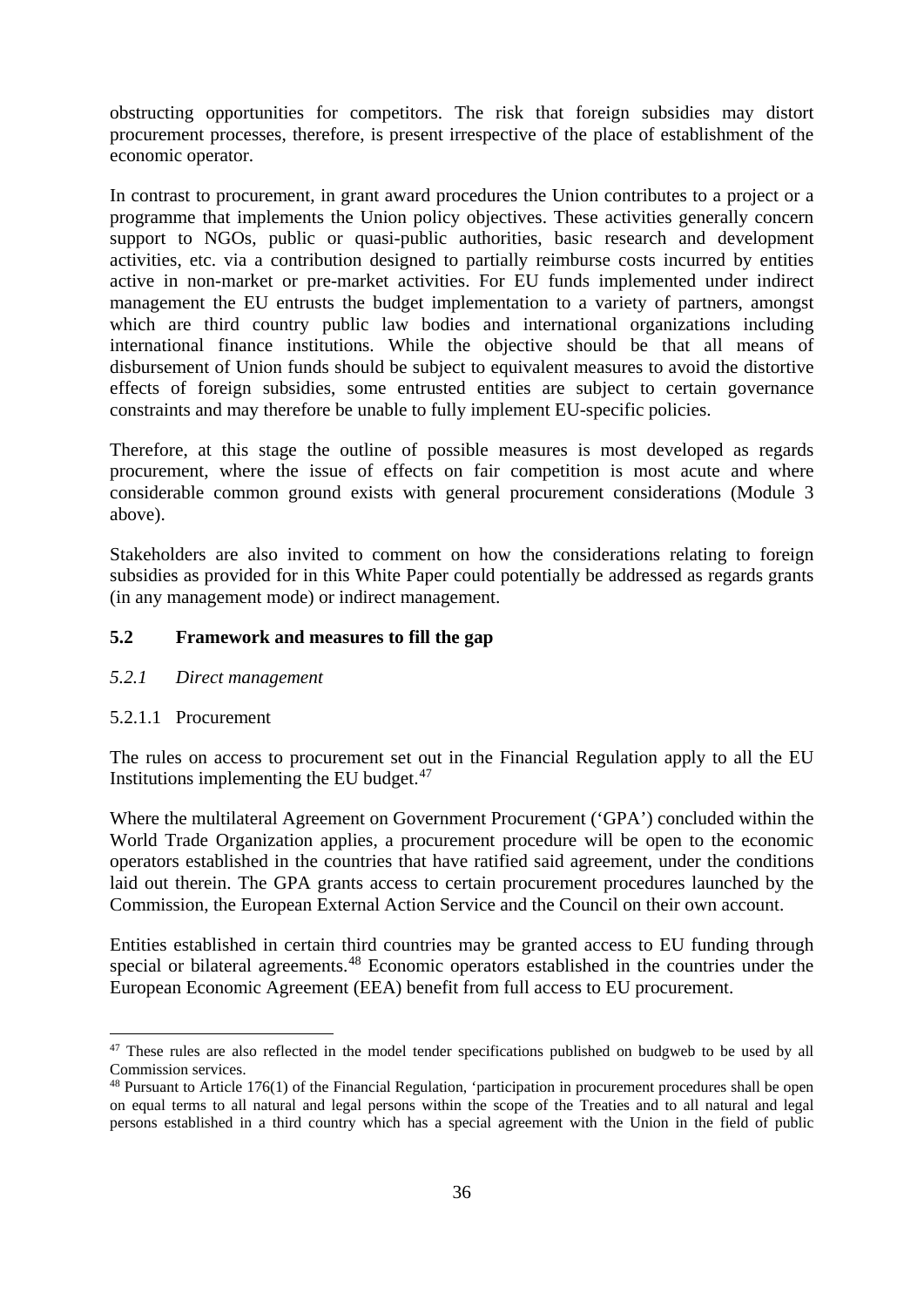obstructing opportunities for competitors. The risk that foreign subsidies may distort procurement processes, therefore, is present irrespective of the place of establishment of the economic operator.

In contrast to procurement, in grant award procedures the Union contributes to a project or a programme that implements the Union policy objectives. These activities generally concern support to NGOs, public or quasi-public authorities, basic research and development activities, etc. via a contribution designed to partially reimburse costs incurred by entities active in non-market or pre-market activities. For EU funds implemented under indirect management the EU entrusts the budget implementation to a variety of partners, amongst which are third country public law bodies and international organizations including international finance institutions. While the objective should be that all means of disbursement of Union funds should be subject to equivalent measures to avoid the distortive effects of foreign subsidies, some entrusted entities are subject to certain governance constraints and may therefore be unable to fully implement EU-specific policies.

Therefore, at this stage the outline of possible measures is most developed as regards procurement, where the issue of effects on fair competition is most acute and where considerable common ground exists with general procurement considerations (Module 3 above).

Stakeholders are also invited to comment on how the considerations relating to foreign subsidies as provided for in this White Paper could potentially be addressed as regards grants (in any management mode) or indirect management.

## 5.2 Framework and measures to fill the gap

### *5.2.1 Direct management*

#### 5.2.1.1 Procurement

The rules on access to procurement set out in the Financial Regulation apply to all the EU Institutions implementing the EU budget.[47]

Where the multilateral Agreement on Government Procurement ('GPA') concluded within the World Trade Organization applies, a procurement procedure will be open to the economic operators established in the countries that have ratified said agreement, under the conditions laid out therein. The GPA grants access to certain procurement procedures launched by the Commission, the European External Action Service and the Council on their own account.

Entities established in certain third countries may be granted access to EU funding through special or bilateral agreements.[48] Economic operators established in the countries under the European Economic Agreement (EEA) benefit from full access to EU procurement.

---

[47] These rules are also reflected in the model tender specifications published on budgweb to be used by all Commission services.

[48] Pursuant to Article 176(1) of the Financial Regulation, 'participation in procurement procedures shall be open on equal terms to all natural and legal persons within the scope of the Treaties and to all natural and legal persons established in a third country which has a special agreement with the Union in the field of public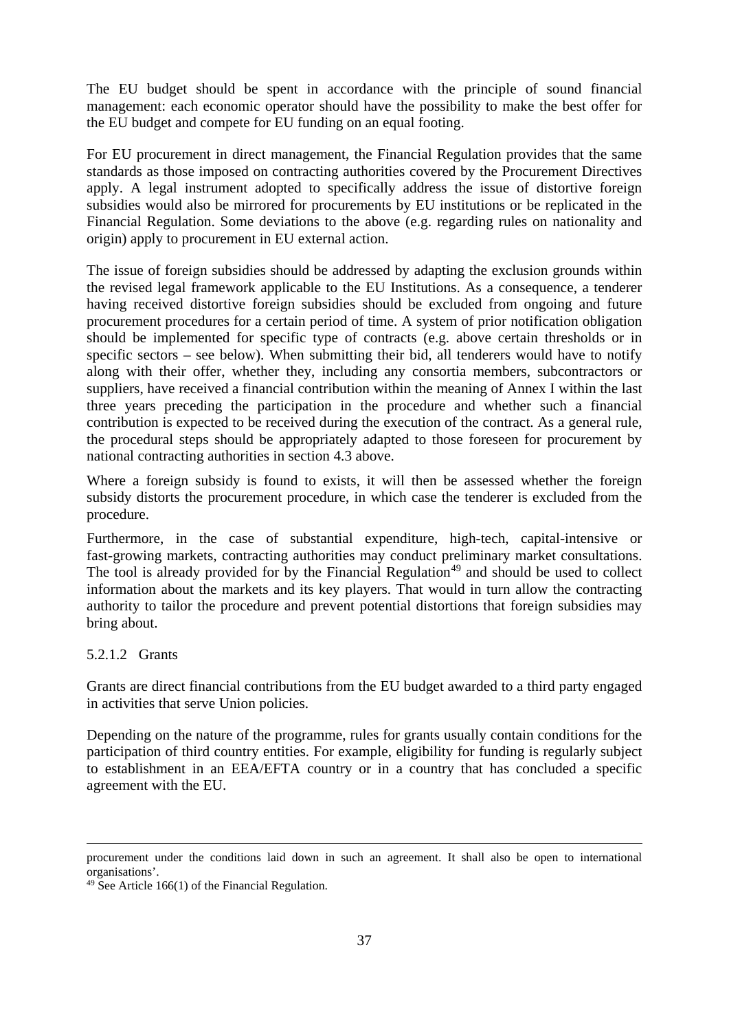The EU budget should be spent in accordance with the principle of sound financial management: each economic operator should have the possibility to make the best offer for the EU budget and compete for EU funding on an equal footing.

For EU procurement in direct management, the Financial Regulation provides that the same standards as those imposed on contracting authorities covered by the Procurement Directives apply. A legal instrument adopted to specifically address the issue of distortive foreign subsidies would also be mirrored for procurements by EU institutions or be replicated in the Financial Regulation. Some deviations to the above (e.g. regarding rules on nationality and origin) apply to procurement in EU external action.

The issue of foreign subsidies should be addressed by adapting the exclusion grounds within the revised legal framework applicable to the EU Institutions. As a consequence, a tenderer having received distortive foreign subsidies should be excluded from ongoing and future procurement procedures for a certain period of time. A system of prior notification obligation should be implemented for specific type of contracts (e.g. above certain thresholds or in specific sectors – see below). When submitting their bid, all tenderers would have to notify along with their offer, whether they, including any consortia members, subcontractors or suppliers, have received a financial contribution within the meaning of Annex I within the last three years preceding the participation in the procedure and whether such a financial contribution is expected to be received during the execution of the contract. As a general rule, the procedural steps should be appropriately adapted to those foreseen for procurement by national contracting authorities in section 4.3 above.

Where a foreign subsidy is found to exists, it will then be assessed whether the foreign subsidy distorts the procurement procedure, in which case the tenderer is excluded from the procedure.

Furthermore, in the case of substantial expenditure, high-tech, capital-intensive or fast-growing markets, contracting authorities may conduct preliminary market consultations. The tool is already provided for by the Financial Regulation[49] and should be used to collect information about the markets and its key players. That would in turn allow the contracting authority to tailor the procedure and prevent potential distortions that foreign subsidies may bring about.

#### 5.2.1.2 Grants

Grants are direct financial contributions from the EU budget awarded to a third party engaged in activities that serve Union policies.

Depending on the nature of the programme, rules for grants usually contain conditions for the participation of third country entities. For example, eligibility for funding is regularly subject to establishment in an EEA/EFTA country or in a country that has concluded a specific agreement with the EU.

---

procurement under the conditions laid down in such an agreement. It shall also be open to international organisations'.

[49] See Article 166(1) of the Financial Regulation.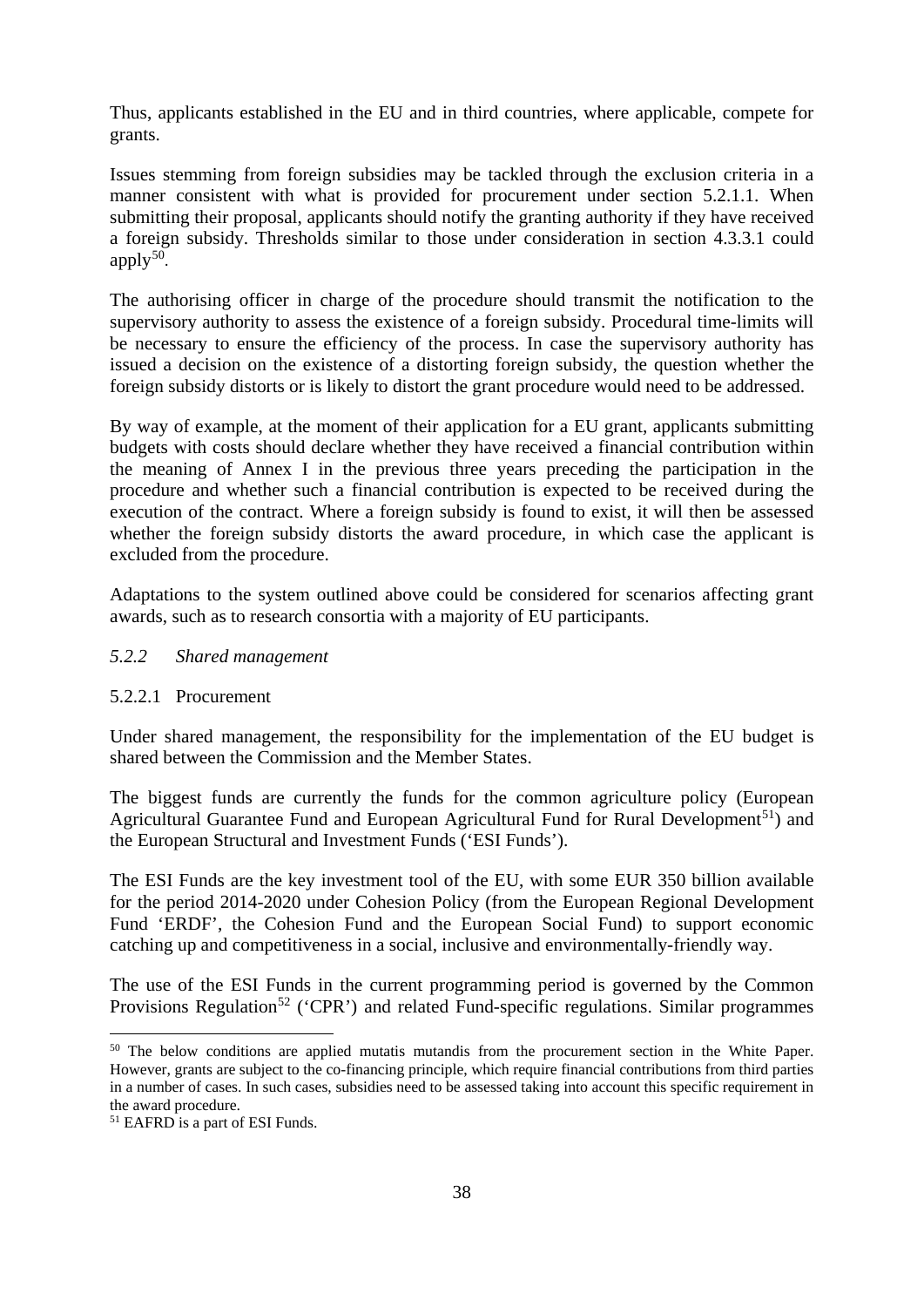Thus, applicants established in the EU and in third countries, where applicable, compete for grants.

Issues stemming from foreign subsidies may be tackled through the exclusion criteria in a manner consistent with what is provided for procurement under section 5.2.1.1. When submitting their proposal, applicants should notify the granting authority if they have received a foreign subsidy. Thresholds similar to those under consideration in section 4.3.3.1 could apply[50].

The authorising officer in charge of the procedure should transmit the notification to the supervisory authority to assess the existence of a foreign subsidy. Procedural time-limits will be necessary to ensure the efficiency of the process. In case the supervisory authority has issued a decision on the existence of a distorting foreign subsidy, the question whether the foreign subsidy distorts or is likely to distort the grant procedure would need to be addressed.

By way of example, at the moment of their application for a EU grant, applicants submitting budgets with costs should declare whether they have received a financial contribution within the meaning of Annex I in the previous three years preceding the participation in the procedure and whether such a financial contribution is expected to be received during the execution of the contract. Where a foreign subsidy is found to exist, it will then be assessed whether the foreign subsidy distorts the award procedure, in which case the applicant is excluded from the procedure.

Adaptations to the system outlined above could be considered for scenarios affecting grant awards, such as to research consortia with a majority of EU participants.

### *5.2.2 Shared management*

#### 5.2.2.1 Procurement

Under shared management, the responsibility for the implementation of the EU budget is shared between the Commission and the Member States.

The biggest funds are currently the funds for the common agriculture policy (European Agricultural Guarantee Fund and European Agricultural Fund for Rural Development[51]) and the European Structural and Investment Funds ('ESI Funds').

The ESI Funds are the key investment tool of the EU, with some EUR 350 billion available for the period 2014-2020 under Cohesion Policy (from the European Regional Development Fund 'ERDF', the Cohesion Fund and the European Social Fund) to support economic catching up and competitiveness in a social, inclusive and environmentally-friendly way.

The use of the ESI Funds in the current programming period is governed by the Common Provisions Regulation[52] ('CPR') and related Fund-specific regulations. Similar programmes

---

[50] The below conditions are applied mutatis mutandis from the procurement section in the White Paper. However, grants are subject to the co-financing principle, which require financial contributions from third parties in a number of cases. In such cases, subsidies need to be assessed taking into account this specific requirement in the award procedure.

[51] EAFRD is a part of ESI Funds.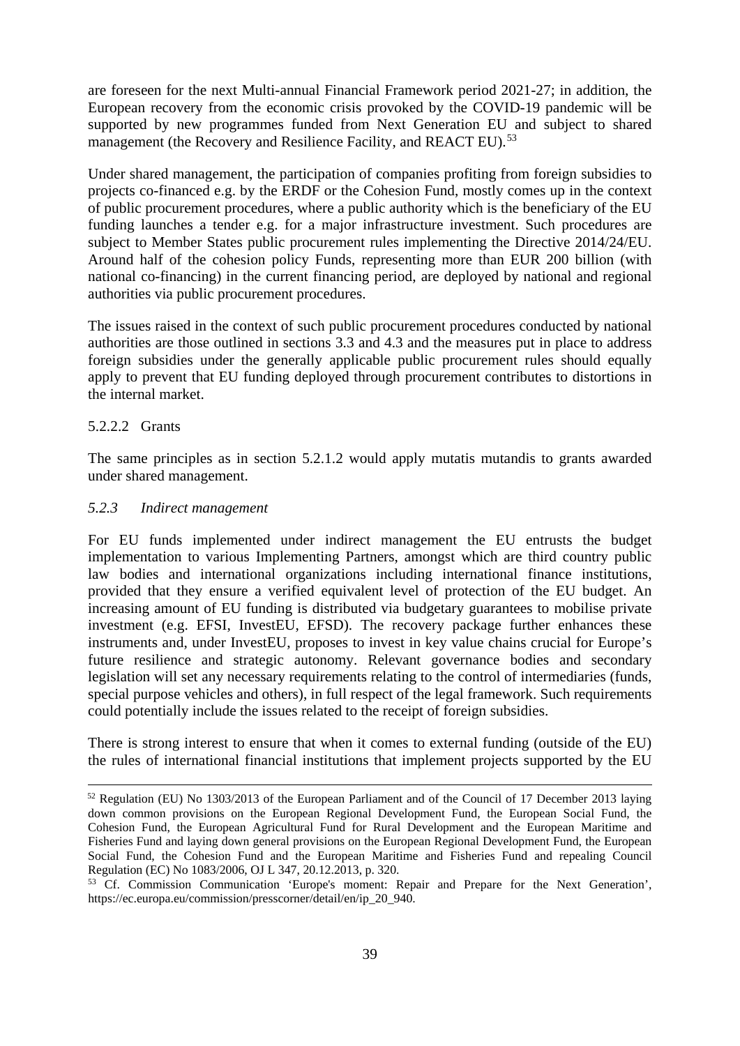are foreseen for the next Multi-annual Financial Framework period 2021-27; in addition, the European recovery from the economic crisis provoked by the COVID-19 pandemic will be supported by new programmes funded from Next Generation EU and subject to shared management (the Recovery and Resilience Facility, and REACT EU).[53]

Under shared management, the participation of companies profiting from foreign subsidies to projects co-financed e.g. by the ERDF or the Cohesion Fund, mostly comes up in the context of public procurement procedures, where a public authority which is the beneficiary of the EU funding launches a tender e.g. for a major infrastructure investment. Such procedures are subject to Member States public procurement rules implementing the Directive 2014/24/EU. Around half of the cohesion policy Funds, representing more than EUR 200 billion (with national co-financing) in the current financing period, are deployed by national and regional authorities via public procurement procedures.

The issues raised in the context of such public procurement procedures conducted by national authorities are those outlined in sections 3.3 and 4.3 and the measures put in place to address foreign subsidies under the generally applicable public procurement rules should equally apply to prevent that EU funding deployed through procurement contributes to distortions in the internal market.

#### 5.2.2.2 Grants

The same principles as in section 5.2.1.2 would apply mutatis mutandis to grants awarded under shared management.

### *5.2.3 Indirect management*

For EU funds implemented under indirect management the EU entrusts the budget implementation to various Implementing Partners, amongst which are third country public law bodies and international organizations including international finance institutions, provided that they ensure a verified equivalent level of protection of the EU budget. An increasing amount of EU funding is distributed via budgetary guarantees to mobilise private investment (e.g. EFSI, InvestEU, EFSD). The recovery package further enhances these instruments and, under InvestEU, proposes to invest in key value chains crucial for Europe's future resilience and strategic autonomy. Relevant governance bodies and secondary legislation will set any necessary requirements relating to the control of intermediaries (funds, special purpose vehicles and others), in full respect of the legal framework. Such requirements could potentially include the issues related to the receipt of foreign subsidies.

There is strong interest to ensure that when it comes to external funding (outside of the EU) the rules of international financial institutions that implement projects supported by the EU

---

[52] Regulation (EU) No 1303/2013 of the European Parliament and of the Council of 17 December 2013 laying down common provisions on the European Regional Development Fund, the European Social Fund, the Cohesion Fund, the European Agricultural Fund for Rural Development and the European Maritime and Fisheries Fund and laying down general provisions on the European Regional Development Fund, the European Social Fund, the Cohesion Fund and the European Maritime and Fisheries Fund and repealing Council Regulation (EC) No 1083/2006, OJ L 347, 20.12.2013, p. 320.

[53] Cf. Commission Communication 'Europe's moment: Repair and Prepare for the Next Generation', https://ec.europa.eu/commission/presscorner/detail/en/ip_20_940.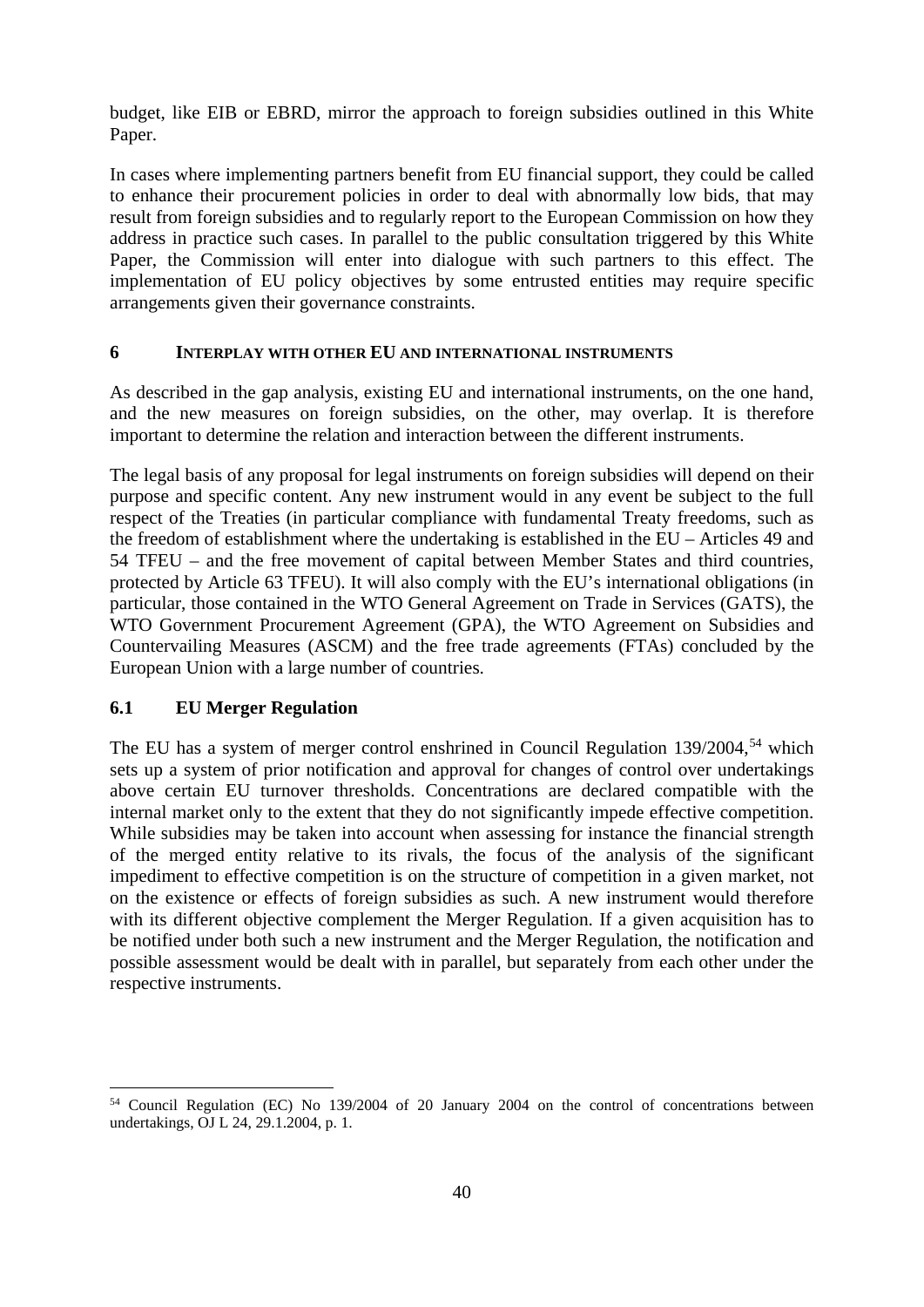budget, like EIB or EBRD, mirror the approach to foreign subsidies outlined in this White Paper.

In cases where implementing partners benefit from EU financial support, they could be called to enhance their procurement policies in order to deal with abnormally low bids, that may result from foreign subsidies and to regularly report to the European Commission on how they address in practice such cases. In parallel to the public consultation triggered by this White Paper, the Commission will enter into dialogue with such partners to this effect. The implementation of EU policy objectives by some entrusted entities may require specific arrangements given their governance constraints.

## 6 INTERPLAY WITH OTHER EU AND INTERNATIONAL INSTRUMENTS

As described in the gap analysis, existing EU and international instruments, on the one hand, and the new measures on foreign subsidies, on the other, may overlap. It is therefore important to determine the relation and interaction between the different instruments.

The legal basis of any proposal for legal instruments on foreign subsidies will depend on their purpose and specific content. Any new instrument would in any event be subject to the full respect of the Treaties (in particular compliance with fundamental Treaty freedoms, such as the freedom of establishment where the undertaking is established in the EU – Articles 49 and 54 TFEU – and the free movement of capital between Member States and third countries, protected by Article 63 TFEU). It will also comply with the EU's international obligations (in particular, those contained in the WTO General Agreement on Trade in Services (GATS), the WTO Government Procurement Agreement (GPA), the WTO Agreement on Subsidies and Countervailing Measures (ASCM) and the free trade agreements (FTAs) concluded by the European Union with a large number of countries.

### 6.1 EU Merger Regulation

The EU has a system of merger control enshrined in Council Regulation 139/2004,[54] which sets up a system of prior notification and approval for changes of control over undertakings above certain EU turnover thresholds. Concentrations are declared compatible with the internal market only to the extent that they do not significantly impede effective competition. While subsidies may be taken into account when assessing for instance the financial strength of the merged entity relative to its rivals, the focus of the analysis of the significant impediment to effective competition is on the structure of competition in a given market, not on the existence or effects of foreign subsidies as such. A new instrument would therefore with its different objective complement the Merger Regulation. If a given acquisition has to be notified under both such a new instrument and the Merger Regulation, the notification and possible assessment would be dealt with in parallel, but separately from each other under the respective instruments.

---

[54] Council Regulation (EC) No 139/2004 of 20 January 2004 on the control of concentrations between undertakings, OJ L 24, 29.1.2004, p. 1.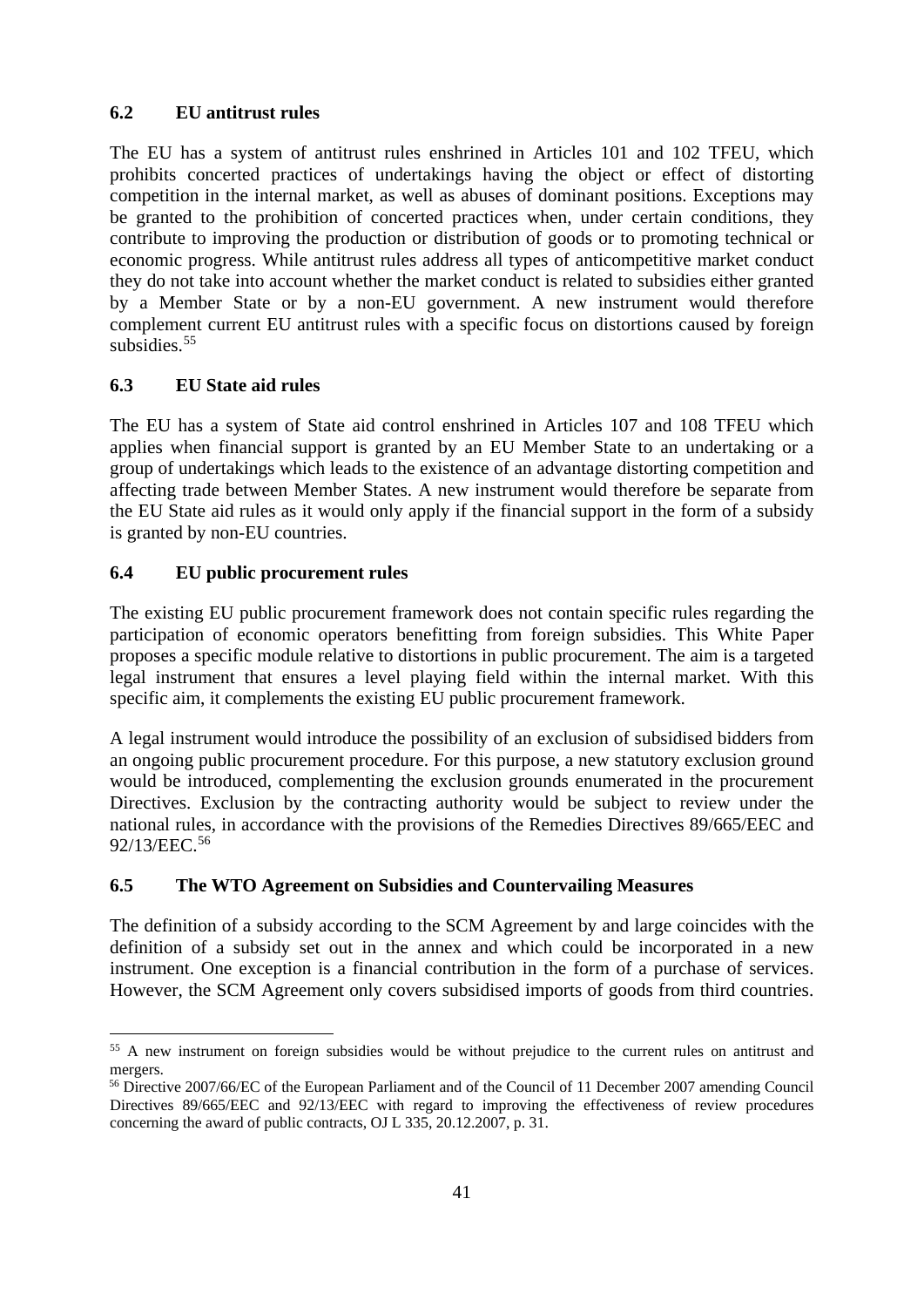### 6.2 EU antitrust rules

The EU has a system of antitrust rules enshrined in Articles 101 and 102 TFEU, which prohibits concerted practices of undertakings having the object or effect of distorting competition in the internal market, as well as abuses of dominant positions. Exceptions may be granted to the prohibition of concerted practices when, under certain conditions, they contribute to improving the production or distribution of goods or to promoting technical or economic progress. While antitrust rules address all types of anticompetitive market conduct they do not take into account whether the market conduct is related to subsidies either granted by a Member State or by a non-EU government. A new instrument would therefore complement current EU antitrust rules with a specific focus on distortions caused by foreign subsidies.[55]

### 6.3 EU State aid rules

The EU has a system of State aid control enshrined in Articles 107 and 108 TFEU which applies when financial support is granted by an EU Member State to an undertaking or a group of undertakings which leads to the existence of an advantage distorting competition and affecting trade between Member States. A new instrument would therefore be separate from the EU State aid rules as it would only apply if the financial support in the form of a subsidy is granted by non-EU countries.

### 6.4 EU public procurement rules

The existing EU public procurement framework does not contain specific rules regarding the participation of economic operators benefitting from foreign subsidies. This White Paper proposes a specific module relative to distortions in public procurement. The aim is a targeted legal instrument that ensures a level playing field within the internal market. With this specific aim, it complements the existing EU public procurement framework.

A legal instrument would introduce the possibility of an exclusion of subsidised bidders from an ongoing public procurement procedure. For this purpose, a new statutory exclusion ground would be introduced, complementing the exclusion grounds enumerated in the procurement Directives. Exclusion by the contracting authority would be subject to review under the national rules, in accordance with the provisions of the Remedies Directives 89/665/EEC and 92/13/EEC.[56]

### 6.5 The WTO Agreement on Subsidies and Countervailing Measures

The definition of a subsidy according to the SCM Agreement by and large coincides with the definition of a subsidy set out in the annex and which could be incorporated in a new instrument. One exception is a financial contribution in the form of a purchase of services. However, the SCM Agreement only covers subsidised imports of goods from third countries.

---

[55] A new instrument on foreign subsidies would be without prejudice to the current rules on antitrust and mergers.

[56] Directive 2007/66/EC of the European Parliament and of the Council of 11 December 2007 amending Council Directives 89/665/EEC and 92/13/EEC with regard to improving the effectiveness of review procedures concerning the award of public contracts, OJ L 335, 20.12.2007, p. 31.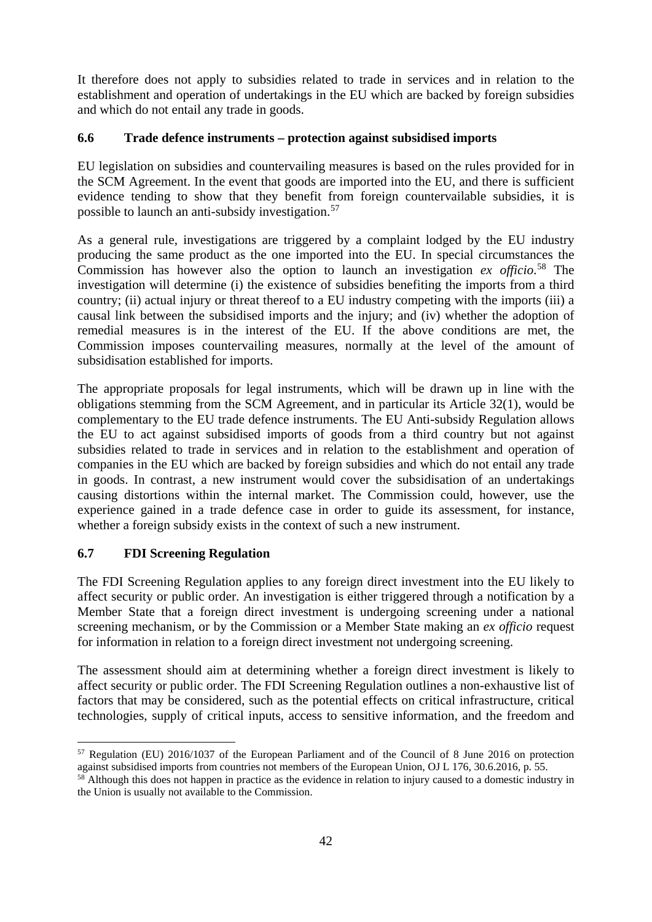It therefore does not apply to subsidies related to trade in services and in relation to the establishment and operation of undertakings in the EU which are backed by foreign subsidies and which do not entail any trade in goods.

### 6.6 Trade defence instruments – protection against subsidised imports

EU legislation on subsidies and countervailing measures is based on the rules provided for in the SCM Agreement. In the event that goods are imported into the EU, and there is sufficient evidence tending to show that they benefit from foreign countervailable subsidies, it is possible to launch an anti-subsidy investigation.[57]

As a general rule, investigations are triggered by a complaint lodged by the EU industry producing the same product as the one imported into the EU. In special circumstances the Commission has however also the option to launch an investigation *ex officio*.[58] The investigation will determine (i) the existence of subsidies benefiting the imports from a third country; (ii) actual injury or threat thereof to a EU industry competing with the imports (iii) a causal link between the subsidised imports and the injury; and (iv) whether the adoption of remedial measures is in the interest of the EU. If the above conditions are met, the Commission imposes countervailing measures, normally at the level of the amount of subsidisation established for imports.

The appropriate proposals for legal instruments, which will be drawn up in line with the obligations stemming from the SCM Agreement, and in particular its Article 32(1), would be complementary to the EU trade defence instruments. The EU Anti-subsidy Regulation allows the EU to act against subsidised imports of goods from a third country but not against subsidies related to trade in services and in relation to the establishment and operation of companies in the EU which are backed by foreign subsidies and which do not entail any trade in goods. In contrast, a new instrument would cover the subsidisation of an undertakings causing distortions within the internal market. The Commission could, however, use the experience gained in a trade defence case in order to guide its assessment, for instance, whether a foreign subsidy exists in the context of such a new instrument.

### 6.7 FDI Screening Regulation

The FDI Screening Regulation applies to any foreign direct investment into the EU likely to affect security or public order. An investigation is either triggered through a notification by a Member State that a foreign direct investment is undergoing screening under a national screening mechanism, or by the Commission or a Member State making an *ex officio* request for information in relation to a foreign direct investment not undergoing screening.

The assessment should aim at determining whether a foreign direct investment is likely to affect security or public order. The FDI Screening Regulation outlines a non-exhaustive list of factors that may be considered, such as the potential effects on critical infrastructure, critical technologies, supply of critical inputs, access to sensitive information, and the freedom and

---

[57] Regulation (EU) 2016/1037 of the European Parliament and of the Council of 8 June 2016 on protection against subsidised imports from countries not members of the European Union, OJ L 176, 30.6.2016, p. 55.

[58] Although this does not happen in practice as the evidence in relation to injury caused to a domestic industry in the Union is usually not available to the Commission.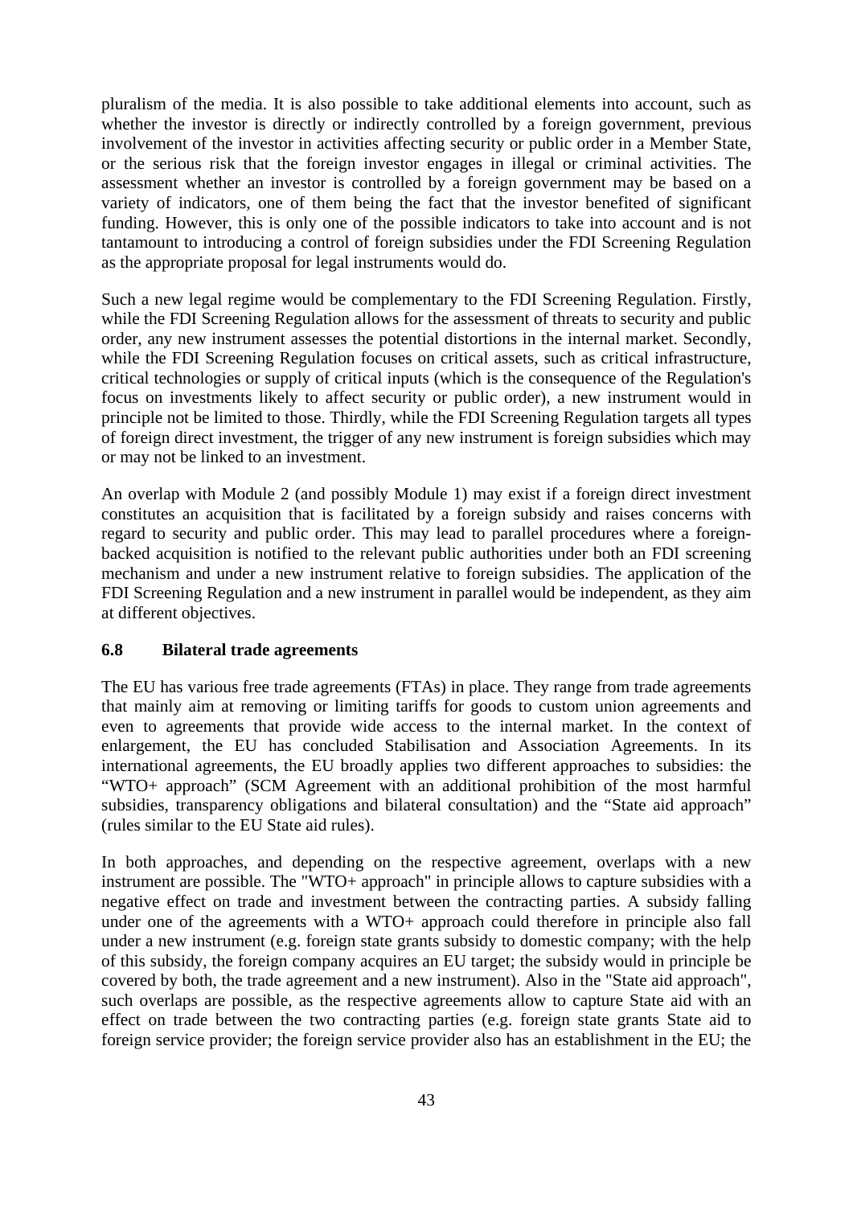pluralism of the media. It is also possible to take additional elements into account, such as whether the investor is directly or indirectly controlled by a foreign government, previous involvement of the investor in activities affecting security or public order in a Member State, or the serious risk that the foreign investor engages in illegal or criminal activities. The assessment whether an investor is controlled by a foreign government may be based on a variety of indicators, one of them being the fact that the investor benefited of significant funding. However, this is only one of the possible indicators to take into account and is not tantamount to introducing a control of foreign subsidies under the FDI Screening Regulation as the appropriate proposal for legal instruments would do.

Such a new legal regime would be complementary to the FDI Screening Regulation. Firstly, while the FDI Screening Regulation allows for the assessment of threats to security and public order, any new instrument assesses the potential distortions in the internal market. Secondly, while the FDI Screening Regulation focuses on critical assets, such as critical infrastructure, critical technologies or supply of critical inputs (which is the consequence of the Regulation's focus on investments likely to affect security or public order), a new instrument would in principle not be limited to those. Thirdly, while the FDI Screening Regulation targets all types of foreign direct investment, the trigger of any new instrument is foreign subsidies which may or may not be linked to an investment.

An overlap with Module 2 (and possibly Module 1) may exist if a foreign direct investment constitutes an acquisition that is facilitated by a foreign subsidy and raises concerns with regard to security and public order. This may lead to parallel procedures where a foreign-backed acquisition is notified to the relevant public authorities under both an FDI screening mechanism and under a new instrument relative to foreign subsidies. The application of the FDI Screening Regulation and a new instrument in parallel would be independent, as they aim at different objectives.

### 6.8 Bilateral trade agreements

The EU has various free trade agreements (FTAs) in place. They range from trade agreements that mainly aim at removing or limiting tariffs for goods to custom union agreements and even to agreements that provide wide access to the internal market. In the context of enlargement, the EU has concluded Stabilisation and Association Agreements. In its international agreements, the EU broadly applies two different approaches to subsidies: the "WTO+ approach" (SCM Agreement with an additional prohibition of the most harmful subsidies, transparency obligations and bilateral consultation) and the "State aid approach" (rules similar to the EU State aid rules).

In both approaches, and depending on the respective agreement, overlaps with a new instrument are possible. The "WTO+ approach" in principle allows to capture subsidies with a negative effect on trade and investment between the contracting parties. A subsidy falling under one of the agreements with a WTO+ approach could therefore in principle also fall under a new instrument (e.g. foreign state grants subsidy to domestic company; with the help of this subsidy, the foreign company acquires an EU target; the subsidy would in principle be covered by both, the trade agreement and a new instrument). Also in the "State aid approach", such overlaps are possible, as the respective agreements allow to capture State aid with an effect on trade between the two contracting parties (e.g. foreign state grants State aid to foreign service provider; the foreign service provider also has an establishment in the EU; the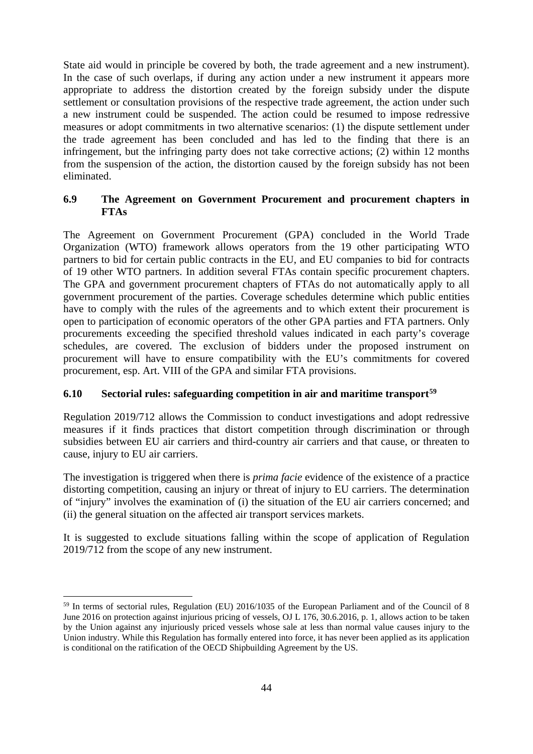State aid would in principle be covered by both, the trade agreement and a new instrument). In the case of such overlaps, if during any action under a new instrument it appears more appropriate to address the distortion created by the foreign subsidy under the dispute settlement or consultation provisions of the respective trade agreement, the action under such a new instrument could be suspended. The action could be resumed to impose redressive measures or adopt commitments in two alternative scenarios: (1) the dispute settlement under the trade agreement has been concluded and has led to the finding that there is an infringement, but the infringing party does not take corrective actions; (2) within 12 months from the suspension of the action, the distortion caused by the foreign subsidy has not been eliminated.

### 6.9 The Agreement on Government Procurement and procurement chapters in FTAs

The Agreement on Government Procurement (GPA) concluded in the World Trade Organization (WTO) framework allows operators from the 19 other participating WTO partners to bid for certain public contracts in the EU, and EU companies to bid for contracts of 19 other WTO partners. In addition several FTAs contain specific procurement chapters. The GPA and government procurement chapters of FTAs do not automatically apply to all government procurement of the parties. Coverage schedules determine which public entities have to comply with the rules of the agreements and to which extent their procurement is open to participation of economic operators of the other GPA parties and FTA partners. Only procurements exceeding the specified threshold values indicated in each party's coverage schedules, are covered. The exclusion of bidders under the proposed instrument on procurement will have to ensure compatibility with the EU's commitments for covered procurement, esp. Art. VIII of the GPA and similar FTA provisions.

### 6.10 Sectorial rules: safeguarding competition in air and maritime transport[59]

Regulation 2019/712 allows the Commission to conduct investigations and adopt redressive measures if it finds practices that distort competition through discrimination or through subsidies between EU air carriers and third-country air carriers and that cause, or threaten to cause, injury to EU air carriers.

The investigation is triggered when there is *prima facie* evidence of the existence of a practice distorting competition, causing an injury or threat of injury to EU carriers. The determination of "injury" involves the examination of (i) the situation of the EU air carriers concerned; and (ii) the general situation on the affected air transport services markets.

It is suggested to exclude situations falling within the scope of application of Regulation 2019/712 from the scope of any new instrument.

---

[59] In terms of sectorial rules, Regulation (EU) 2016/1035 of the European Parliament and of the Council of 8 June 2016 on protection against injurious pricing of vessels, OJ L 176, 30.6.2016, p. 1, allows action to be taken by the Union against any injuriously priced vessels whose sale at less than normal value causes injury to the Union industry. While this Regulation has formally entered into force, it has never been applied as its application is conditional on the ratification of the OECD Shipbuilding Agreement by the US.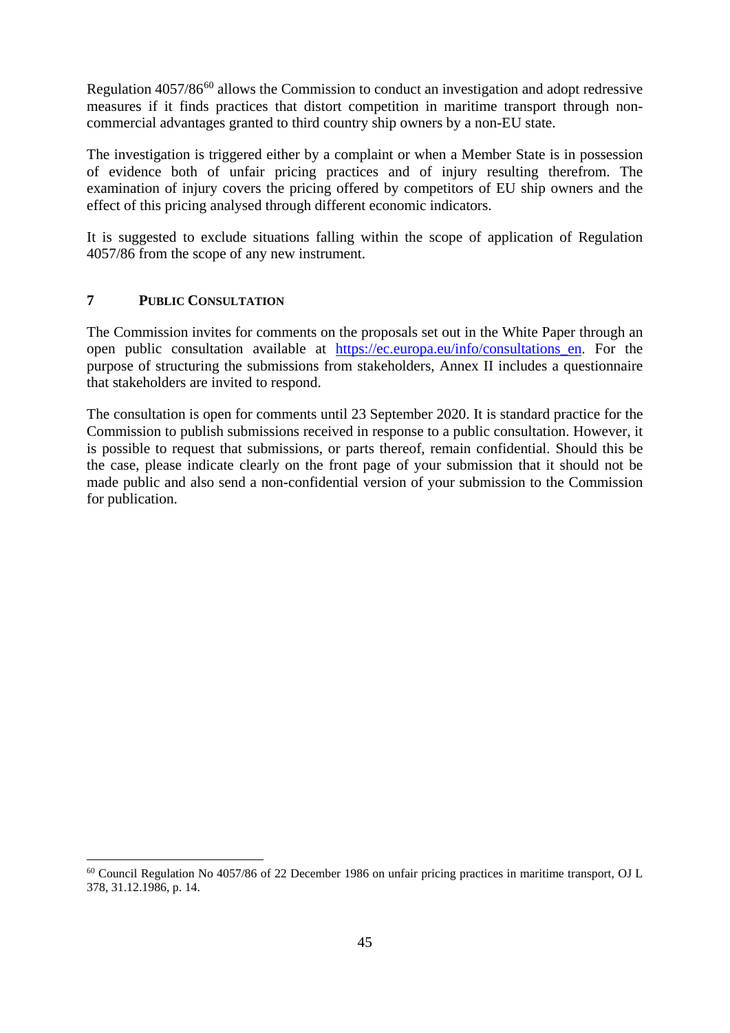Regulation 4057/86[60] allows the Commission to conduct an investigation and adopt redressive measures if it finds practices that distort competition in maritime transport through non-commercial advantages granted to third country ship owners by a non-EU state.

The investigation is triggered either by a complaint or when a Member State is in possession of evidence both of unfair pricing practices and of injury resulting therefrom. The examination of injury covers the pricing offered by competitors of EU ship owners and the effect of this pricing analysed through different economic indicators.

It is suggested to exclude situations falling within the scope of application of Regulation 4057/86 from the scope of any new instrument.

## 7 PUBLIC CONSULTATION

The Commission invites for comments on the proposals set out in the White Paper through an open public consultation available at [https://ec.europa.eu/info/consultations_en](https://ec.europa.eu/info/consultations_en). For the purpose of structuring the submissions from stakeholders, Annex II includes a questionnaire that stakeholders are invited to respond.

The consultation is open for comments until 23 September 2020. It is standard practice for the Commission to publish submissions received in response to a public consultation. However, it is possible to request that submissions, or parts thereof, remain confidential. Should this be the case, please indicate clearly on the front page of your submission that it should not be made public and also send a non-confidential version of your submission to the Commission for publication.

---

[60] Council Regulation No 4057/86 of 22 December 1986 on unfair pricing practices in maritime transport, OJ L 378, 31.12.1986, p. 14.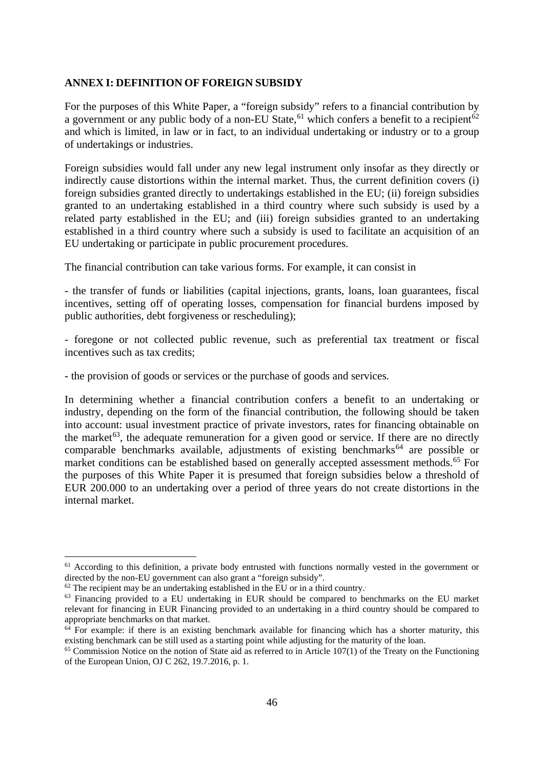## ANNEX I: DEFINITION OF FOREIGN SUBSIDY

For the purposes of this White Paper, a "foreign subsidy" refers to a financial contribution by a government or any public body of a non-EU State,[61] which confers a benefit to a recipient[62] and which is limited, in law or in fact, to an individual undertaking or industry or to a group of undertakings or industries.

Foreign subsidies would fall under any new legal instrument only insofar as they directly or indirectly cause distortions within the internal market. Thus, the current definition covers (i) foreign subsidies granted directly to undertakings established in the EU; (ii) foreign subsidies granted to an undertaking established in a third country where such subsidy is used by a related party established in the EU; and (iii) foreign subsidies granted to an undertaking established in a third country where such a subsidy is used to facilitate an acquisition of an EU undertaking or participate in public procurement procedures.

The financial contribution can take various forms. For example, it can consist in

- the transfer of funds or liabilities (capital injections, grants, loans, loan guarantees, fiscal incentives, setting off of operating losses, compensation for financial burdens imposed by public authorities, debt forgiveness or rescheduling);

- foregone or not collected public revenue, such as preferential tax treatment or fiscal incentives such as tax credits;

- the provision of goods or services or the purchase of goods and services.

In determining whether a financial contribution confers a benefit to an undertaking or industry, depending on the form of the financial contribution, the following should be taken into account: usual investment practice of private investors, rates for financing obtainable on the market[63], the adequate remuneration for a given good or service. If there are no directly comparable benchmarks available, adjustments of existing benchmarks[64] are possible or market conditions can be established based on generally accepted assessment methods.[65] For the purposes of this White Paper it is presumed that foreign subsidies below a threshold of EUR 200.000 to an undertaking over a period of three years do not create distortions in the internal market.

---

[61] According to this definition, a private body entrusted with functions normally vested in the government or directed by the non-EU government can also grant a "foreign subsidy".

[62] The recipient may be an undertaking established in the EU or in a third country.

[63] Financing provided to a EU undertaking in EUR should be compared to benchmarks on the EU market relevant for financing in EUR Financing provided to an undertaking in a third country should be compared to appropriate benchmarks on that market.

[64] For example: if there is an existing benchmark available for financing which has a shorter maturity, this existing benchmark can be still used as a starting point while adjusting for the maturity of the loan.

[65] Commission Notice on the notion of State aid as referred to in Article 107(1) of the Treaty on the Functioning of the European Union, OJ C 262, 19.7.2016, p. 1.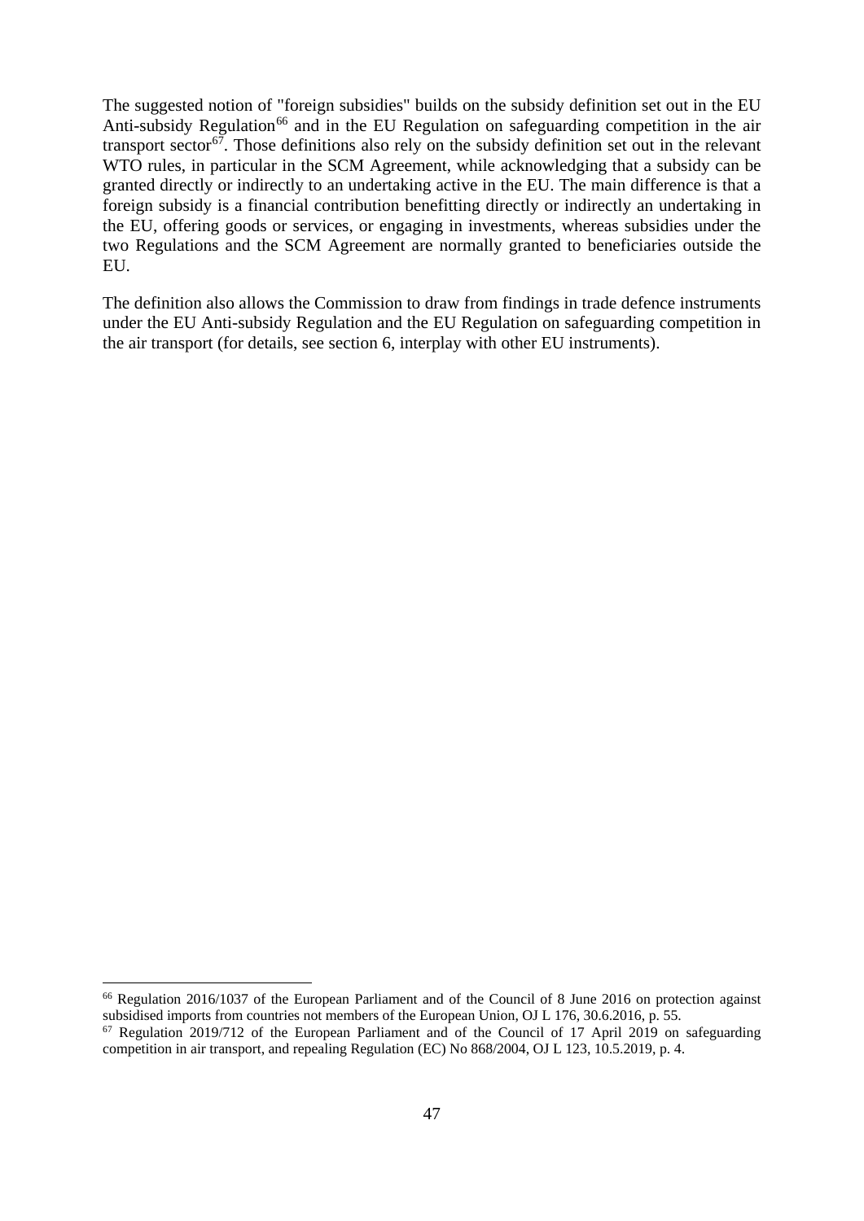The suggested notion of "foreign subsidies" builds on the subsidy definition set out in the EU Anti-subsidy Regulation[66] and in the EU Regulation on safeguarding competition in the air transport sector[67]. Those definitions also rely on the subsidy definition set out in the relevant WTO rules, in particular in the SCM Agreement, while acknowledging that a subsidy can be granted directly or indirectly to an undertaking active in the EU. The main difference is that a foreign subsidy is a financial contribution benefitting directly or indirectly an undertaking in the EU, offering goods or services, or engaging in investments, whereas subsidies under the two Regulations and the SCM Agreement are normally granted to beneficiaries outside the EU.

The definition also allows the Commission to draw from findings in trade defence instruments under the EU Anti-subsidy Regulation and the EU Regulation on safeguarding competition in the air transport (for details, see section 6, interplay with other EU instruments).

---

[66] Regulation 2016/1037 of the European Parliament and of the Council of 8 June 2016 on protection against subsidised imports from countries not members of the European Union, OJ L 176, 30.6.2016, p. 55.

[67] Regulation 2019/712 of the European Parliament and of the Council of 17 April 2019 on safeguarding competition in air transport, and repealing Regulation (EC) No 868/2004, OJ L 123, 10.5.2019, p. 4.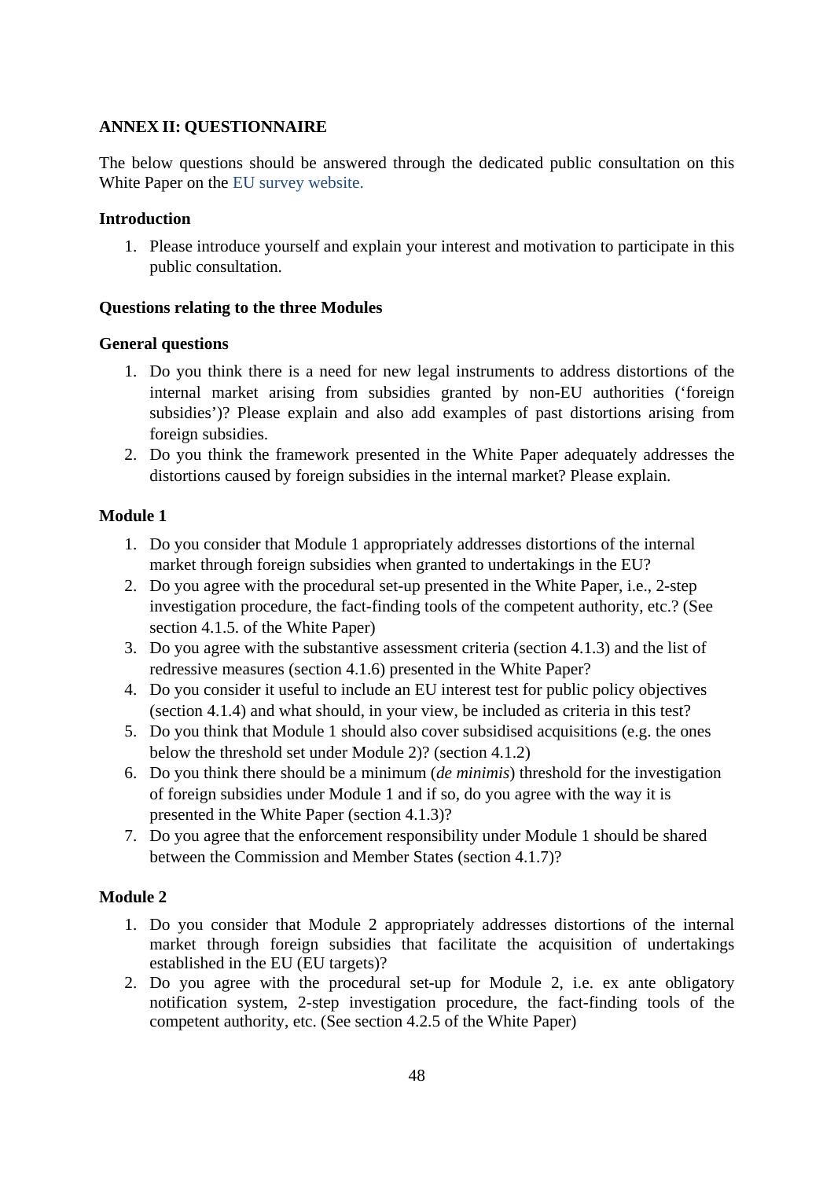## ANNEX II: QUESTIONNAIRE

The below questions should be answered through the dedicated public consultation on this White Paper on the EU survey website.

### Introduction

1. Please introduce yourself and explain your interest and motivation to participate in this public consultation.

### Questions relating to the three Modules

#### General questions

1. Do you think there is a need for new legal instruments to address distortions of the internal market arising from subsidies granted by non-EU authorities ('foreign subsidies')? Please explain and also add examples of past distortions arising from foreign subsidies.
2. Do you think the framework presented in the White Paper adequately addresses the distortions caused by foreign subsidies in the internal market? Please explain.

#### Module 1

1. Do you consider that Module 1 appropriately addresses distortions of the internal market through foreign subsidies when granted to undertakings in the EU?
2. Do you agree with the procedural set-up presented in the White Paper, i.e., 2-step investigation procedure, the fact-finding tools of the competent authority, etc.? (See section 4.1.5. of the White Paper)
3. Do you agree with the substantive assessment criteria (section 4.1.3) and the list of redressive measures (section 4.1.6) presented in the White Paper?
4. Do you consider it useful to include an EU interest test for public policy objectives (section 4.1.4) and what should, in your view, be included as criteria in this test?
5. Do you think that Module 1 should also cover subsidised acquisitions (e.g. the ones below the threshold set under Module 2)? (section 4.1.2)
6. Do you think there should be a minimum (*de minimis*) threshold for the investigation of foreign subsidies under Module 1 and if so, do you agree with the way it is presented in the White Paper (section 4.1.3)?
7. Do you agree that the enforcement responsibility under Module 1 should be shared between the Commission and Member States (section 4.1.7)?

#### Module 2

1. Do you consider that Module 2 appropriately addresses distortions of the internal market through foreign subsidies that facilitate the acquisition of undertakings established in the EU (EU targets)?
2. Do you agree with the procedural set-up for Module 2, i.e. ex ante obligatory notification system, 2-step investigation procedure, the fact-finding tools of the competent authority, etc. (See section 4.2.5 of the White Paper)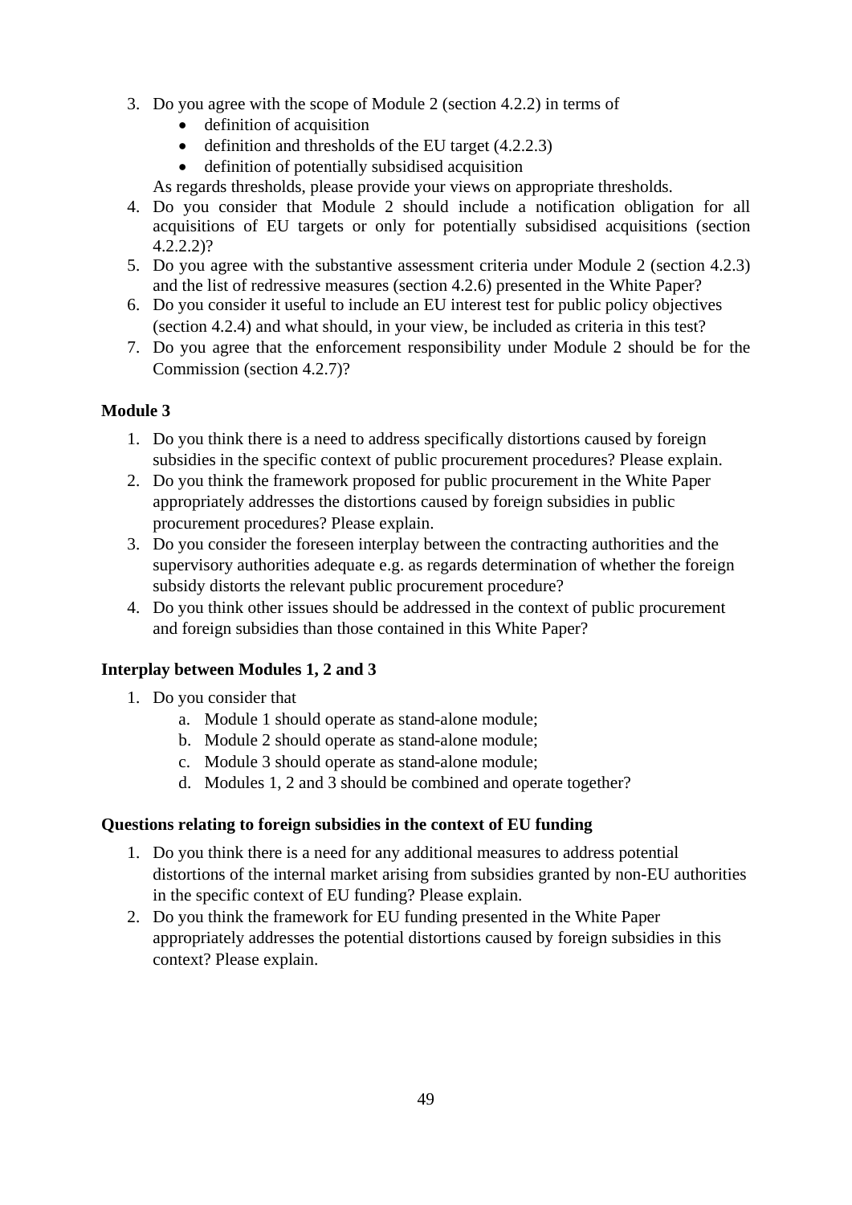3. Do you agree with the scope of Module 2 (section 4.2.2) in terms of
   - definition of acquisition
   - definition and thresholds of the EU target (4.2.2.3)
   - definition of potentially subsidised acquisition

   As regards thresholds, please provide your views on appropriate thresholds.
4. Do you consider that Module 2 should include a notification obligation for all acquisitions of EU targets or only for potentially subsidised acquisitions (section 4.2.2.2)?
5. Do you agree with the substantive assessment criteria under Module 2 (section 4.2.3) and the list of redressive measures (section 4.2.6) presented in the White Paper?
6. Do you consider it useful to include an EU interest test for public policy objectives (section 4.2.4) and what should, in your view, be included as criteria in this test?
7. Do you agree that the enforcement responsibility under Module 2 should be for the Commission (section 4.2.7)?

**Module 3**

1. Do you think there is a need to address specifically distortions caused by foreign subsidies in the specific context of public procurement procedures? Please explain.
2. Do you think the framework proposed for public procurement in the White Paper appropriately addresses the distortions caused by foreign subsidies in public procurement procedures? Please explain.
3. Do you consider the foreseen interplay between the contracting authorities and the supervisory authorities adequate e.g. as regards determination of whether the foreign subsidy distorts the relevant public procurement procedure?
4. Do you think other issues should be addressed in the context of public procurement and foreign subsidies than those contained in this White Paper?

**Interplay between Modules 1, 2 and 3**

1. Do you consider that
   a. Module 1 should operate as stand-alone module;
   b. Module 2 should operate as stand-alone module;
   c. Module 3 should operate as stand-alone module;
   d. Modules 1, 2 and 3 should be combined and operate together?

**Questions relating to foreign subsidies in the context of EU funding**

1. Do you think there is a need for any additional measures to address potential distortions of the internal market arising from subsidies granted by non-EU authorities in the specific context of EU funding? Please explain.
2. Do you think the framework for EU funding presented in the White Paper appropriately addresses the potential distortions caused by foreign subsidies in this context? Please explain.